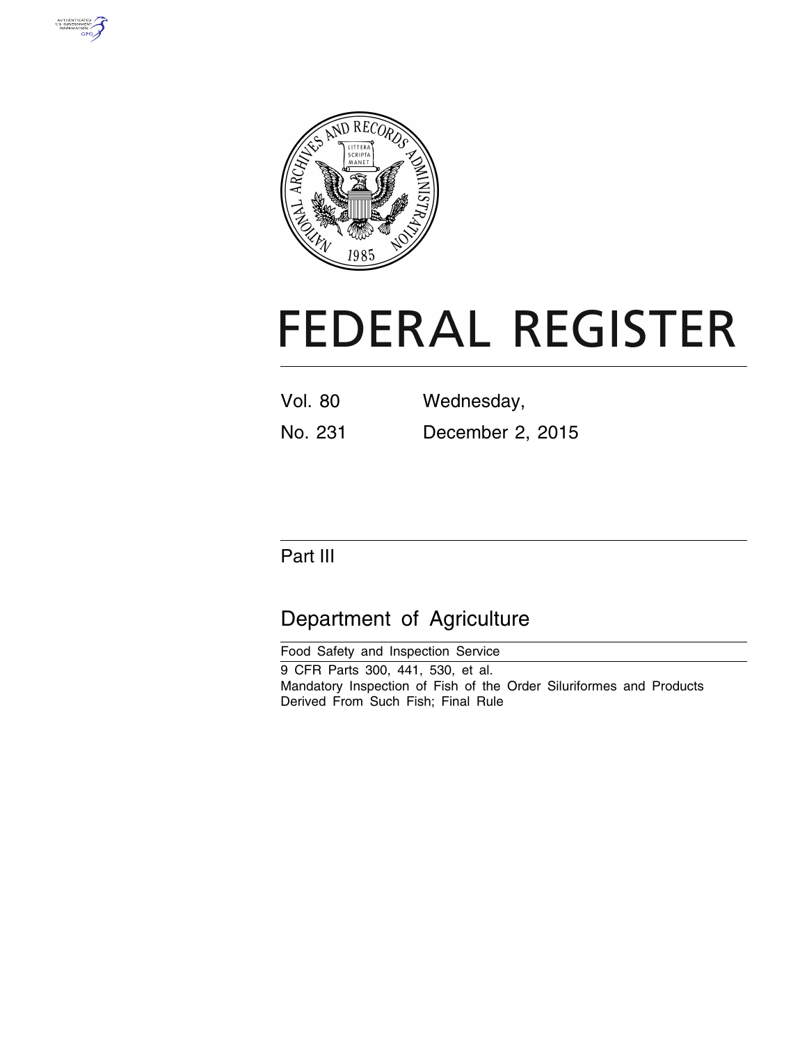# FEDERAL REGISTER

| | |
|---|---|
| Vol. 80 | Wednesday, |
| No. 231 | December 2, 2015 |

## Part III

## Department of Agriculture

Food Safety and Inspection Service

9 CFR Parts 300, 441, 530, et al.

Mandatory Inspection of Fish of the Order Siluriformes and Products Derived From Such Fish; Final Rule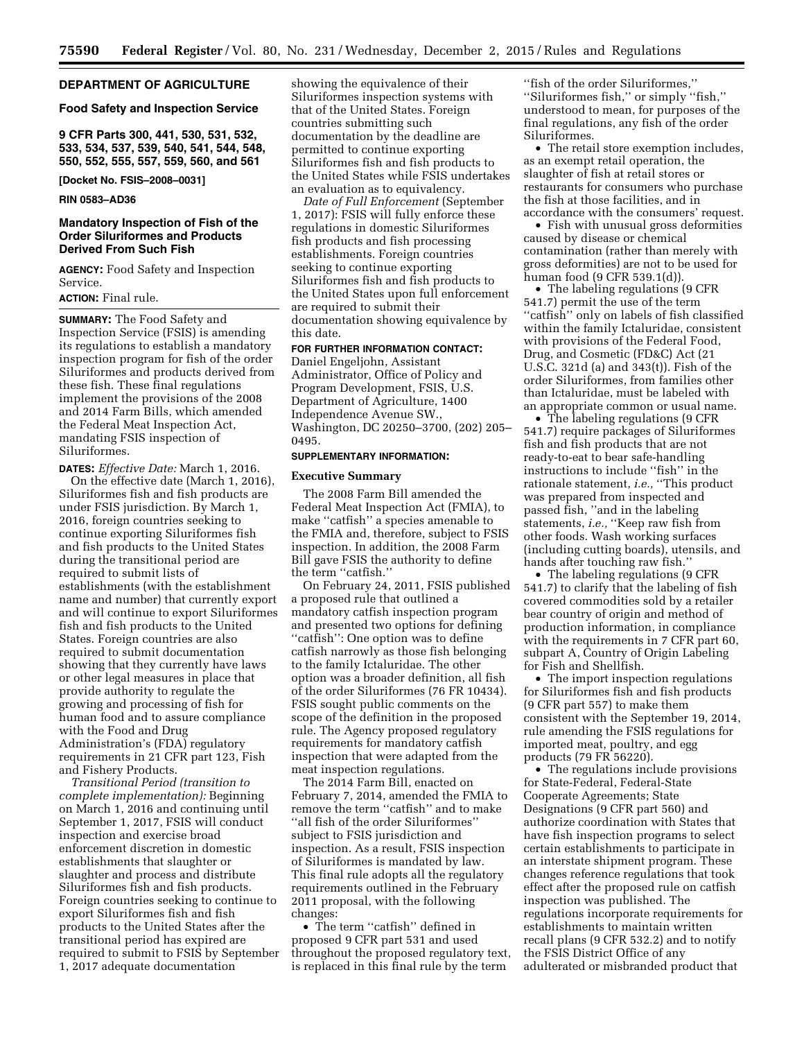## DEPARTMENT OF AGRICULTURE

### Food Safety and Inspection Service

### 9 CFR Parts 300, 441, 530, 531, 532, 533, 534, 537, 539, 540, 541, 544, 548, 550, 552, 555, 557, 559, 560, and 561

**[Docket No. FSIS–2008–0031]**

**RIN 0583–AD36**

## Mandatory Inspection of Fish of the Order Siluriformes and Products Derived From Such Fish

**AGENCY:** Food Safety and Inspection Service.

**ACTION:** Final rule.

**SUMMARY:** The Food Safety and Inspection Service (FSIS) is amending its regulations to establish a mandatory inspection program for fish of the order Siluriformes and products derived from these fish. These final regulations implement the provisions of the 2008 and 2014 Farm Bills, which amended the Federal Meat Inspection Act, mandating FSIS inspection of Siluriformes.

**DATES:** *Effective Date:* March 1, 2016.

On the effective date (March 1, 2016), Siluriformes fish and fish products are under FSIS jurisdiction. By March 1, 2016, foreign countries seeking to continue exporting Siluriformes fish and fish products to the United States during the transitional period are required to submit lists of establishments (with the establishment name and number) that currently export and will continue to export Siluriformes fish and fish products to the United States. Foreign countries are also required to submit documentation showing that they currently have laws or other legal measures in place that provide authority to regulate the growing and processing of fish for human food and to assure compliance with the Food and Drug Administration's (FDA) regulatory requirements in 21 CFR part 123, Fish and Fishery Products.

*Transitional Period (transition to complete implementation):* Beginning on March 1, 2016 and continuing until September 1, 2017, FSIS will conduct inspection and exercise broad enforcement discretion in domestic establishments that slaughter or slaughter and process and distribute Siluriformes fish and fish products. Foreign countries seeking to continue to export Siluriformes fish and fish products to the United States after the transitional period has expired are required to submit to FSIS by September 1, 2017 adequate documentation showing the equivalence of their Siluriformes inspection systems with that of the United States. Foreign countries submitting such documentation by the deadline are permitted to continue exporting Siluriformes fish and fish products to the United States while FSIS undertakes an evaluation as to equivalency.

*Date of Full Enforcement* (September 1, 2017): FSIS will fully enforce these regulations in domestic Siluriformes fish products and fish processing establishments. Foreign countries seeking to continue exporting Siluriformes fish and fish products to the United States upon full enforcement are required to submit their documentation showing equivalence by this date.

**FOR FURTHER INFORMATION CONTACT:** Daniel Engeljohn, Assistant Administrator, Office of Policy and Program Development, FSIS, U.S. Department of Agriculture, 1400 Independence Avenue SW., Washington, DC 20250–3700, (202) 205–0495.

**SUPPLEMENTARY INFORMATION:**

### Executive Summary

The 2008 Farm Bill amended the Federal Meat Inspection Act (FMIA), to make "catfish" a species amenable to the FMIA and, therefore, subject to FSIS inspection. In addition, the 2008 Farm Bill gave FSIS the authority to define the term "catfish."

On February 24, 2011, FSIS published a proposed rule that outlined a mandatory catfish inspection program and presented two options for defining "catfish": One option was to define catfish narrowly as those fish belonging to the family Ictaluridae. The other option was a broader definition, all fish of the order Siluriformes (76 FR 10434). FSIS sought public comments on the scope of the definition in the proposed rule. The Agency proposed regulatory requirements for mandatory catfish inspection that were adapted from the meat inspection regulations.

The 2014 Farm Bill, enacted on February 7, 2014, amended the FMIA to remove the term "catfish" and to make "all fish of the order Siluriformes" subject to FSIS jurisdiction and inspection. As a result, FSIS inspection of Siluriformes is mandated by law. This final rule adopts all the regulatory requirements outlined in the February 2011 proposal, with the following changes:

- The term "catfish" defined in proposed 9 CFR part 531 and used throughout the proposed regulatory text, is replaced in this final rule by the term "fish of the order Siluriformes," "Siluriformes fish," or simply "fish," understood to mean, for purposes of the final regulations, any fish of the order Siluriformes.
- The retail store exemption includes, as an exempt retail operation, the slaughter of fish at retail stores or restaurants for consumers who purchase the fish at those facilities, and in accordance with the consumers' request.
- Fish with unusual gross deformities caused by disease or chemical contamination (rather than merely with gross deformities) are not to be used for human food (9 CFR 539.1(d)).
- The labeling regulations (9 CFR 541.7) permit the use of the term "catfish" only on labels of fish classified within the family Ictaluridae, consistent with provisions of the Federal Food, Drug, and Cosmetic (FD&C) Act (21 U.S.C. 321d (a) and 343(t)). Fish of the order Siluriformes, from families other than Ictaluridae, must be labeled with an appropriate common or usual name.
- The labeling regulations (9 CFR 541.7) require packages of Siluriformes fish and fish products that are not ready-to-eat to bear safe-handling instructions to include "fish" in the rationale statement, *i.e.,* "This product was prepared from inspected and passed fish, "and in the labeling statements, *i.e.,* "Keep raw fish from other foods. Wash working surfaces (including cutting boards), utensils, and hands after touching raw fish."
- The labeling regulations (9 CFR 541.7) to clarify that the labeling of fish covered commodities sold by a retailer bear country of origin and method of production information, in compliance with the requirements in 7 CFR part 60, subpart A, Country of Origin Labeling for Fish and Shellfish.
- The import inspection regulations for Siluriformes fish and fish products (9 CFR part 557) to make them consistent with the September 19, 2014, rule amending the FSIS regulations for imported meat, poultry, and egg products (79 FR 56220).
- The regulations include provisions for State-Federal, Federal-State Cooperate Agreements; State Designations (9 CFR part 560) and authorize coordination with States that have fish inspection programs to select certain establishments to participate in an interstate shipment program. These changes reference regulations that took effect after the proposed rule on catfish inspection was published. The regulations incorporate requirements for establishments to maintain written recall plans (9 CFR 532.2) and to notify the FSIS District Office of any adulterated or misbranded product that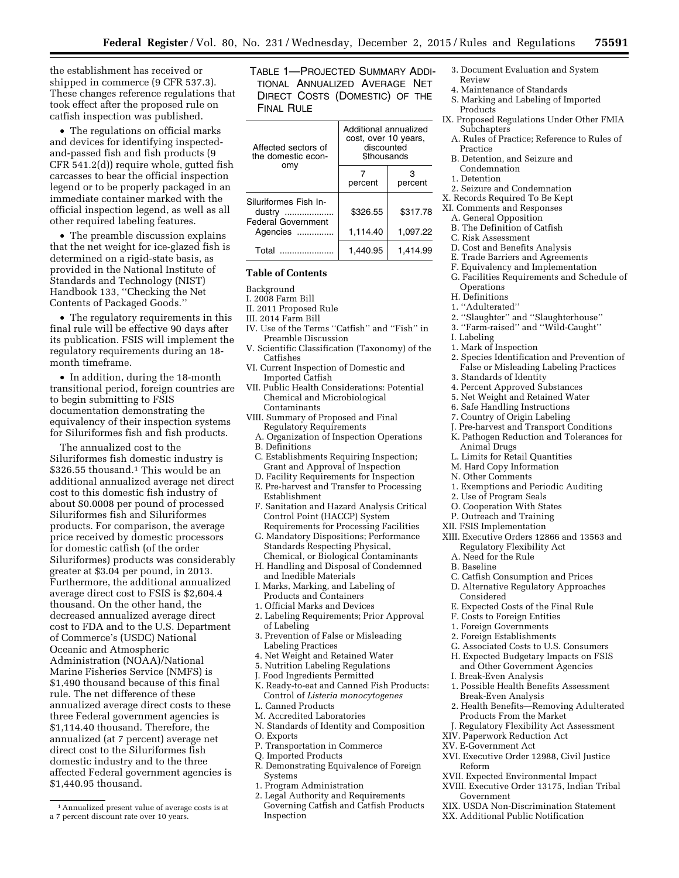the establishment has received or shipped in commerce (9 CFR 537.3). These changes reference regulations that took effect after the proposed rule on catfish inspection was published.

- The regulations on official marks and devices for identifying inspected-and-passed fish and fish products (9 CFR 541.2(d)) require whole, gutted fish carcasses to bear the official inspection legend or to be properly packaged in an immediate container marked with the official inspection legend, as well as all other required labeling features.
- The preamble discussion explains that the net weight for ice-glazed fish is determined on a rigid-state basis, as provided in the National Institute of Standards and Technology (NIST) Handbook 133, ''Checking the Net Contents of Packaged Goods.''
- The regulatory requirements in this final rule will be effective 90 days after its publication. FSIS will implement the regulatory requirements during an 18-month timeframe.
- In addition, during the 18-month transitional period, foreign countries are to begin submitting to FSIS documentation demonstrating the equivalency of their inspection systems for Siluriformes fish and fish products.

The annualized cost to the Siluriformes fish domestic industry is $326.55 thousand.[1] This would be an additional annualized average net direct cost to this domestic fish industry of about $0.0008 per pound of processed Siluriformes fish and Siluriformes products. For comparison, the average price received by domestic processors for domestic catfish (of the order Siluriformes) products was considerably greater at $3.04 per pound, in 2013. Furthermore, the additional annualized average direct cost to FSIS is $2,604.4 thousand. On the other hand, the decreased annualized average direct cost to FDA and to the U.S. Department of Commerce's (USDC) National Oceanic and Atmospheric Administration (NOAA)/National Marine Fisheries Service (NMFS) is $1,490 thousand because of this final rule. The net difference of these annualized average direct costs to these three Federal government agencies is $1,114.40 thousand. Therefore, the annualized (at 7 percent) average net direct cost to the Siluriformes fish domestic industry and to the three affected Federal government agencies is $1,440.95 thousand.

[1] Annualized present value of average costs is at a 7 percent discount rate over 10 years.

TABLE 1—PROJECTED SUMMARY ADDITIONAL ANNUALIZED AVERAGE NET DIRECT COSTS (DOMESTIC) OF THE FINAL RULE

| Affected sectors of the domestic economy | Additional annualized cost, over 10 years, discounted $thousands | |
|---|---|---|
| | 7 percent | 3 percent |
| Siluriformes Fish Industry | $326.55 | $317.78 |
| Federal Government Agencies | 1,114.40 | 1,097.22 |
| Total | 1,440.95 | 1,414.99 |

**Table of Contents**

Background
I. 2008 Farm Bill
II. 2011 Proposed Rule
III. 2014 Farm Bill
IV. Use of the Terms ''Catfish'' and ''Fish'' in Preamble Discussion
V. Scientific Classification (Taxonomy) of the Catfishes
VI. Current Inspection of Domestic and Imported Catfish
VII. Public Health Considerations: Potential Chemical and Microbiological Contaminants
VIII. Summary of Proposed and Final Regulatory Requirements
 A. Organization of Inspection Operations
 B. Definitions
 C. Establishments Requiring Inspection; Grant and Approval of Inspection
 D. Facility Requirements for Inspection
 E. Pre-harvest and Transfer to Processing Establishment
 F. Sanitation and Hazard Analysis Critical Control Point (HACCP) System Requirements for Processing Facilities
 G. Mandatory Dispositions; Performance Standards Respecting Physical, Chemical, or Biological Contaminants
 H. Handling and Disposal of Condemned and Inedible Materials
 I. Marks, Marking, and Labeling of Products and Containers
 1. Official Marks and Devices
 2. Labeling Requirements; Prior Approval of Labeling
 3. Prevention of False or Misleading Labeling Practices
 4. Net Weight and Retained Water
 5. Nutrition Labeling Regulations
 J. Food Ingredients Permitted
 K. Ready-to-eat and Canned Fish Products: Control of *Listeria monocytogenes*
 L. Canned Products
 M. Accredited Laboratories
 N. Standards of Identity and Composition
 O. Exports
 P. Transportation in Commerce
 Q. Imported Products
 R. Demonstrating Equivalence of Foreign Systems
 1. Program Administration
 2. Legal Authority and Requirements Governing Catfish and Catfish Products Inspection
 3. Document Evaluation and System Review
 4. Maintenance of Standards
 S. Marking and Labeling of Imported Products
IX. Proposed Regulations Under Other FMIA Subchapters
 A. Rules of Practice; Reference to Rules of Practice
 B. Detention, and Seizure and Condemnation
 1. Detention
 2. Seizure and Condemnation
X. Records Required To Be Kept
XI. Comments and Responses
 A. General Opposition
 B. The Definition of Catfish
 C. Risk Assessment
 D. Cost and Benefits Analysis
 E. Trade Barriers and Agreements
 F. Equivalency and Implementation
 G. Facilities Requirements and Schedule of Operations
 H. Definitions
 1. ''Adulterated''
 2. ''Slaughter'' and ''Slaughterhouse''
 3. ''Farm-raised'' and ''Wild-Caught''
 I. Labeling
 1. Mark of Inspection
 2. Species Identification and Prevention of False or Misleading Labeling Practices
 3. Standards of Identity
 4. Percent Approved Substances
 5. Net Weight and Retained Water
 6. Safe Handling Instructions
 7. Country of Origin Labeling
 J. Pre-harvest and Transport Conditions
 K. Pathogen Reduction and Tolerances for Animal Drugs
 L. Limits for Retail Quantities
 M. Hard Copy Information
 N. Other Comments
 1. Exemptions and Periodic Auditing
 2. Use of Program Seals
 O. Cooperation With States
 P. Outreach and Training
XII. FSIS Implementation
XIII. Executive Orders 12866 and 13563 and Regulatory Flexibility Act
 A. Need for the Rule
 B. Baseline
 C. Catfish Consumption and Prices
 D. Alternative Regulatory Approaches Considered
 E. Expected Costs of the Final Rule
 F. Costs to Foreign Entities
 1. Foreign Governments
 2. Foreign Establishments
 G. Associated Costs to U.S. Consumers
 H. Expected Budgetary Impacts on FSIS and Other Government Agencies
 I. Break-Even Analysis
 1. Possible Health Benefits Assessment Break-Even Analysis
 2. Health Benefits—Removing Adulterated Products From the Market
 J. Regulatory Flexibility Act Assessment
XIV. Paperwork Reduction Act
XV. E-Government Act
XVI. Executive Order 12988, Civil Justice Reform
XVII. Expected Environmental Impact
XVIII. Executive Order 13175, Indian Tribal Government
XIX. USDA Non-Discrimination Statement
XX. Additional Public Notification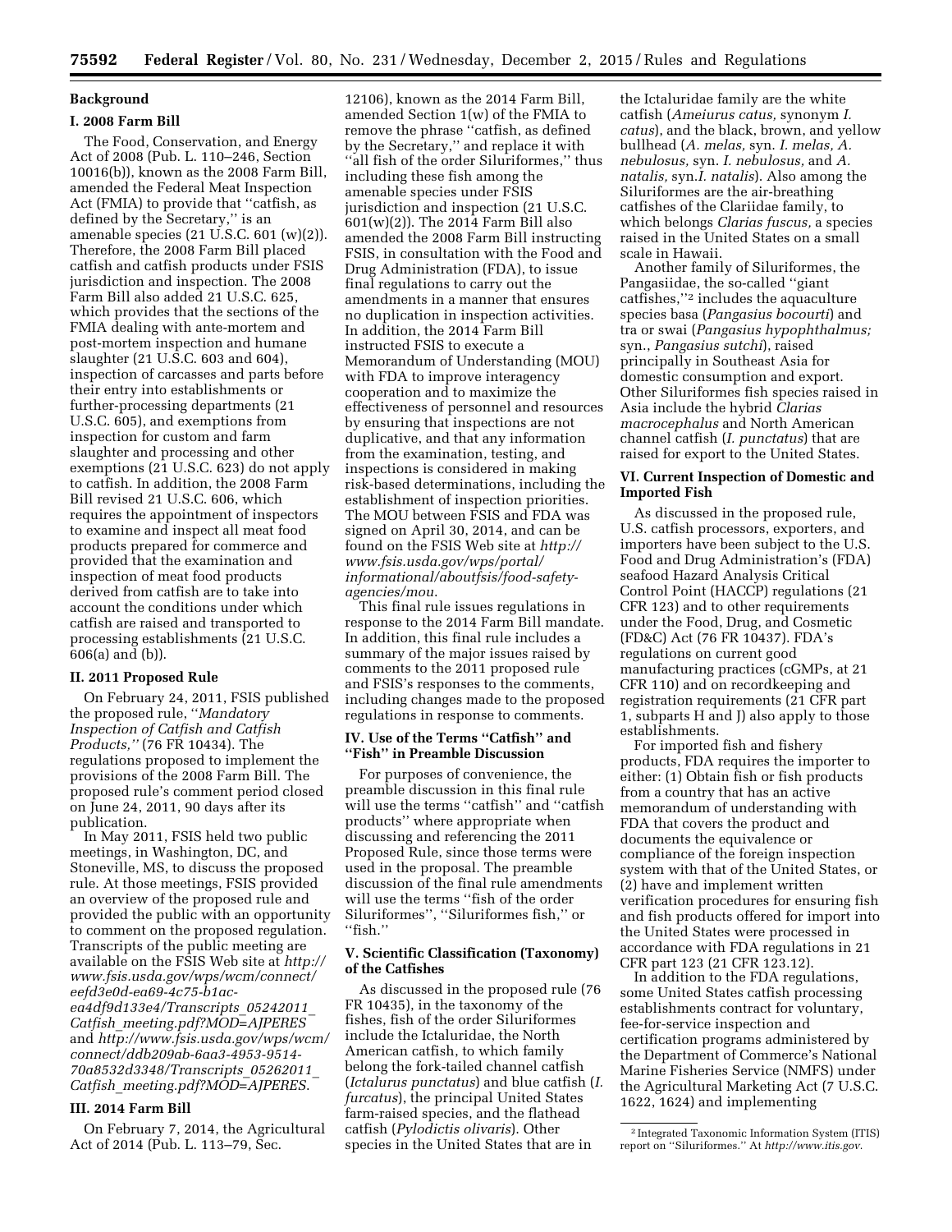## Background

### I. 2008 Farm Bill

The Food, Conservation, and Energy Act of 2008 (Pub. L. 110–246, Section 10016(b)), known as the 2008 Farm Bill, amended the Federal Meat Inspection Act (FMIA) to provide that ''catfish, as defined by the Secretary,'' is an amenable species (21 U.S.C. 601 (w)(2)). Therefore, the 2008 Farm Bill placed catfish and catfish products under FSIS jurisdiction and inspection. The 2008 Farm Bill also added 21 U.S.C. 625, which provides that the sections of the FMIA dealing with ante-mortem and post-mortem inspection and humane slaughter (21 U.S.C. 603 and 604), inspection of carcasses and parts before their entry into establishments or further-processing departments (21 U.S.C. 605), and exemptions from inspection for custom and farm slaughter and processing and other exemptions (21 U.S.C. 623) do not apply to catfish. In addition, the 2008 Farm Bill revised 21 U.S.C. 606, which requires the appointment of inspectors to examine and inspect all meat food products prepared for commerce and provided that the examination and inspection of meat food products derived from catfish are to take into account the conditions under which catfish are raised and transported to processing establishments (21 U.S.C. 606(a) and (b)).

### II. 2011 Proposed Rule

On February 24, 2011, FSIS published the proposed rule, ''*Mandatory Inspection of Catfish and Catfish Products,''* (76 FR 10434). The regulations proposed to implement the provisions of the 2008 Farm Bill. The proposed rule's comment period closed on June 24, 2011, 90 days after its publication.

In May 2011, FSIS held two public meetings, in Washington, DC, and Stoneville, MS, to discuss the proposed rule. At those meetings, FSIS provided an overview of the proposed rule and provided the public with an opportunity to comment on the proposed regulation. Transcripts of the public meeting are available on the FSIS Web site at *http://www.fsis.usda.gov/wps/wcm/connect/eefd3e0d-ea69-4c75-b1ac-ea4df9d133e4/Transcripts_05242011_Catfish_meeting.pdf?MOD=AJPERES* and *http://www.fsis.usda.gov/wps/wcm/connect/ddb209ab-6aa3-4953-9514-70a8532d3348/Transcripts_05262011_Catfish_meeting.pdf?MOD=AJPERES.*

### III. 2014 Farm Bill

On February 7, 2014, the Agricultural Act of 2014 (Pub. L. 113–79, Sec. 12106), known as the 2014 Farm Bill, amended Section 1(w) of the FMIA to remove the phrase ''catfish, as defined by the Secretary,'' and replace it with ''all fish of the order Siluriformes,'' thus including these fish among the amenable species under FSIS jurisdiction and inspection (21 U.S.C. 601(w)(2)). The 2014 Farm Bill also amended the 2008 Farm Bill instructing FSIS, in consultation with the Food and Drug Administration (FDA), to issue final regulations to carry out the amendments in a manner that ensures no duplication in inspection activities. In addition, the 2014 Farm Bill instructed FSIS to execute a Memorandum of Understanding (MOU) with FDA to improve interagency cooperation and to maximize the effectiveness of personnel and resources by ensuring that inspections are not duplicative, and that any information from the examination, testing, and inspections is considered in making risk-based determinations, including the establishment of inspection priorities. The MOU between FSIS and FDA was signed on April 30, 2014, and can be found on the FSIS Web site at *http://www.fsis.usda.gov/wps/portal/informational/aboutfsis/food-safety-agencies/mou.*

This final rule issues regulations in response to the 2014 Farm Bill mandate. In addition, this final rule includes a summary of the major issues raised by comments to the 2011 proposed rule and FSIS's responses to the comments, including changes made to the proposed regulations in response to comments.

### IV. Use of the Terms ''Catfish'' and ''Fish'' in Preamble Discussion

For purposes of convenience, the preamble discussion in this final rule will use the terms ''catfish'' and ''catfish products'' where appropriate when discussing and referencing the 2011 Proposed Rule, since those terms were used in the proposal. The preamble discussion of the final rule amendments will use the terms ''fish of the order Siluriformes'', ''Siluriformes fish,'' or ''fish.''

### V. Scientific Classification (Taxonomy) of the Catfishes

As discussed in the proposed rule (76 FR 10435), in the taxonomy of the fishes, fish of the order Siluriformes include the Ictaluridae, the North American catfish, to which family belong the fork-tailed channel catfish (*Ictalurus punctatus*) and blue catfish (*I. furcatus*), the principal United States farm-raised species, and the flathead catfish (*Pylodictis olivaris*). Other species in the United States that are in the Ictaluridae family are the white catfish (*Ameiurus catus,* synonym *I. catus*), and the black, brown, and yellow bullhead (*A. melas,* syn. *I. melas, A. nebulosus,* syn. *I. nebulosus,* and *A. natalis,* syn.*I. natalis*). Also among the Siluriformes are the air-breathing catfishes of the Clariidae family, to which belongs *Clarias fuscus,* a species raised in the United States on a small scale in Hawaii.

Another family of Siluriformes, the Pangasiidae, the so-called ''giant catfishes,''[2] includes the aquaculture species basa (*Pangasius bocourti*) and tra or swai (*Pangasius hypophthalmus;* syn., *Pangasius sutchi*), raised principally in Southeast Asia for domestic consumption and export. Other Siluriformes fish species raised in Asia include the hybrid *Clarias macrocephalus* and North American channel catfish (*I. punctatus*) that are raised for export to the United States.

### VI. Current Inspection of Domestic and Imported Fish

As discussed in the proposed rule, U.S. catfish processors, exporters, and importers have been subject to the U.S. Food and Drug Administration's (FDA) seafood Hazard Analysis Critical Control Point (HACCP) regulations (21 CFR 123) and to other requirements under the Food, Drug, and Cosmetic (FD&C) Act (76 FR 10437). FDA's regulations on current good manufacturing practices (cGMPs, at 21 CFR 110) and on recordkeeping and registration requirements (21 CFR part 1, subparts H and J) also apply to those establishments.

For imported fish and fishery products, FDA requires the importer to either: (1) Obtain fish or fish products from a country that has an active memorandum of understanding with FDA that covers the product and documents the equivalence or compliance of the foreign inspection system with that of the United States, or (2) have and implement written verification procedures for ensuring fish and fish products offered for import into the United States were processed in accordance with FDA regulations in 21 CFR part 123 (21 CFR 123.12).

In addition to the FDA regulations, some United States catfish processing establishments contract for voluntary, fee-for-service inspection and certification programs administered by the Department of Commerce's National Marine Fisheries Service (NMFS) under the Agricultural Marketing Act (7 U.S.C. 1622, 1624) and implementing

---

[2] Integrated Taxonomic Information System (ITIS) report on ''Siluriformes.'' At *http://www.itis.gov.*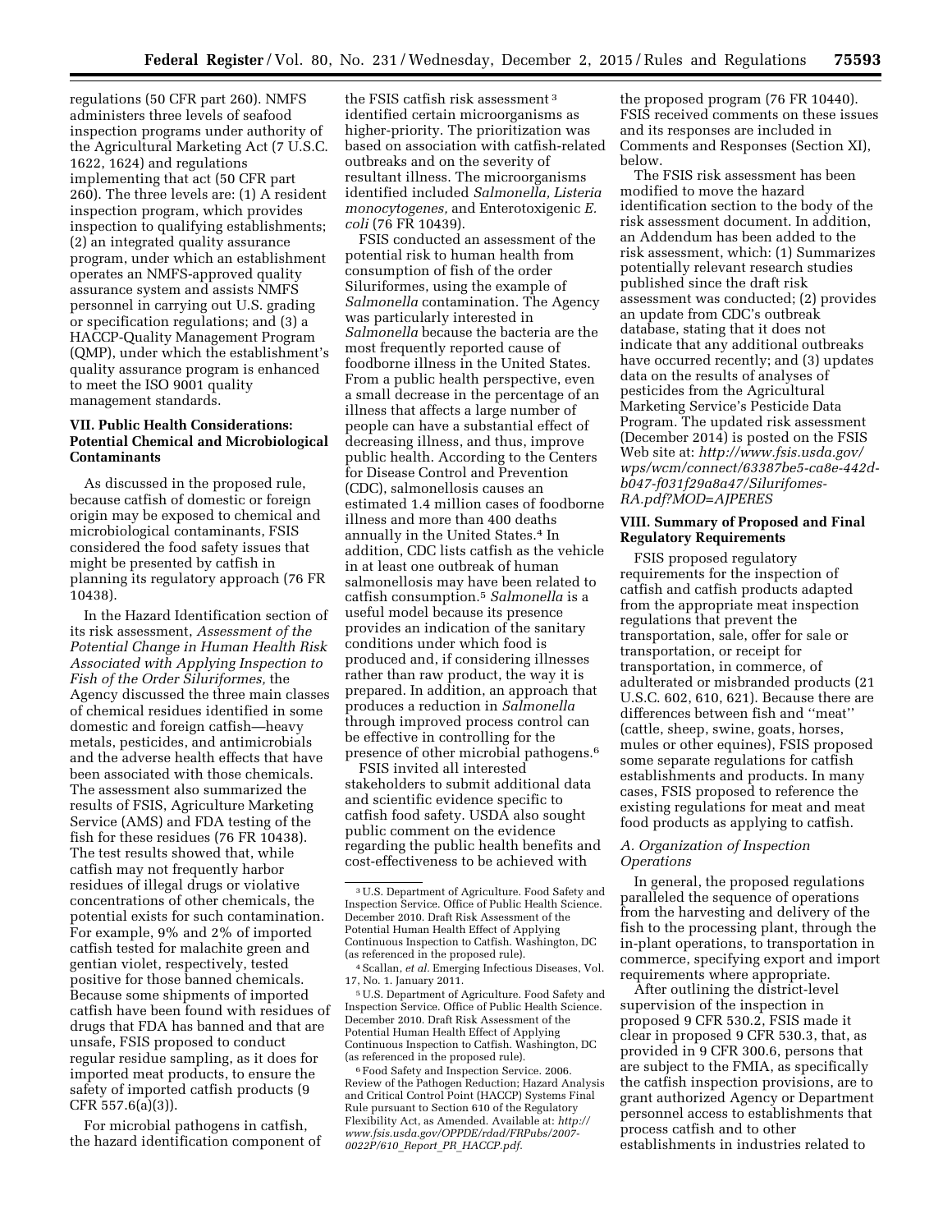regulations (50 CFR part 260). NMFS administers three levels of seafood inspection programs under authority of the Agricultural Marketing Act (7 U.S.C. 1622, 1624) and regulations implementing that act (50 CFR part 260). The three levels are: (1) A resident inspection program, which provides inspection to qualifying establishments; (2) an integrated quality assurance program, under which an establishment operates an NMFS-approved quality assurance system and assists NMFS personnel in carrying out U.S. grading or specification regulations; and (3) a HACCP-Quality Management Program (QMP), under which the establishment's quality assurance program is enhanced to meet the ISO 9001 quality management standards.

## VII. Public Health Considerations: Potential Chemical and Microbiological Contaminants

As discussed in the proposed rule, because catfish of domestic or foreign origin may be exposed to chemical and microbiological contaminants, FSIS considered the food safety issues that might be presented by catfish in planning its regulatory approach (76 FR 10438).

In the Hazard Identification section of its risk assessment, *Assessment of the Potential Change in Human Health Risk Associated with Applying Inspection to Fish of the Order Siluriformes,* the Agency discussed the three main classes of chemical residues identified in some domestic and foreign catfish—heavy metals, pesticides, and antimicrobials and the adverse health effects that have been associated with those chemicals. The assessment also summarized the results of FSIS, Agriculture Marketing Service (AMS) and FDA testing of the fish for these residues (76 FR 10438). The test results showed that, while catfish may not frequently harbor residues of illegal drugs or violative concentrations of other chemicals, the potential exists for such contamination. For example, 9% and 2% of imported catfish tested for malachite green and gentian violet, respectively, tested positive for those banned chemicals. Because some shipments of imported catfish have been found with residues of drugs that FDA has banned and that are unsafe, FSIS proposed to conduct regular residue sampling, as it does for imported meat products, to ensure the safety of imported catfish products (9 CFR 557.6(a)(3)).

For microbial pathogens in catfish, the hazard identification component of the FSIS catfish risk assessment [3] identified certain microorganisms as higher-priority. The prioritization was based on association with catfish-related outbreaks and on the severity of resultant illness. The microorganisms identified included *Salmonella, Listeria monocytogenes,* and Enterotoxigenic *E. coli* (76 FR 10439).

FSIS conducted an assessment of the potential risk to human health from consumption of fish of the order Siluriformes, using the example of *Salmonella* contamination. The Agency was particularly interested in *Salmonella* because the bacteria are the most frequently reported cause of foodborne illness in the United States. From a public health perspective, even a small decrease in the percentage of an illness that affects a large number of people can have a substantial effect of decreasing illness, and thus, improve public health. According to the Centers for Disease Control and Prevention (CDC), salmonellosis causes an estimated 1.4 million cases of foodborne illness and more than 400 deaths annually in the United States.[4] In addition, CDC lists catfish as the vehicle in at least one outbreak of human salmonellosis may have been related to catfish consumption.[5] *Salmonella* is a useful model because its presence provides an indication of the sanitary conditions under which food is produced and, if considering illnesses rather than raw product, the way it is prepared. In addition, an approach that produces a reduction in *Salmonella* through improved process control can be effective in controlling for the presence of other microbial pathogens.[6]

FSIS invited all interested stakeholders to submit additional data and scientific evidence specific to catfish food safety. USDA also sought public comment on the evidence regarding the public health benefits and cost-effectiveness to be achieved with the proposed program (76 FR 10440). FSIS received comments on these issues and its responses are included in Comments and Responses (Section XI), below.

The FSIS risk assessment has been modified to move the hazard identification section to the body of the risk assessment document. In addition, an Addendum has been added to the risk assessment, which: (1) Summarizes potentially relevant research studies published since the draft risk assessment was conducted; (2) provides an update from CDC's outbreak database, stating that it does not indicate that any additional outbreaks have occurred recently; and (3) updates data on the results of analyses of pesticides from the Agricultural Marketing Service's Pesticide Data Program. The updated risk assessment (December 2014) is posted on the FSIS Web site at: *http://www.fsis.usda.gov/wps/wcm/connect/63387be5-ca8e-442d-b047-f031f29a8a47/Silurifomes-RA.pdf?MOD=AJPERES*

## VIII. Summary of Proposed and Final Regulatory Requirements

FSIS proposed regulatory requirements for the inspection of catfish and catfish products adapted from the appropriate meat inspection regulations that prevent the transportation, sale, offer for sale or transportation, or receipt for transportation, in commerce, of adulterated or misbranded products (21 U.S.C. 602, 610, 621). Because there are differences between fish and ''meat'' (cattle, sheep, swine, goats, horses, mules or other equines), FSIS proposed some separate regulations for catfish establishments and products. In many cases, FSIS proposed to reference the existing regulations for meat and meat food products as applying to catfish.

### A. Organization of Inspection Operations

In general, the proposed regulations paralleled the sequence of operations from the harvesting and delivery of the fish to the processing plant, through the in-plant operations, to transportation in commerce, specifying export and import requirements where appropriate.

After outlining the district-level supervision of the inspection in proposed 9 CFR 530.2, FSIS made it clear in proposed 9 CFR 530.3, that, as provided in 9 CFR 300.6, persons that are subject to the FMIA, as specifically the catfish inspection provisions, are to grant authorized Agency or Department personnel access to establishments that process catfish and to other establishments in industries related to

---

[3] U.S. Department of Agriculture. Food Safety and Inspection Service. Office of Public Health Science. December 2010. Draft Risk Assessment of the Potential Human Health Effect of Applying Continuous Inspection to Catfish. Washington, DC (as referenced in the proposed rule).

[4] Scallan, *et al.* Emerging Infectious Diseases, Vol. 17, No. 1. January 2011.

[5] U.S. Department of Agriculture. Food Safety and Inspection Service. Office of Public Health Science. December 2010. Draft Risk Assessment of the Potential Human Health Effect of Applying Continuous Inspection to Catfish. Washington, DC (as referenced in the proposed rule).

[6] Food Safety and Inspection Service. 2006. Review of the Pathogen Reduction; Hazard Analysis and Critical Control Point (HACCP) Systems Final Rule pursuant to Section 610 of the Regulatory Flexibility Act, as Amended. Available at: *http://www.fsis.usda.gov/OPPDE/rdad/FRPubs/2007-0022P/610_Report_PR_HACCP.pdf.*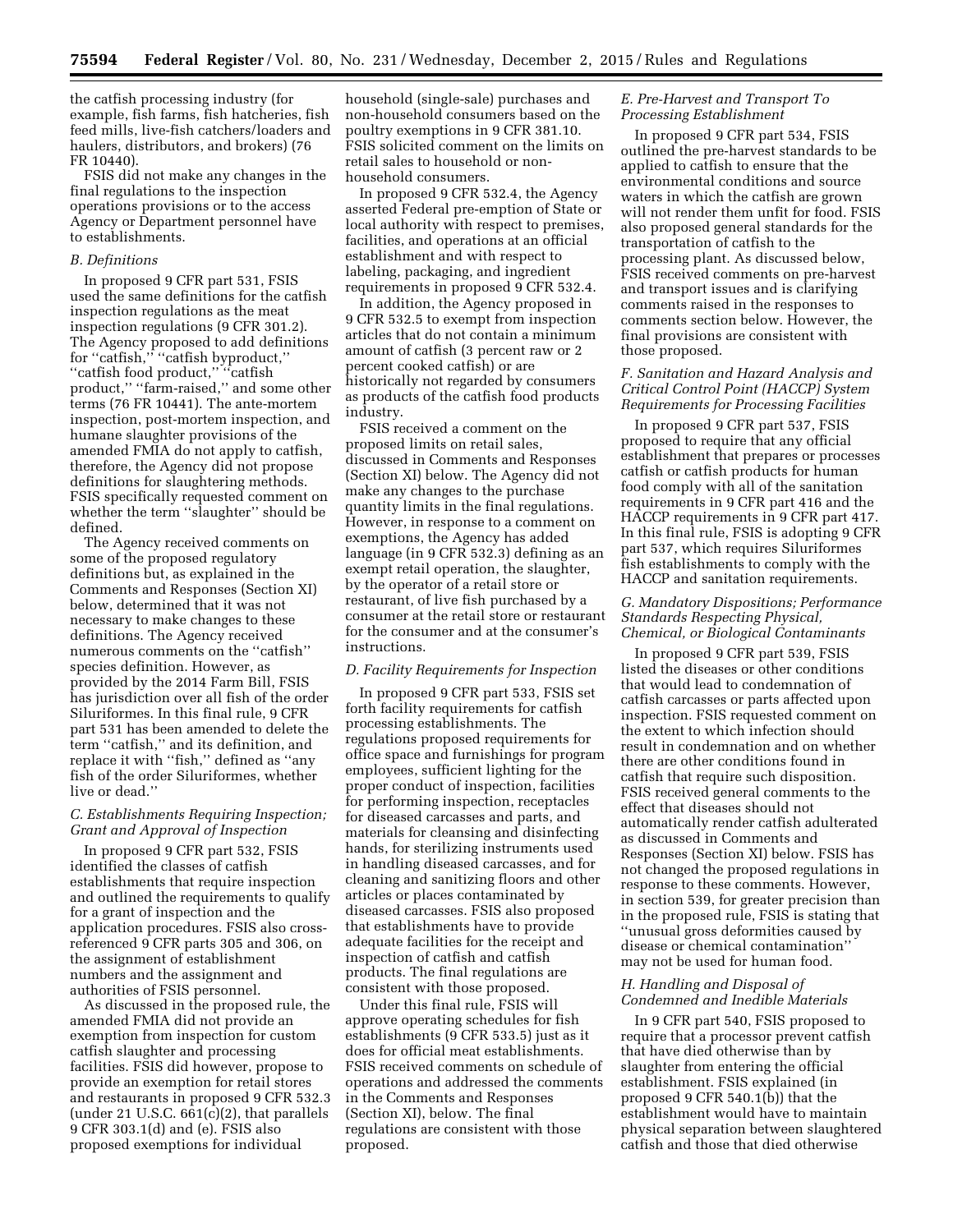the catfish processing industry (for example, fish farms, fish hatcheries, fish feed mills, live-fish catchers/loaders and haulers, distributors, and brokers) (76 FR 10440).

FSIS did not make any changes in the final regulations to the inspection operations provisions or to the access Agency or Department personnel have to establishments.

### *B. Definitions*

In proposed 9 CFR part 531, FSIS used the same definitions for the catfish inspection regulations as the meat inspection regulations (9 CFR 301.2). The Agency proposed to add definitions for ''catfish,'' ''catfish byproduct,'' ''catfish food product,'' ''catfish product,'' ''farm-raised,'' and some other terms (76 FR 10441). The ante-mortem inspection, post-mortem inspection, and humane slaughter provisions of the amended FMIA do not apply to catfish, therefore, the Agency did not propose definitions for slaughtering methods. FSIS specifically requested comment on whether the term ''slaughter'' should be defined.

The Agency received comments on some of the proposed regulatory definitions but, as explained in the Comments and Responses (Section XI) below, determined that it was not necessary to make changes to these definitions. The Agency received numerous comments on the ''catfish'' species definition. However, as provided by the 2014 Farm Bill, FSIS has jurisdiction over all fish of the order Siluriformes. In this final rule, 9 CFR part 531 has been amended to delete the term ''catfish,'' and its definition, and replace it with ''fish,'' defined as ''any fish of the order Siluriformes, whether live or dead.''

### *C. Establishments Requiring Inspection; Grant and Approval of Inspection*

In proposed 9 CFR part 532, FSIS identified the classes of catfish establishments that require inspection and outlined the requirements to qualify for a grant of inspection and the application procedures. FSIS also cross-referenced 9 CFR parts 305 and 306, on the assignment of establishment numbers and the assignment and authorities of FSIS personnel.

As discussed in the proposed rule, the amended FMIA did not provide an exemption from inspection for custom catfish slaughter and processing facilities. FSIS did however, propose to provide an exemption for retail stores and restaurants in proposed 9 CFR 532.3 (under 21 U.S.C. 661(c)(2), that parallels 9 CFR 303.1(d) and (e). FSIS also proposed exemptions for individual household (single-sale) purchases and non-household consumers based on the poultry exemptions in 9 CFR 381.10. FSIS solicited comment on the limits on retail sales to household or non-household consumers.

In proposed 9 CFR 532.4, the Agency asserted Federal pre-emption of State or local authority with respect to premises, facilities, and operations at an official establishment and with respect to labeling, packaging, and ingredient requirements in proposed 9 CFR 532.4.

In addition, the Agency proposed in 9 CFR 532.5 to exempt from inspection articles that do not contain a minimum amount of catfish (3 percent raw or 2 percent cooked catfish) or are historically not regarded by consumers as products of the catfish food products industry.

FSIS received a comment on the proposed limits on retail sales, discussed in Comments and Responses (Section XI) below. The Agency did not make any changes to the purchase quantity limits in the final regulations. However, in response to a comment on exemptions, the Agency has added language (in 9 CFR 532.3) defining as an exempt retail operation, the slaughter, by the operator of a retail store or restaurant, of live fish purchased by a consumer at the retail store or restaurant for the consumer and at the consumer's instructions.

### *D. Facility Requirements for Inspection*

In proposed 9 CFR part 533, FSIS set forth facility requirements for catfish processing establishments. The regulations proposed requirements for office space and furnishings for program employees, sufficient lighting for the proper conduct of inspection, facilities for performing inspection, receptacles for diseased carcasses and parts, and materials for cleansing and disinfecting hands, for sterilizing instruments used in handling diseased carcasses, and for cleaning and sanitizing floors and other articles or places contaminated by diseased carcasses. FSIS also proposed that establishments have to provide adequate facilities for the receipt and inspection of catfish and catfish products. The final regulations are consistent with those proposed.

Under this final rule, FSIS will approve operating schedules for fish establishments (9 CFR 533.5) just as it does for official meat establishments. FSIS received comments on schedule of operations and addressed the comments in the Comments and Responses (Section XI), below. The final regulations are consistent with those proposed.

### *E. Pre-Harvest and Transport To Processing Establishment*

In proposed 9 CFR part 534, FSIS outlined the pre-harvest standards to be applied to catfish to ensure that the environmental conditions and source waters in which the catfish are grown will not render them unfit for food. FSIS also proposed general standards for the transportation of catfish to the processing plant. As discussed below, FSIS received comments on pre-harvest and transport issues and is clarifying comments raised in the responses to comments section below. However, the final provisions are consistent with those proposed.

### *F. Sanitation and Hazard Analysis and Critical Control Point (HACCP) System Requirements for Processing Facilities*

In proposed 9 CFR part 537, FSIS proposed to require that any official establishment that prepares or processes catfish or catfish products for human food comply with all of the sanitation requirements in 9 CFR part 416 and the HACCP requirements in 9 CFR part 417. In this final rule, FSIS is adopting 9 CFR part 537, which requires Siluriformes fish establishments to comply with the HACCP and sanitation requirements.

### *G. Mandatory Dispositions; Performance Standards Respecting Physical, Chemical, or Biological Contaminants*

In proposed 9 CFR part 539, FSIS listed the diseases or other conditions that would lead to condemnation of catfish carcasses or parts affected upon inspection. FSIS requested comment on the extent to which infection should result in condemnation and on whether there are other conditions found in catfish that require such disposition. FSIS received general comments to the effect that diseases should not automatically render catfish adulterated as discussed in Comments and Responses (Section XI) below. FSIS has not changed the proposed regulations in response to these comments. However, in section 539, for greater precision than in the proposed rule, FSIS is stating that ''unusual gross deformities caused by disease or chemical contamination'' may not be used for human food.

### *H. Handling and Disposal of Condemned and Inedible Materials*

In 9 CFR part 540, FSIS proposed to require that a processor prevent catfish that have died otherwise than by slaughter from entering the official establishment. FSIS explained (in proposed 9 CFR 540.1(b)) that the establishment would have to maintain physical separation between slaughtered catfish and those that died otherwise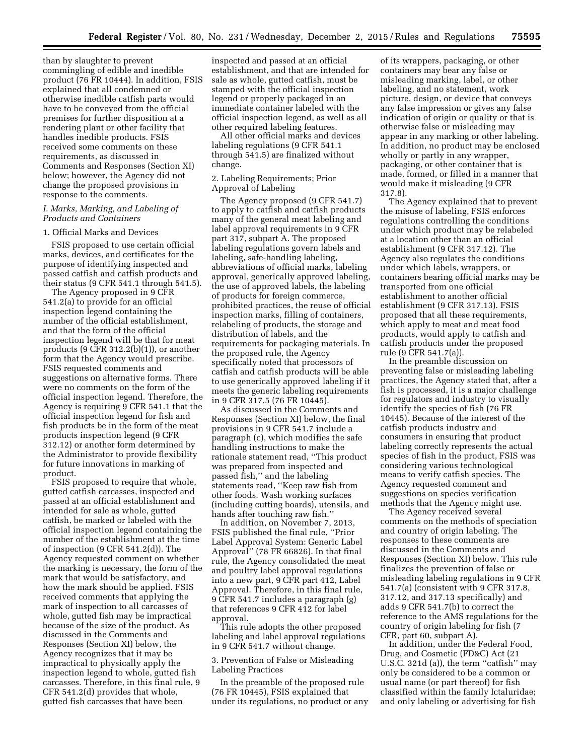than by slaughter to prevent commingling of edible and inedible product (76 FR 10444). In addition, FSIS explained that all condemned or otherwise inedible catfish parts would have to be conveyed from the official premises for further disposition at a rendering plant or other facility that handles inedible products. FSIS received some comments on these requirements, as discussed in Comments and Responses (Section XI) below; however, the Agency did not change the proposed provisions in response to the comments.

### *I. Marks, Marking, and Labeling of Products and Containers*

#### 1. Official Marks and Devices

FSIS proposed to use certain official marks, devices, and certificates for the purpose of identifying inspected and passed catfish and catfish products and their status (9 CFR 541.1 through 541.5).

The Agency proposed in 9 CFR 541.2(a) to provide for an official inspection legend containing the number of the official establishment, and that the form of the official inspection legend will be that for meat products (9 CFR 312.2(b)(1)), or another form that the Agency would prescribe. FSIS requested comments and suggestions on alternative forms. There were no comments on the form of the official inspection legend. Therefore, the Agency is requiring 9 CFR 541.1 that the official inspection legend for fish and fish products be in the form of the meat products inspection legend (9 CFR 312.12) or another form determined by the Administrator to provide flexibility for future innovations in marking of product.

FSIS proposed to require that whole, gutted catfish carcasses, inspected and passed at an official establishment and intended for sale as whole, gutted catfish, be marked or labeled with the official inspection legend containing the number of the establishment at the time of inspection (9 CFR 541.2(d)). The Agency requested comment on whether the marking is necessary, the form of the mark that would be satisfactory, and how the mark should be applied. FSIS received comments that applying the mark of inspection to all carcasses of whole, gutted fish may be impractical because of the size of the product. As discussed in the Comments and Responses (Section XI) below, the Agency recognizes that it may be impractical to physically apply the inspection legend to whole, gutted fish carcasses. Therefore, in this final rule, 9 CFR 541.2(d) provides that whole, gutted fish carcasses that have been inspected and passed at an official establishment, and that are intended for sale as whole, gutted catfish, must be stamped with the official inspection legend or properly packaged in an immediate container labeled with the official inspection legend, as well as all other required labeling features.

All other official marks and devices labeling regulations (9 CFR 541.1 through 541.5) are finalized without change.

#### 2. Labeling Requirements; Prior Approval of Labeling

The Agency proposed (9 CFR 541.7) to apply to catfish and catfish products many of the general meat labeling and label approval requirements in 9 CFR part 317, subpart A. The proposed labeling regulations govern labels and labeling, safe-handling labeling, abbreviations of official marks, labeling approval, generically approved labeling, the use of approved labels, the labeling of products for foreign commerce, prohibited practices, the reuse of official inspection marks, filling of containers, relabeling of products, the storage and distribution of labels, and the requirements for packaging materials. In the proposed rule, the Agency specifically noted that processors of catfish and catfish products will be able to use generically approved labeling if it meets the generic labeling requirements in 9 CFR 317.5 (76 FR 10445).

As discussed in the Comments and Responses (Section XI) below, the final provisions in 9 CFR 541.7 include a paragraph (c), which modifies the safe handling instructions to make the rationale statement read, ''This product was prepared from inspected and passed fish,'' and the labeling statements read, ''Keep raw fish from other foods. Wash working surfaces (including cutting boards), utensils, and hands after touching raw fish.''

In addition, on November 7, 2013, FSIS published the final rule, ''Prior Label Approval System: Generic Label Approval'' (78 FR 66826). In that final rule, the Agency consolidated the meat and poultry label approval regulations into a new part, 9 CFR part 412, Label Approval. Therefore, in this final rule, 9 CFR 541.7 includes a paragraph (g) that references 9 CFR 412 for label approval.

This rule adopts the other proposed labeling and label approval regulations in 9 CFR 541.7 without change.

#### 3. Prevention of False or Misleading Labeling Practices

In the preamble of the proposed rule (76 FR 10445), FSIS explained that under its regulations, no product or any of its wrappers, packaging, or other containers may bear any false or misleading marking, label, or other labeling, and no statement, work picture, design, or device that conveys any false impression or gives any false indication of origin or quality or that is otherwise false or misleading may appear in any marking or other labeling. In addition, no product may be enclosed wholly or partly in any wrapper, packaging, or other container that is made, formed, or filled in a manner that would make it misleading (9 CFR 317.8).

The Agency explained that to prevent the misuse of labeling, FSIS enforces regulations controlling the conditions under which product may be relabeled at a location other than an official establishment (9 CFR 317.12). The Agency also regulates the conditions under which labels, wrappers, or containers bearing official marks may be transported from one official establishment to another official establishment (9 CFR 317.13). FSIS proposed that all these requirements, which apply to meat and meat food products, would apply to catfish and catfish products under the proposed rule (9 CFR 541.7(a)).

In the preamble discussion on preventing false or misleading labeling practices, the Agency stated that, after a fish is processed, it is a major challenge for regulators and industry to visually identify the species of fish (76 FR 10445). Because of the interest of the catfish products industry and consumers in ensuring that product labeling correctly represents the actual species of fish in the product, FSIS was considering various technological means to verify catfish species. The Agency requested comment and suggestions on species verification methods that the Agency might use.

The Agency received several comments on the methods of speciation and country of origin labeling. The responses to these comments are discussed in the Comments and Responses (Section XI) below. This rule finalizes the prevention of false or misleading labeling regulations in 9 CFR 541.7(a) (consistent with 9 CFR 317.8, 317.12, and 317.13 specifically) and adds 9 CFR 541.7(b) to correct the reference to the AMS regulations for the country of origin labeling for fish (7 CFR, part 60, subpart A).

In addition, under the Federal Food, Drug, and Cosmetic (FD&C) Act (21 U.S.C. 321d (a)), the term ''catfish'' may only be considered to be a common or usual name (or part thereof) for fish classified within the family Ictaluridae; and only labeling or advertising for fish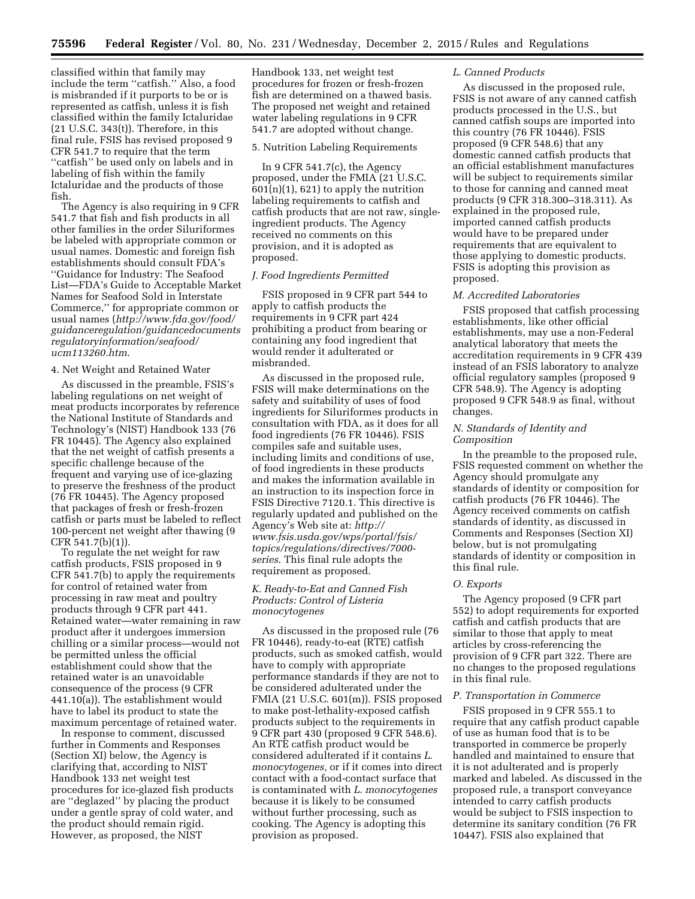classified within that family may include the term "catfish." Also, a food is misbranded if it purports to be or is represented as catfish, unless it is fish classified within the family Ictaluridae (21 U.S.C. 343(t)). Therefore, in this final rule, FSIS has revised proposed 9 CFR 541.7 to require that the term "catfish" be used only on labels and in labeling of fish within the family Ictaluridae and the products of those fish.

The Agency is also requiring in 9 CFR 541.7 that fish and fish products in all other families in the order Siluriformes be labeled with appropriate common or usual names. Domestic and foreign fish establishments should consult FDA's "Guidance for Industry: The Seafood List—FDA's Guide to Acceptable Market Names for Seafood Sold in Interstate Commerce," for appropriate common or usual names (*http://www.fda.gov/food/guidanceregulation/guidancedocumentsregulatoryinformation/seafood/ucm113260.htm*.

4. Net Weight and Retained Water

As discussed in the preamble, FSIS's labeling regulations on net weight of meat products incorporates by reference the National Institute of Standards and Technology's (NIST) Handbook 133 (76 FR 10445). The Agency also explained that the net weight of catfish presents a specific challenge because of the frequent and varying use of ice-glazing to preserve the freshness of the product (76 FR 10445). The Agency proposed that packages of fresh or fresh-frozen catfish or parts must be labeled to reflect 100-percent net weight after thawing (9 CFR 541.7(b)(1)).

To regulate the net weight for raw catfish products, FSIS proposed in 9 CFR 541.7(b) to apply the requirements for control of retained water from processing in raw meat and poultry products through 9 CFR part 441. Retained water—water remaining in raw product after it undergoes immersion chilling or a similar process—would not be permitted unless the official establishment could show that the retained water is an unavoidable consequence of the process (9 CFR 441.10(a)). The establishment would have to label its product to state the maximum percentage of retained water.

In response to comment, discussed further in Comments and Responses (Section XI) below, the Agency is clarifying that, according to NIST Handbook 133 net weight test procedures for ice-glazed fish products are "deglazed" by placing the product under a gentle spray of cold water, and the product should remain rigid. However, as proposed, the NIST Handbook 133, net weight test procedures for frozen or fresh-frozen fish are determined on a thawed basis. The proposed net weight and retained water labeling regulations in 9 CFR 541.7 are adopted without change.

5. Nutrition Labeling Requirements

In 9 CFR 541.7(c), the Agency proposed, under the FMIA (21 U.S.C. 601(n)(1), 621) to apply the nutrition labeling requirements to catfish and catfish products that are not raw, single-ingredient products. The Agency received no comments on this provision, and it is adopted as proposed.

### *J. Food Ingredients Permitted*

FSIS proposed in 9 CFR part 544 to apply to catfish products the requirements in 9 CFR part 424 prohibiting a product from bearing or containing any food ingredient that would render it adulterated or misbranded.

As discussed in the proposed rule, FSIS will make determinations on the safety and suitability of uses of food ingredients for Siluriformes products in consultation with FDA, as it does for all food ingredients (76 FR 10446). FSIS compiles safe and suitable uses, including limits and conditions of use, of food ingredients in these products and makes the information available in an instruction to its inspection force in FSIS Directive 7120.1. This directive is regularly updated and published on the Agency's Web site at: *http://www.fsis.usda.gov/wps/portal/fsis/topics/regulations/directives/7000-series*. This final rule adopts the requirement as proposed.

### *K. Ready-to-Eat and Canned Fish Products: Control of Listeria monocytogenes*

As discussed in the proposed rule (76 FR 10446), ready-to-eat (RTE) catfish products, such as smoked catfish, would have to comply with appropriate performance standards if they are not to be considered adulterated under the FMIA (21 U.S.C. 601(m)). FSIS proposed to make post-lethality-exposed catfish products subject to the requirements in 9 CFR part 430 (proposed 9 CFR 548.6). An RTE catfish product would be considered adulterated if it contains *L. monocytogenes,* or if it comes into direct contact with a food-contact surface that is contaminated with *L. monocytogenes* because it is likely to be consumed without further processing, such as cooking. The Agency is adopting this provision as proposed.

### *L. Canned Products*

As discussed in the proposed rule, FSIS is not aware of any canned catfish products processed in the U.S., but canned catfish soups are imported into this country (76 FR 10446). FSIS proposed (9 CFR 548.6) that any domestic canned catfish products that an official establishment manufactures will be subject to requirements similar to those for canning and canned meat products (9 CFR 318.300–318.311). As explained in the proposed rule, imported canned catfish products would have to be prepared under requirements that are equivalent to those applying to domestic products. FSIS is adopting this provision as proposed.

### *M. Accredited Laboratories*

FSIS proposed that catfish processing establishments, like other official establishments, may use a non-Federal analytical laboratory that meets the accreditation requirements in 9 CFR 439 instead of an FSIS laboratory to analyze official regulatory samples (proposed 9 CFR 548.9). The Agency is adopting proposed 9 CFR 548.9 as final, without changes.

### *N. Standards of Identity and Composition*

In the preamble to the proposed rule, FSIS requested comment on whether the Agency should promulgate any standards of identity or composition for catfish products (76 FR 10446). The Agency received comments on catfish standards of identity, as discussed in Comments and Responses (Section XI) below, but is not promulgating standards of identity or composition in this final rule.

### *O. Exports*

The Agency proposed (9 CFR part 552) to adopt requirements for exported catfish and catfish products that are similar to those that apply to meat articles by cross-referencing the provision of 9 CFR part 322. There are no changes to the proposed regulations in this final rule.

### *P. Transportation in Commerce*

FSIS proposed in 9 CFR 555.1 to require that any catfish product capable of use as human food that is to be transported in commerce be properly handled and maintained to ensure that it is not adulterated and is properly marked and labeled. As discussed in the proposed rule, a transport conveyance intended to carry catfish products would be subject to FSIS inspection to determine its sanitary condition (76 FR 10447). FSIS also explained that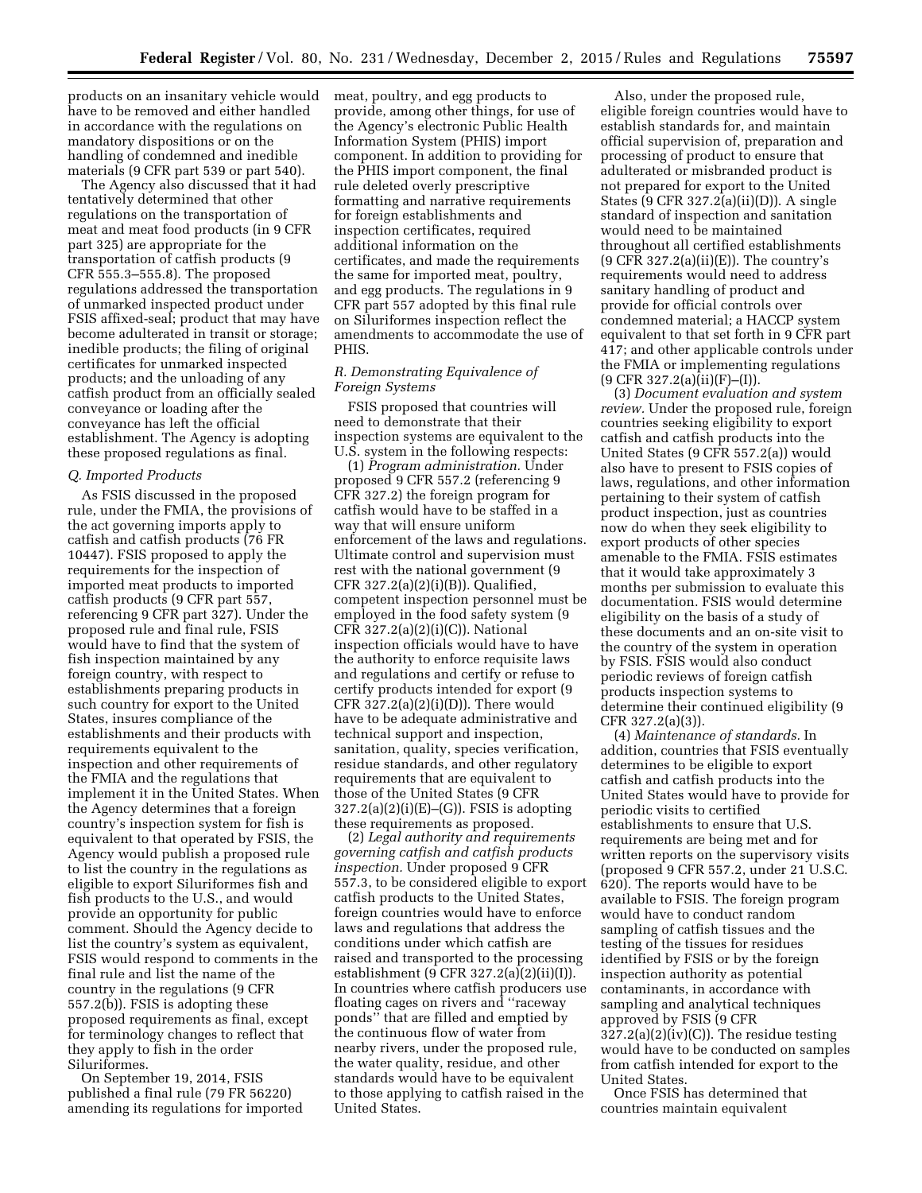products on an insanitary vehicle would have to be removed and either handled in accordance with the regulations on mandatory dispositions or on the handling of condemned and inedible materials (9 CFR part 539 or part 540).

The Agency also discussed that it had tentatively determined that other regulations on the transportation of meat and meat food products (in 9 CFR part 325) are appropriate for the transportation of catfish products (9 CFR 555.3–555.8). The proposed regulations addressed the transportation of unmarked inspected product under FSIS affixed-seal; product that may have become adulterated in transit or storage; inedible products; the filing of original certificates for unmarked inspected products; and the unloading of any catfish product from an officially sealed conveyance or loading after the conveyance has left the official establishment. The Agency is adopting these proposed regulations as final.

### *Q. Imported Products*

As FSIS discussed in the proposed rule, under the FMIA, the provisions of the act governing imports apply to catfish and catfish products (76 FR 10447). FSIS proposed to apply the requirements for the inspection of imported meat products to imported catfish products (9 CFR part 557, referencing 9 CFR part 327). Under the proposed rule and final rule, FSIS would have to find that the system of fish inspection maintained by any foreign country, with respect to establishments preparing products in such country for export to the United States, insures compliance of the establishments and their products with requirements equivalent to the inspection and other requirements of the FMIA and the regulations that implement it in the United States. When the Agency determines that a foreign country's inspection system for fish is equivalent to that operated by FSIS, the Agency would publish a proposed rule to list the country in the regulations as eligible to export Siluriformes fish and fish products to the U.S., and would provide an opportunity for public comment. Should the Agency decide to list the country's system as equivalent, FSIS would respond to comments in the final rule and list the name of the country in the regulations (9 CFR 557.2(b)). FSIS is adopting these proposed requirements as final, except for terminology changes to reflect that they apply to fish in the order Siluriformes.

On September 19, 2014, FSIS published a final rule (79 FR 56220) amending its regulations for imported meat, poultry, and egg products to provide, among other things, for use of the Agency's electronic Public Health Information System (PHIS) import component. In addition to providing for the PHIS import component, the final rule deleted overly prescriptive formatting and narrative requirements for foreign establishments and inspection certificates, required additional information on the certificates, and made the requirements the same for imported meat, poultry, and egg products. The regulations in 9 CFR part 557 adopted by this final rule on Siluriformes inspection reflect the amendments to accommodate the use of PHIS.

### *R. Demonstrating Equivalence of Foreign Systems*

FSIS proposed that countries will need to demonstrate that their inspection systems are equivalent to the U.S. system in the following respects:

(1) *Program administration.* Under proposed 9 CFR 557.2 (referencing 9 CFR 327.2) the foreign program for catfish would have to be staffed in a way that will ensure uniform enforcement of the laws and regulations. Ultimate control and supervision must rest with the national government (9 CFR 327.2(a)(2)(i)(B)). Qualified, competent inspection personnel must be employed in the food safety system (9 CFR 327.2(a)(2)(i)(C)). National inspection officials would have to have the authority to enforce requisite laws and regulations and certify or refuse to certify products intended for export (9 CFR 327.2(a)(2)(i)(D)). There would have to be adequate administrative and technical support and inspection, sanitation, quality, species verification, residue standards, and other regulatory requirements that are equivalent to those of the United States (9 CFR 327.2(a)(2)(i)(E)–(G)). FSIS is adopting these requirements as proposed.

(2) *Legal authority and requirements governing catfish and catfish products inspection.* Under proposed 9 CFR 557.3, to be considered eligible to export catfish products to the United States, foreign countries would have to enforce laws and regulations that address the conditions under which catfish are raised and transported to the processing establishment (9 CFR 327.2(a)(2)(ii)(I)). In countries where catfish producers use floating cages on rivers and "raceway ponds" that are filled and emptied by the continuous flow of water from nearby rivers, under the proposed rule, the water quality, residue, and other standards would have to be equivalent to those applying to catfish raised in the United States.

Also, under the proposed rule, eligible foreign countries would have to establish standards for, and maintain official supervision of, preparation and processing of product to ensure that adulterated or misbranded product is not prepared for export to the United States (9 CFR 327.2(a)(ii)(D)). A single standard of inspection and sanitation would need to be maintained throughout all certified establishments (9 CFR 327.2(a)(ii)(E)). The country's requirements would need to address sanitary handling of product and provide for official controls over condemned material; a HACCP system equivalent to that set forth in 9 CFR part 417; and other applicable controls under the FMIA or implementing regulations (9 CFR 327.2(a)(ii)(F)–(I)).

(3) *Document evaluation and system review.* Under the proposed rule, foreign countries seeking eligibility to export catfish and catfish products into the United States (9 CFR 557.2(a)) would also have to present to FSIS copies of laws, regulations, and other information pertaining to their system of catfish product inspection, just as countries now do when they seek eligibility to export products of other species amenable to the FMIA. FSIS estimates that it would take approximately 3 months per submission to evaluate this documentation. FSIS would determine eligibility on the basis of a study of these documents and an on-site visit to the country of the system in operation by FSIS. FSIS would also conduct periodic reviews of foreign catfish products inspection systems to determine their continued eligibility (9 CFR 327.2(a)(3)).

(4) *Maintenance of standards.* In addition, countries that FSIS eventually determines to be eligible to export catfish and catfish products into the United States would have to provide for periodic visits to certified establishments to ensure that U.S. requirements are being met and for written reports on the supervisory visits (proposed 9 CFR 557.2, under 21 U.S.C. 620). The reports would have to be available to FSIS. The foreign program would have to conduct random sampling of catfish tissues and the testing of the tissues for residues identified by FSIS or by the foreign inspection authority as potential contaminants, in accordance with sampling and analytical techniques approved by FSIS (9 CFR 327.2(a)(2)(iv)(C)). The residue testing would have to be conducted on samples from catfish intended for export to the United States.

Once FSIS has determined that countries maintain equivalent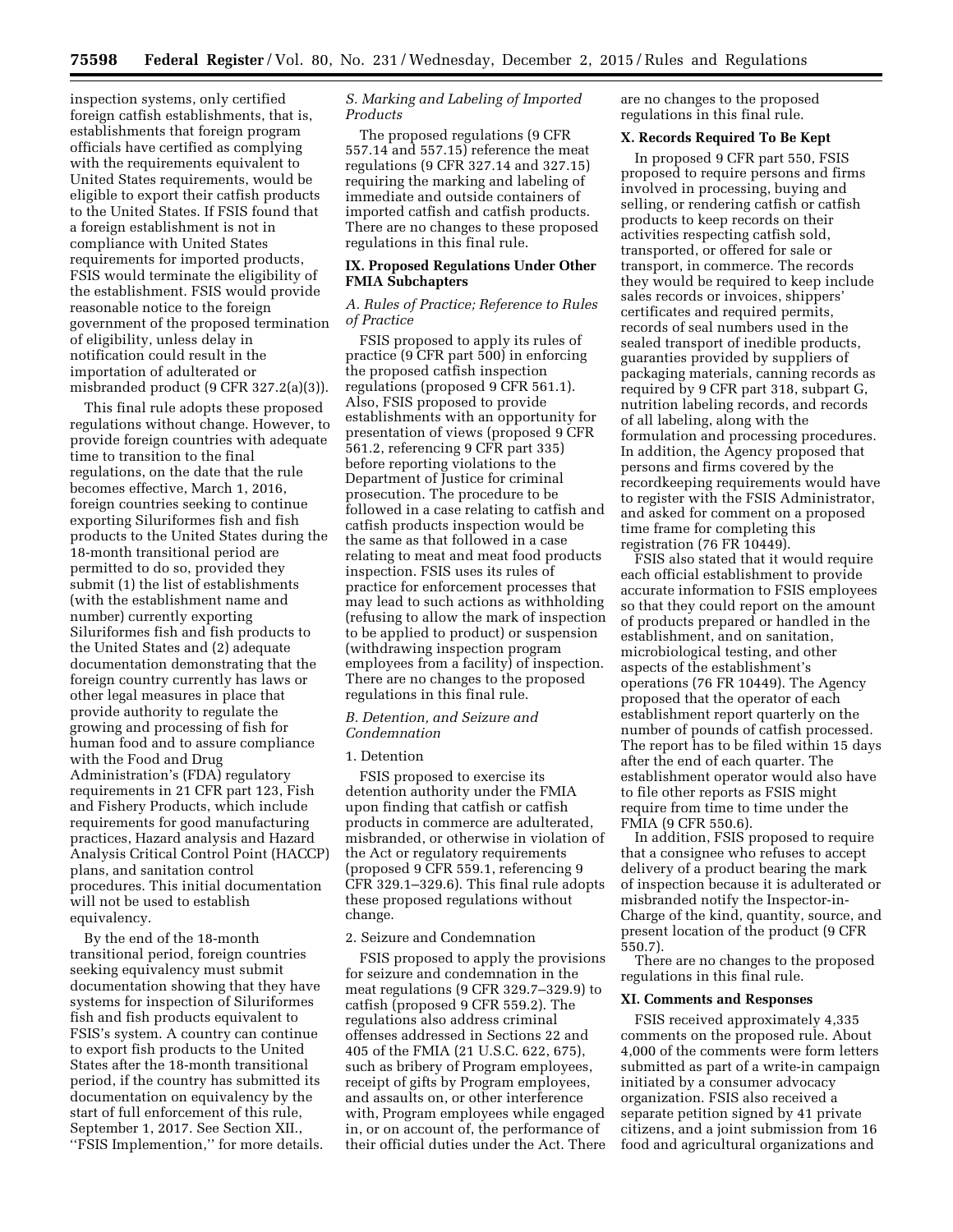inspection systems, only certified foreign catfish establishments, that is, establishments that foreign program officials have certified as complying with the requirements equivalent to United States requirements, would be eligible to export their catfish products to the United States. If FSIS found that a foreign establishment is not in compliance with United States requirements for imported products, FSIS would terminate the eligibility of the establishment. FSIS would provide reasonable notice to the foreign government of the proposed termination of eligibility, unless delay in notification could result in the importation of adulterated or misbranded product (9 CFR 327.2(a)(3)).

This final rule adopts these proposed regulations without change. However, to provide foreign countries with adequate time to transition to the final regulations, on the date that the rule becomes effective, March 1, 2016, foreign countries seeking to continue exporting Siluriformes fish and fish products to the United States during the 18-month transitional period are permitted to do so, provided they submit (1) the list of establishments (with the establishment name and number) currently exporting Siluriformes fish and fish products to the United States and (2) adequate documentation demonstrating that the foreign country currently has laws or other legal measures in place that provide authority to regulate the growing and processing of fish for human food and to assure compliance with the Food and Drug Administration's (FDA) regulatory requirements in 21 CFR part 123, Fish and Fishery Products, which include requirements for good manufacturing practices, Hazard analysis and Hazard Analysis Critical Control Point (HACCP) plans, and sanitation control procedures. This initial documentation will not be used to establish equivalency.

By the end of the 18-month transitional period, foreign countries seeking equivalency must submit documentation showing that they have systems for inspection of Siluriformes fish and fish products equivalent to FSIS's system. A country can continue to export fish products to the United States after the 18-month transitional period, if the country has submitted its documentation on equivalency by the start of full enforcement of this rule, September 1, 2017. See Section XII., ''FSIS Implemention,'' for more details.

### *S. Marking and Labeling of Imported Products*

The proposed regulations (9 CFR 557.14 and 557.15) reference the meat regulations (9 CFR 327.14 and 327.15) requiring the marking and labeling of immediate and outside containers of imported catfish and catfish products. There are no changes to these proposed regulations in this final rule.

## IX. Proposed Regulations Under Other FMIA Subchapters

### *A. Rules of Practice; Reference to Rules of Practice*

FSIS proposed to apply its rules of practice (9 CFR part 500) in enforcing the proposed catfish inspection regulations (proposed 9 CFR 561.1). Also, FSIS proposed to provide establishments with an opportunity for presentation of views (proposed 9 CFR 561.2, referencing 9 CFR part 335) before reporting violations to the Department of Justice for criminal prosecution. The procedure to be followed in a case relating to catfish and catfish products inspection would be the same as that followed in a case relating to meat and meat food products inspection. FSIS uses its rules of practice for enforcement processes that may lead to such actions as withholding (refusing to allow the mark of inspection to be applied to product) or suspension (withdrawing inspection program employees from a facility) of inspection. There are no changes to the proposed regulations in this final rule.

### *B. Detention, and Seizure and Condemnation*

1. Detention

FSIS proposed to exercise its detention authority under the FMIA upon finding that catfish or catfish products in commerce are adulterated, misbranded, or otherwise in violation of the Act or regulatory requirements (proposed 9 CFR 559.1, referencing 9 CFR 329.1–329.6). This final rule adopts these proposed regulations without change.

2. Seizure and Condemnation

FSIS proposed to apply the provisions for seizure and condemnation in the meat regulations (9 CFR 329.7–329.9) to catfish (proposed 9 CFR 559.2). The regulations also address criminal offenses addressed in Sections 22 and 405 of the FMIA (21 U.S.C. 622, 675), such as bribery of Program employees, receipt of gifts by Program employees, and assaults on, or other interference with, Program employees while engaged in, or on account of, the performance of their official duties under the Act. There are no changes to the proposed regulations in this final rule.

## X. Records Required To Be Kept

In proposed 9 CFR part 550, FSIS proposed to require persons and firms involved in processing, buying and selling, or rendering catfish or catfish products to keep records on their activities respecting catfish sold, transported, or offered for sale or transport, in commerce. The records they would be required to keep include sales records or invoices, shippers' certificates and required permits, records of seal numbers used in the sealed transport of inedible products, guaranties provided by suppliers of packaging materials, canning records as required by 9 CFR part 318, subpart G, nutrition labeling records, and records of all labeling, along with the formulation and processing procedures. In addition, the Agency proposed that persons and firms covered by the recordkeeping requirements would have to register with the FSIS Administrator, and asked for comment on a proposed time frame for completing this registration (76 FR 10449).

FSIS also stated that it would require each official establishment to provide accurate information to FSIS employees so that they could report on the amount of products prepared or handled in the establishment, and on sanitation, microbiological testing, and other aspects of the establishment's operations (76 FR 10449). The Agency proposed that the operator of each establishment report quarterly on the number of pounds of catfish processed. The report has to be filed within 15 days after the end of each quarter. The establishment operator would also have to file other reports as FSIS might require from time to time under the FMIA (9 CFR 550.6).

In addition, FSIS proposed to require that a consignee who refuses to accept delivery of a product bearing the mark of inspection because it is adulterated or misbranded notify the Inspector-in-Charge of the kind, quantity, source, and present location of the product (9 CFR 550.7).

There are no changes to the proposed regulations in this final rule.

## XI. Comments and Responses

FSIS received approximately 4,335 comments on the proposed rule. About 4,000 of the comments were form letters submitted as part of a write-in campaign initiated by a consumer advocacy organization. FSIS also received a separate petition signed by 41 private citizens, and a joint submission from 16 food and agricultural organizations and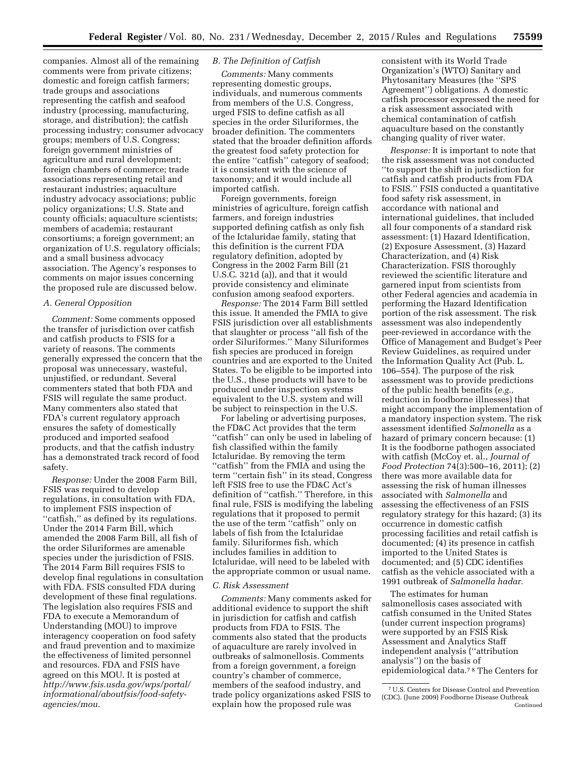companies. Almost all of the remaining comments were from private citizens; domestic and foreign catfish farmers; trade groups and associations representing the catfish and seafood industry (processing, manufacturing, storage, and distribution); the catfish processing industry; consumer advocacy groups; members of U.S. Congress; foreign government ministries of agriculture and rural development; foreign chambers of commerce; trade associations representing retail and restaurant industries; aquaculture industry advocacy associations; public policy organizations; U.S. State and county officials; aquaculture scientists; members of academia; restaurant consortiums; a foreign government; an organization of U.S. regulatory officials; and a small business advocacy association. The Agency's responses to comments on major issues concerning the proposed rule are discussed below.

### *A. General Opposition*

*Comment:* Some comments opposed the transfer of jurisdiction over catfish and catfish products to FSIS for a variety of reasons. The comments generally expressed the concern that the proposal was unnecessary, wasteful, unjustified, or redundant. Several commenters stated that both FDA and FSIS will regulate the same product. Many commenters also stated that FDA's current regulatory approach ensures the safety of domestically produced and imported seafood products, and that the catfish industry has a demonstrated track record of food safety.

*Response:* Under the 2008 Farm Bill, FSIS was required to develop regulations, in consultation with FDA, to implement FSIS inspection of "catfish," as defined by its regulations. Under the 2014 Farm Bill, which amended the 2008 Farm Bill, all fish of the order Siluriformes are amenable species under the jurisdiction of FSIS. The 2014 Farm Bill requires FSIS to develop final regulations in consultation with FDA. FSIS consulted FDA during development of these final regulations. The legislation also requires FSIS and FDA to execute a Memorandum of Understanding (MOU) to improve interagency cooperation on food safety and fraud prevention and to maximize the effectiveness of limited personnel and resources. FDA and FSIS have agreed on this MOU. It is posted at *http://www.fsis.usda.gov/wps/portal/informational/aboutfsis/food-safety-agencies/mou*.

### *B. The Definition of Catfish*

*Comments:* Many comments representing domestic groups, individuals, and numerous comments from members of the U.S. Congress, urged FSIS to define catfish as all species in the order Siluriformes, the broader definition. The commenters stated that the broader definition affords the greatest food safety protection for the entire "catfish" category of seafood; it is consistent with the science of taxonomy; and it would include all imported catfish.

Foreign governments, foreign ministries of agriculture, foreign catfish farmers, and foreign industries supported defining catfish as only fish of the Ictaluridae family, stating that this definition is the current FDA regulatory definition, adopted by Congress in the 2002 Farm Bill (21 U.S.C. 321d (a)), and that it would provide consistency and eliminate confusion among seafood exporters.

*Response:* The 2014 Farm Bill settled this issue. It amended the FMIA to give FSIS jurisdiction over all establishments that slaughter or process "all fish of the order Siluriformes." Many Siluriformes fish species are produced in foreign countries and are exported to the United States. To be eligible to be imported into the U.S., these products will have to be produced under inspection systems equivalent to the U.S. system and will be subject to reinspection in the U.S.

For labeling or advertising purposes, the FD&C Act provides that the term "catfish" can only be used in labeling of fish classified within the family Ictaluridae. By removing the term "catfish" from the FMIA and using the term "certain fish" in its stead, Congress left FSIS free to use the FD&C Act's definition of "catfish." Therefore, in this final rule, FSIS is modifying the labeling regulations that it proposed to permit the use of the term "catfish" only on labels of fish from the Ictaluridae family. Siluriformes fish, which includes families in addition to Ictaluridae, will need to be labeled with the appropriate common or usual name.

### *C. Risk Assessment*

*Comments:* Many comments asked for additional evidence to support the shift in jurisdiction for catfish and catfish products from FDA to FSIS. The comments also stated that the products of aquaculture are rarely involved in outbreaks of salmonellosis. Comments from a foreign government, a foreign country's chamber of commerce, members of the seafood industry, and trade policy organizations asked FSIS to explain how the proposed rule was consistent with its World Trade Organization's (WTO) Sanitary and Phytosanitary Measures (the "SPS Agreement") obligations. A domestic catfish processor expressed the need for a risk assessment associated with chemical contamination of catfish aquaculture based on the constantly changing quality of river water.

*Response:* It is important to note that the risk assessment was not conducted "to support the shift in jurisdiction for catfish and catfish products from FDA to FSIS." FSIS conducted a quantitative food safety risk assessment, in accordance with national and international guidelines, that included all four components of a standard risk assessment: (1) Hazard Identification, (2) Exposure Assessment, (3) Hazard Characterization, and (4) Risk Characterization. FSIS thoroughly reviewed the scientific literature and garnered input from scientists from other Federal agencies and academia in performing the Hazard Identification portion of the risk assessment. The risk assessment was also independently peer-reviewed in accordance with the Office of Management and Budget's Peer Review Guidelines, as required under the Information Quality Act (Pub. L. 106–554). The purpose of the risk assessment was to provide predictions of the public health benefits (*e.g.,* reduction in foodborne illnesses) that might accompany the implementation of a mandatory inspection system. The risk assessment identified *Salmonella* as a hazard of primary concern because: (1) It is the foodborne pathogen associated with catfish (McCoy et. al., *Journal of Food Protection* 74(3):500–16, 2011); (2) there was more available data for assessing the risk of human illnesses associated with *Salmonella* and assessing the effectiveness of an FSIS regulatory strategy for this hazard; (3) its occurrence in domestic catfish processing facilities and retail catfish is documented; (4) its presence in catfish imported to the United States is documented; and (5) CDC identifies catfish as the vehicle associated with a 1991 outbreak of *Salmonella hadar.*

The estimates for human salmonellosis cases associated with catfish consumed in the United States (under current inspection programs) were supported by an FSIS Risk Assessment and Analytics Staff independent analysis ("attribution analysis") on the basis of epidemiological data.[7] [8] The Centers for

---

[7] U.S. Centers for Disease Control and Prevention (CDC). (June 2009) Foodborne Disease Outbreak Continued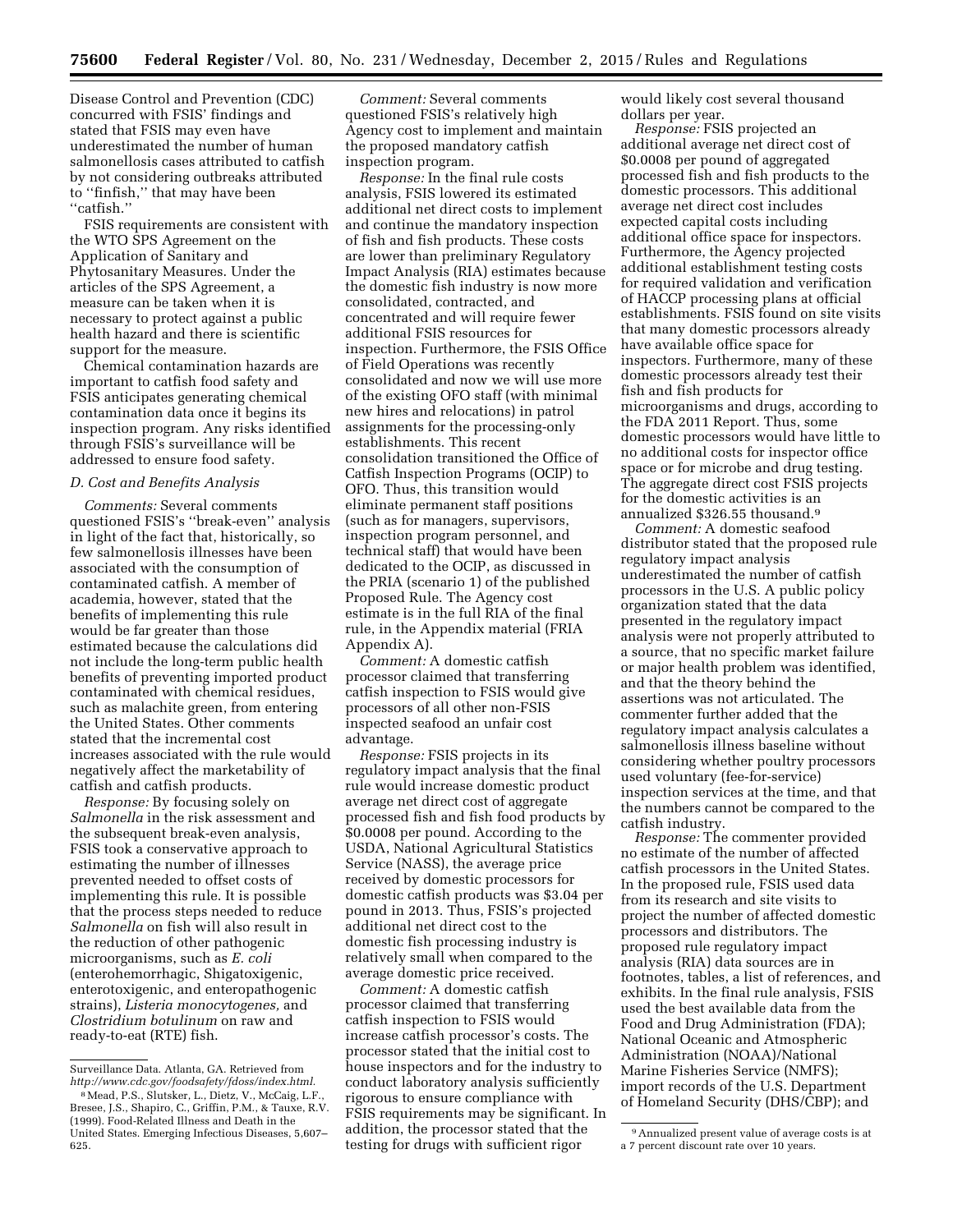Disease Control and Prevention (CDC) concurred with FSIS' findings and stated that FSIS may even have underestimated the number of human salmonellosis cases attributed to catfish by not considering outbreaks attributed to ''finfish,'' that may have been ''catfish.''

FSIS requirements are consistent with the WTO SPS Agreement on the Application of Sanitary and Phytosanitary Measures. Under the articles of the SPS Agreement, a measure can be taken when it is necessary to protect against a public health hazard and there is scientific support for the measure.

Chemical contamination hazards are important to catfish food safety and FSIS anticipates generating chemical contamination data once it begins its inspection program. Any risks identified through FSIS's surveillance will be addressed to ensure food safety.

*D. Cost and Benefits Analysis*

*Comments:* Several comments questioned FSIS's ''break-even'' analysis in light of the fact that, historically, so few salmonellosis illnesses have been associated with the consumption of contaminated catfish. A member of academia, however, stated that the benefits of implementing this rule would be far greater than those estimated because the calculations did not include the long-term public health benefits of preventing imported product contaminated with chemical residues, such as malachite green, from entering the United States. Other comments stated that the incremental cost increases associated with the rule would negatively affect the marketability of catfish and catfish products.

*Response:* By focusing solely on *Salmonella* in the risk assessment and the subsequent break-even analysis, FSIS took a conservative approach to estimating the number of illnesses prevented needed to offset costs of implementing this rule. It is possible that the process steps needed to reduce *Salmonella* on fish will also result in the reduction of other pathogenic microorganisms, such as *E. coli* (enterohemorrhagic, Shigatoxigenic, enterotoxigenic, and enteropathogenic strains), *Listeria monocytogenes,* and *Clostridium botulinum* on raw and ready-to-eat (RTE) fish.

*Comment:* Several comments questioned FSIS's relatively high Agency cost to implement and maintain the proposed mandatory catfish inspection program.

*Response:* In the final rule costs analysis, FSIS lowered its estimated additional net direct costs to implement and continue the mandatory inspection of fish and fish products. These costs are lower than preliminary Regulatory Impact Analysis (RIA) estimates because the domestic fish industry is now more consolidated, contracted, and concentrated and will require fewer additional FSIS resources for inspection. Furthermore, the FSIS Office of Field Operations was recently consolidated and now we will use more of the existing OFO staff (with minimal new hires and relocations) in patrol assignments for the processing-only establishments. This recent consolidation transitioned the Office of Catfish Inspection Programs (OCIP) to OFO. Thus, this transition would eliminate permanent staff positions (such as for managers, supervisors, inspection program personnel, and technical staff) that would have been dedicated to the OCIP, as discussed in the PRIA (scenario 1) of the published Proposed Rule. The Agency cost estimate is in the full RIA of the final rule, in the Appendix material (FRIA Appendix A).

*Comment:* A domestic catfish processor claimed that transferring catfish inspection to FSIS would give processors of all other non-FSIS inspected seafood an unfair cost advantage.

*Response:* FSIS projects in its regulatory impact analysis that the final rule would increase domestic product average net direct cost of aggregate processed fish and fish food products by $0.0008 per pound. According to the USDA, National Agricultural Statistics Service (NASS), the average price received by domestic processors for domestic catfish products was $3.04 per pound in 2013. Thus, FSIS's projected additional net direct cost to the domestic fish processing industry is relatively small when compared to the average domestic price received.

*Comment:* A domestic catfish processor claimed that transferring catfish inspection to FSIS would increase catfish processor's costs. The processor stated that the initial cost to house inspectors and for the industry to conduct laboratory analysis sufficiently rigorous to ensure compliance with FSIS requirements may be significant. In addition, the processor stated that the testing for drugs with sufficient rigor would likely cost several thousand dollars per year.

*Response:* FSIS projected an additional average net direct cost of $0.0008 per pound of aggregated processed fish and fish products to the domestic processors. This additional average net direct cost includes expected capital costs including additional office space for inspectors. Furthermore, the Agency projected additional establishment testing costs for required validation and verification of HACCP processing plans at official establishments. FSIS found on site visits that many domestic processors already have available office space for inspectors. Furthermore, many of these domestic processors already test their fish and fish products for microorganisms and drugs, according to the FDA 2011 Report. Thus, some domestic processors would have little to no additional costs for inspector office space or for microbe and drug testing. The aggregate direct cost FSIS projects for the domestic activities is an annualized $326.55 thousand.[9]

*Comment:* A domestic seafood distributor stated that the proposed rule regulatory impact analysis underestimated the number of catfish processors in the U.S. A public policy organization stated that the data presented in the regulatory impact analysis were not properly attributed to a source, that no specific market failure or major health problem was identified, and that the theory behind the assertions was not articulated. The commenter further added that the regulatory impact analysis calculates a salmonellosis illness baseline without considering whether poultry processors used voluntary (fee-for-service) inspection services at the time, and that the numbers cannot be compared to the catfish industry.

*Response:* The commenter provided no estimate of the number of affected catfish processors in the United States. In the proposed rule, FSIS used data from its research and site visits to project the number of affected domestic processors and distributors. The proposed rule regulatory impact analysis (RIA) data sources are in footnotes, tables, a list of references, and exhibits. In the final rule analysis, FSIS used the best available data from the Food and Drug Administration (FDA); National Oceanic and Atmospheric Administration (NOAA)/National Marine Fisheries Service (NMFS); import records of the U.S. Department of Homeland Security (DHS/CBP); and

---

Surveillance Data. Atlanta, GA. Retrieved from *http://www.cdc.gov/foodsafety/fdoss/index.html.*

[8] Mead, P.S., Slutsker, L., Dietz, V., McCaig, L.F., Bresee, J.S., Shapiro, C., Griffin, P.M., & Tauxe, R.V. (1999). Food-Related Illness and Death in the United States. Emerging Infectious Diseases, 5,607–625.

[9] Annualized present value of average costs is at a 7 percent discount rate over 10 years.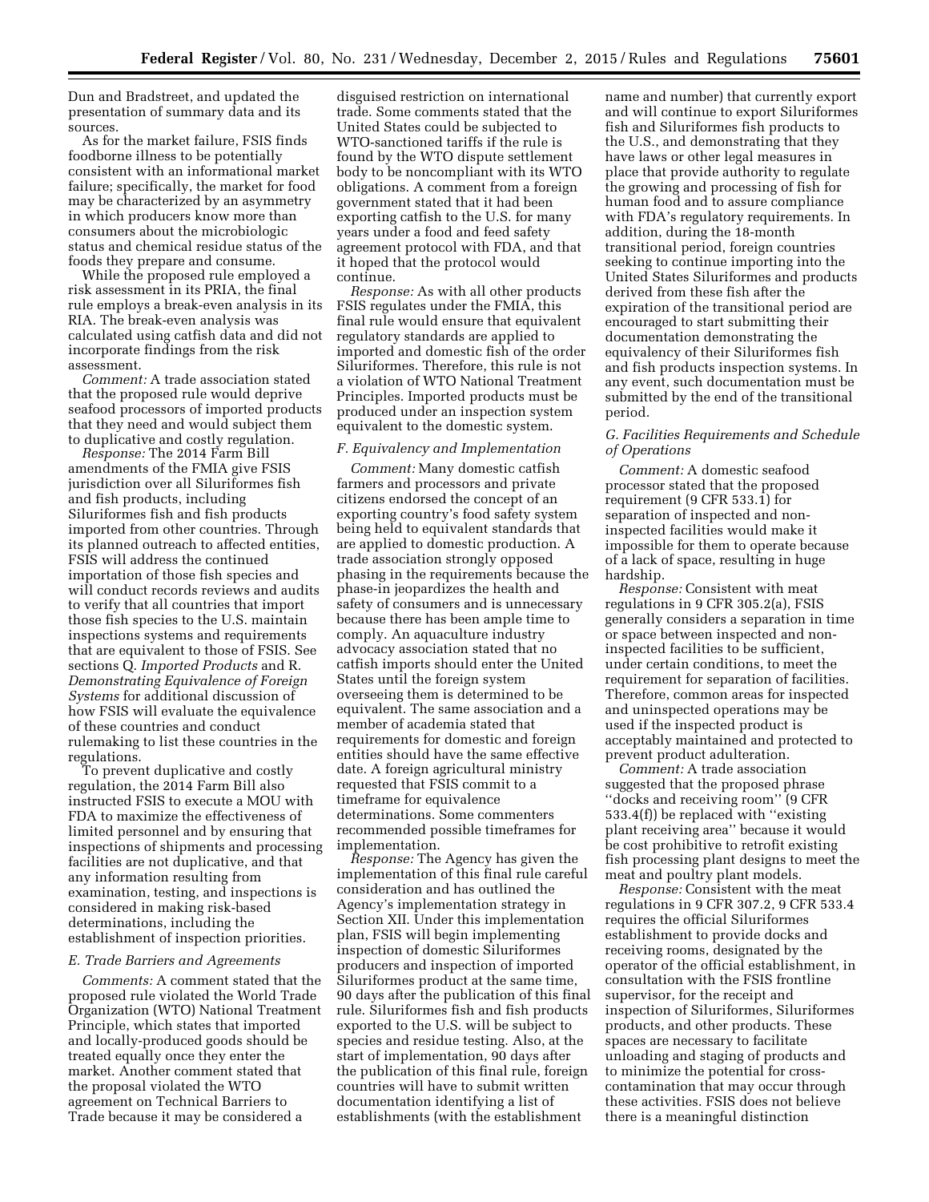Dun and Bradstreet, and updated the presentation of summary data and its sources.

As for the market failure, FSIS finds foodborne illness to be potentially consistent with an informational market failure; specifically, the market for food may be characterized by an asymmetry in which producers know more than consumers about the microbiologic status and chemical residue status of the foods they prepare and consume.

While the proposed rule employed a risk assessment in its PRIA, the final rule employs a break-even analysis in its RIA. The break-even analysis was calculated using catfish data and did not incorporate findings from the risk assessment.

*Comment:* A trade association stated that the proposed rule would deprive seafood processors of imported products that they need and would subject them to duplicative and costly regulation.

*Response:* The 2014 Farm Bill amendments of the FMIA give FSIS jurisdiction over all Siluriformes fish and fish products, including Siluriformes fish and fish products imported from other countries. Through its planned outreach to affected entities, FSIS will address the continued importation of those fish species and will conduct records reviews and audits to verify that all countries that import those fish species to the U.S. maintain inspections systems and requirements that are equivalent to those of FSIS. See sections Q. *Imported Products* and R. *Demonstrating Equivalence of Foreign Systems* for additional discussion of how FSIS will evaluate the equivalence of these countries and conduct rulemaking to list these countries in the regulations.

To prevent duplicative and costly regulation, the 2014 Farm Bill also instructed FSIS to execute a MOU with FDA to maximize the effectiveness of limited personnel and by ensuring that inspections of shipments and processing facilities are not duplicative, and that any information resulting from examination, testing, and inspections is considered in making risk-based determinations, including the establishment of inspection priorities.

### E. Trade Barriers and Agreements

*Comments:* A comment stated that the proposed rule violated the World Trade Organization (WTO) National Treatment Principle, which states that imported and locally-produced goods should be treated equally once they enter the market. Another comment stated that the proposal violated the WTO agreement on Technical Barriers to Trade because it may be considered a disguised restriction on international trade. Some comments stated that the United States could be subjected to WTO-sanctioned tariffs if the rule is found by the WTO dispute settlement body to be noncompliant with its WTO obligations. A comment from a foreign government stated that it had been exporting catfish to the U.S. for many years under a food and feed safety agreement protocol with FDA, and that it hoped that the protocol would continue.

*Response:* As with all other products FSIS regulates under the FMIA, this final rule would ensure that equivalent regulatory standards are applied to imported and domestic fish of the order Siluriformes. Therefore, this rule is not a violation of WTO National Treatment Principles. Imported products must be produced under an inspection system equivalent to the domestic system.

### F. Equivalency and Implementation

*Comment:* Many domestic catfish farmers and processors and private citizens endorsed the concept of an exporting country's food safety system being held to equivalent standards that are applied to domestic production. A trade association strongly opposed phasing in the requirements because the phase-in jeopardizes the health and safety of consumers and is unnecessary because there has been ample time to comply. An aquaculture industry advocacy association stated that no catfish imports should enter the United States until the foreign system overseeing them is determined to be equivalent. The same association and a member of academia stated that requirements for domestic and foreign entities should have the same effective date. A foreign agricultural ministry requested that FSIS commit to a timeframe for equivalence determinations. Some commenters recommended possible timeframes for implementation.

*Response:* The Agency has given the implementation of this final rule careful consideration and has outlined the Agency's implementation strategy in Section XII. Under this implementation plan, FSIS will begin implementing inspection of domestic Siluriformes producers and inspection of imported Siluriformes product at the same time, 90 days after the publication of this final rule. Siluriformes fish and fish products exported to the U.S. will be subject to species and residue testing. Also, at the start of implementation, 90 days after the publication of this final rule, foreign countries will have to submit written documentation identifying a list of establishments (with the establishment name and number) that currently export and will continue to export Siluriformes fish and Siluriformes fish products to the U.S., and demonstrating that they have laws or other legal measures in place that provide authority to regulate the growing and processing of fish for human food and to assure compliance with FDA's regulatory requirements. In addition, during the 18-month transitional period, foreign countries seeking to continue importing into the United States Siluriformes and products derived from these fish after the expiration of the transitional period are encouraged to start submitting their documentation demonstrating the equivalency of their Siluriformes fish and fish products inspection systems. In any event, such documentation must be submitted by the end of the transitional period.

### G. Facilities Requirements and Schedule of Operations

*Comment:* A domestic seafood processor stated that the proposed requirement (9 CFR 533.1) for separation of inspected and non-inspected facilities would make it impossible for them to operate because of a lack of space, resulting in huge hardship.

*Response:* Consistent with meat regulations in 9 CFR 305.2(a), FSIS generally considers a separation in time or space between inspected and non-inspected facilities to be sufficient, under certain conditions, to meet the requirement for separation of facilities. Therefore, common areas for inspected and uninspected operations may be used if the inspected product is acceptably maintained and protected to prevent product adulteration.

*Comment:* A trade association suggested that the proposed phrase ''docks and receiving room'' (9 CFR 533.4(f)) be replaced with ''existing plant receiving area'' because it would be cost prohibitive to retrofit existing fish processing plant designs to meet the meat and poultry plant models.

*Response:* Consistent with the meat regulations in 9 CFR 307.2, 9 CFR 533.4 requires the official Siluriformes establishment to provide docks and receiving rooms, designated by the operator of the official establishment, in consultation with the FSIS frontline supervisor, for the receipt and inspection of Siluriformes, Siluriformes products, and other products. These spaces are necessary to facilitate unloading and staging of products and to minimize the potential for cross-contamination that may occur through these activities. FSIS does not believe there is a meaningful distinction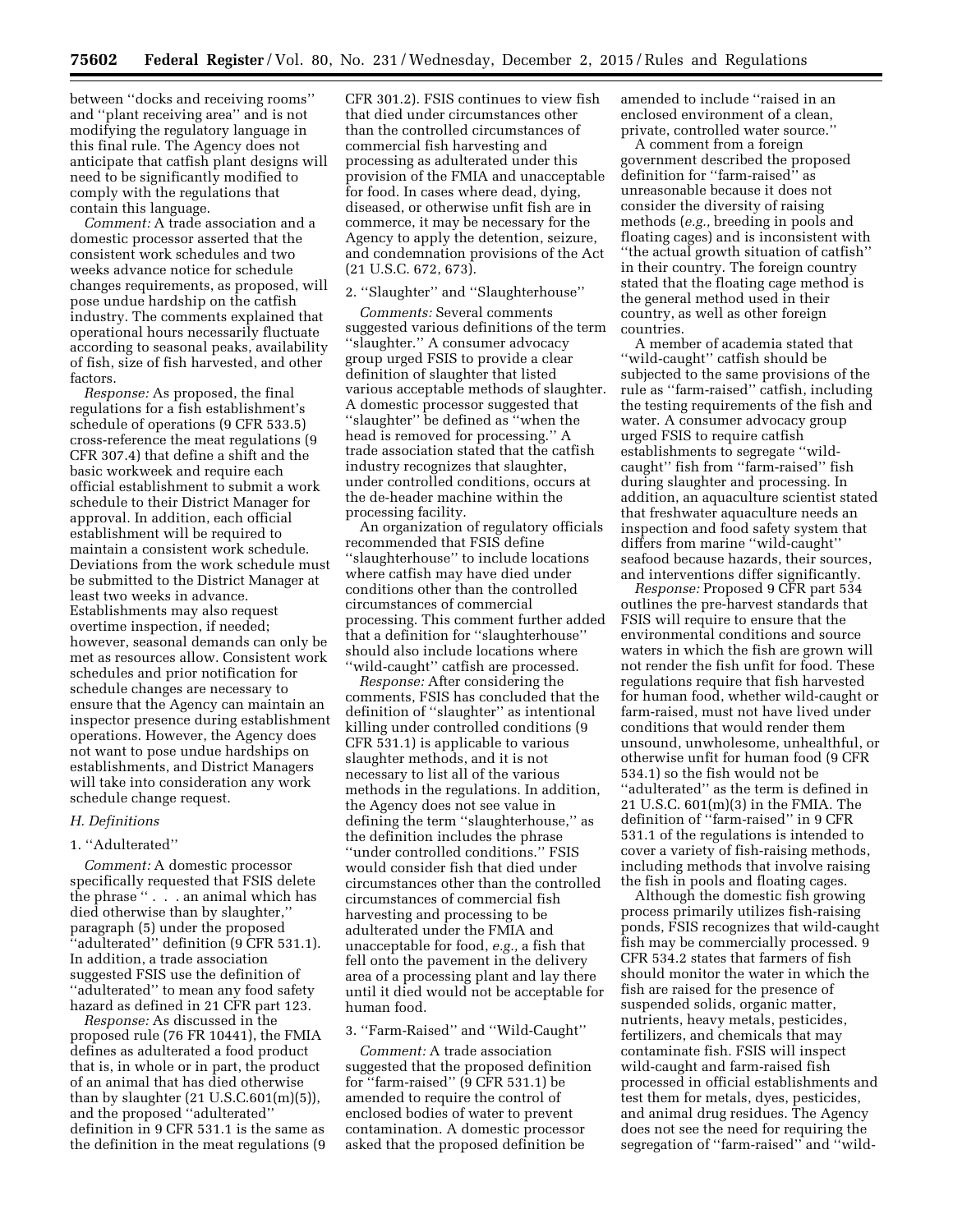between ''docks and receiving rooms'' and ''plant receiving area'' and is not modifying the regulatory language in this final rule. The Agency does not anticipate that catfish plant designs will need to be significantly modified to comply with the regulations that contain this language.

*Comment:* A trade association and a domestic processor asserted that the consistent work schedules and two weeks advance notice for schedule changes requirements, as proposed, will pose undue hardship on the catfish industry. The comments explained that operational hours necessarily fluctuate according to seasonal peaks, availability of fish, size of fish harvested, and other factors.

*Response:* As proposed, the final regulations for a fish establishment's schedule of operations (9 CFR 533.5) cross-reference the meat regulations (9 CFR 307.4) that define a shift and the basic workweek and require each official establishment to submit a work schedule to their District Manager for approval. In addition, each official establishment will be required to maintain a consistent work schedule. Deviations from the work schedule must be submitted to the District Manager at least two weeks in advance. Establishments may also request overtime inspection, if needed; however, seasonal demands can only be met as resources allow. Consistent work schedules and prior notification for schedule changes are necessary to ensure that the Agency can maintain an inspector presence during establishment operations. However, the Agency does not want to pose undue hardships on establishments, and District Managers will take into consideration any work schedule change request.

### *H. Definitions*

#### 1. ''Adulterated''

*Comment:* A domestic processor specifically requested that FSIS delete the phrase '' . . . an animal which has died otherwise than by slaughter,'' paragraph (5) under the proposed ''adulterated'' definition (9 CFR 531.1). In addition, a trade association suggested FSIS use the definition of ''adulterated'' to mean any food safety hazard as defined in 21 CFR part 123.

*Response:* As discussed in the proposed rule (76 FR 10441), the FMIA defines as adulterated a food product that is, in whole or in part, the product of an animal that has died otherwise than by slaughter (21 U.S.C.601(m)(5)), and the proposed ''adulterated'' definition in 9 CFR 531.1 is the same as the definition in the meat regulations (9 CFR 301.2). FSIS continues to view fish that died under circumstances other than the controlled circumstances of commercial fish harvesting and processing as adulterated under this provision of the FMIA and unacceptable for food. In cases where dead, dying, diseased, or otherwise unfit fish are in commerce, it may be necessary for the Agency to apply the detention, seizure, and condemnation provisions of the Act (21 U.S.C. 672, 673).

#### 2. ''Slaughter'' and ''Slaughterhouse''

*Comments:* Several comments suggested various definitions of the term ''slaughter.'' A consumer advocacy group urged FSIS to provide a clear definition of slaughter that listed various acceptable methods of slaughter. A domestic processor suggested that ''slaughter'' be defined as ''when the head is removed for processing.'' A trade association stated that the catfish industry recognizes that slaughter, under controlled conditions, occurs at the de-header machine within the processing facility.

An organization of regulatory officials recommended that FSIS define ''slaughterhouse'' to include locations where catfish may have died under conditions other than the controlled circumstances of commercial processing. This comment further added that a definition for ''slaughterhouse'' should also include locations where ''wild-caught'' catfish are processed.

*Response:* After considering the comments, FSIS has concluded that the definition of ''slaughter'' as intentional killing under controlled conditions (9 CFR 531.1) is applicable to various slaughter methods, and it is not necessary to list all of the various methods in the regulations. In addition, the Agency does not see value in defining the term ''slaughterhouse,'' as the definition includes the phrase ''under controlled conditions.'' FSIS would consider fish that died under circumstances other than the controlled circumstances of commercial fish harvesting and processing to be adulterated under the FMIA and unacceptable for food, *e.g.,* a fish that fell onto the pavement in the delivery area of a processing plant and lay there until it died would not be acceptable for human food.

#### 3. ''Farm-Raised'' and ''Wild-Caught''

*Comment:* A trade association suggested that the proposed definition for ''farm-raised'' (9 CFR 531.1) be amended to require the control of enclosed bodies of water to prevent contamination. A domestic processor asked that the proposed definition be amended to include ''raised in an enclosed environment of a clean, private, controlled water source.''

A comment from a foreign government described the proposed definition for ''farm-raised'' as unreasonable because it does not consider the diversity of raising methods (*e.g.,* breeding in pools and floating cages) and is inconsistent with ''the actual growth situation of catfish'' in their country. The foreign country stated that the floating cage method is the general method used in their country, as well as other foreign countries.

A member of academia stated that ''wild-caught'' catfish should be subjected to the same provisions of the rule as ''farm-raised'' catfish, including the testing requirements of the fish and water. A consumer advocacy group urged FSIS to require catfish establishments to segregate ''wild-caught'' fish from ''farm-raised'' fish during slaughter and processing. In addition, an aquaculture scientist stated that freshwater aquaculture needs an inspection and food safety system that differs from marine ''wild-caught'' seafood because hazards, their sources, and interventions differ significantly.

*Response:* Proposed 9 CFR part 534 outlines the pre-harvest standards that FSIS will require to ensure that the environmental conditions and source waters in which the fish are grown will not render the fish unfit for food. These regulations require that fish harvested for human food, whether wild-caught or farm-raised, must not have lived under conditions that would render them unsound, unwholesome, unhealthful, or otherwise unfit for human food (9 CFR 534.1) so the fish would not be ''adulterated'' as the term is defined in 21 U.S.C. 601(m)(3) in the FMIA. The definition of ''farm-raised'' in 9 CFR 531.1 of the regulations is intended to cover a variety of fish-raising methods, including methods that involve raising the fish in pools and floating cages.

Although the domestic fish growing process primarily utilizes fish-raising ponds, FSIS recognizes that wild-caught fish may be commercially processed. 9 CFR 534.2 states that farmers of fish should monitor the water in which the fish are raised for the presence of suspended solids, organic matter, nutrients, heavy metals, pesticides, fertilizers, and chemicals that may contaminate fish. FSIS will inspect wild-caught and farm-raised fish processed in official establishments and test them for metals, dyes, pesticides, and animal drug residues. The Agency does not see the need for requiring the segregation of ''farm-raised'' and ''wild-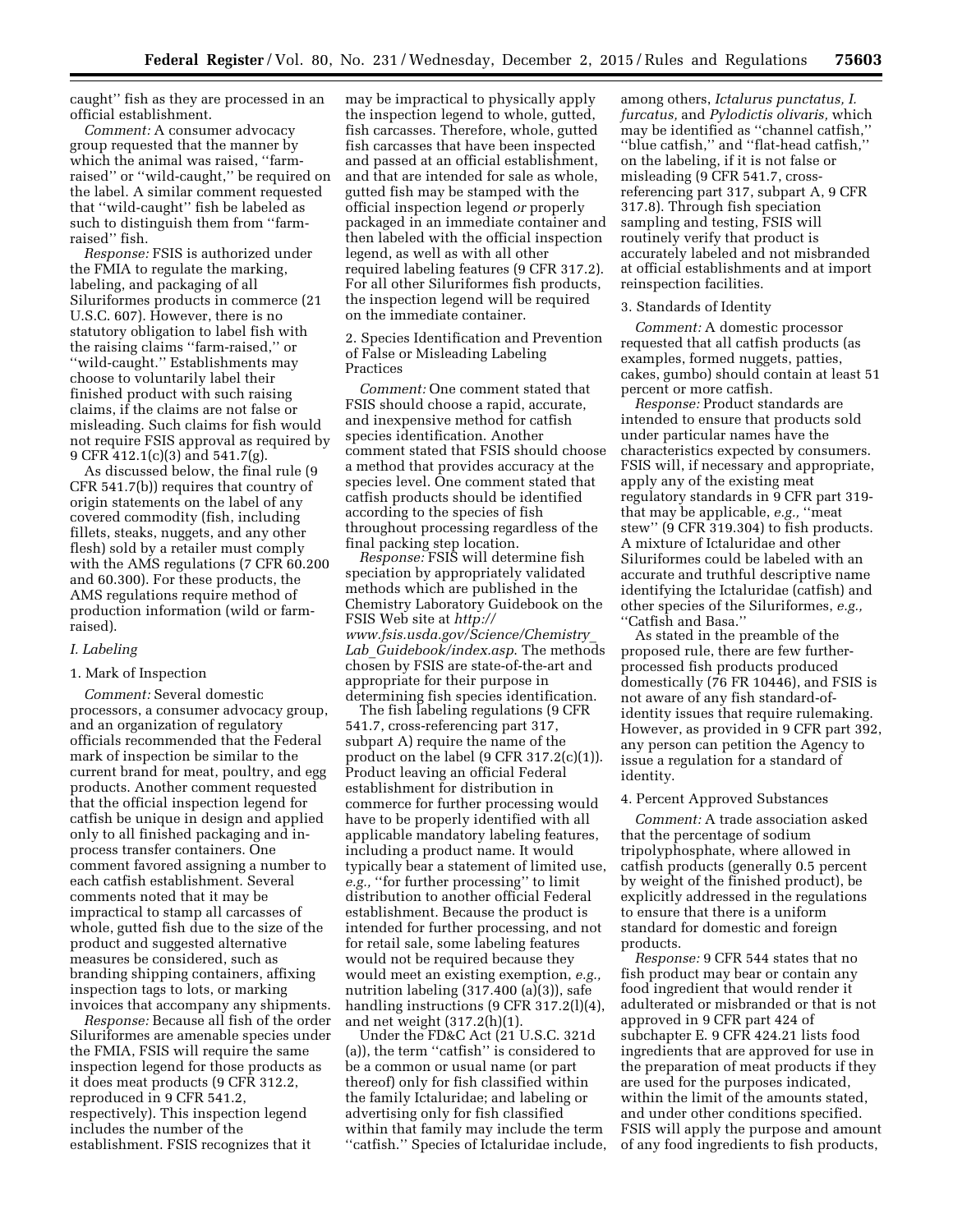caught'' fish as they are processed in an official establishment.

*Comment:* A consumer advocacy group requested that the manner by which the animal was raised, ''farm-raised'' or ''wild-caught,'' be required on the label. A similar comment requested that ''wild-caught'' fish be labeled as such to distinguish them from ''farm-raised'' fish.

*Response:* FSIS is authorized under the FMIA to regulate the marking, labeling, and packaging of all Siluriformes products in commerce (21 U.S.C. 607). However, there is no statutory obligation to label fish with the raising claims ''farm-raised,'' or ''wild-caught.'' Establishments may choose to voluntarily label their finished product with such raising claims, if the claims are not false or misleading. Such claims for fish would not require FSIS approval as required by 9 CFR 412.1(c)(3) and 541.7(g).

As discussed below, the final rule (9 CFR 541.7(b)) requires that country of origin statements on the label of any covered commodity (fish, including fillets, steaks, nuggets, and any other flesh) sold by a retailer must comply with the AMS regulations (7 CFR 60.200 and 60.300). For these products, the AMS regulations require method of production information (wild or farm-raised).

*I. Labeling*

1. Mark of Inspection

*Comment:* Several domestic processors, a consumer advocacy group, and an organization of regulatory officials recommended that the Federal mark of inspection be similar to the current brand for meat, poultry, and egg products. Another comment requested that the official inspection legend for catfish be unique in design and applied only to all finished packaging and in-process transfer containers. One comment favored assigning a number to each catfish establishment. Several comments noted that it may be impractical to stamp all carcasses of whole, gutted fish due to the size of the product and suggested alternative measures be considered, such as branding shipping containers, affixing inspection tags to lots, or marking invoices that accompany any shipments.

*Response:* Because all fish of the order Siluriformes are amenable species under the FMIA, FSIS will require the same inspection legend for those products as it does meat products (9 CFR 312.2, reproduced in 9 CFR 541.2, respectively). This inspection legend includes the number of the establishment. FSIS recognizes that it may be impractical to physically apply the inspection legend to whole, gutted, fish carcasses. Therefore, whole, gutted fish carcasses that have been inspected and passed at an official establishment, and that are intended for sale as whole, gutted fish may be stamped with the official inspection legend *or* properly packaged in an immediate container and then labeled with the official inspection legend, as well as with all other required labeling features (9 CFR 317.2). For all other Siluriformes fish products, the inspection legend will be required on the immediate container.

2. Species Identification and Prevention of False or Misleading Labeling Practices

*Comment:* One comment stated that FSIS should choose a rapid, accurate, and inexpensive method for catfish species identification. Another comment stated that FSIS should choose a method that provides accuracy at the species level. One comment stated that catfish products should be identified according to the species of fish throughout processing regardless of the final packing step location.

*Response:* FSIS will determine fish speciation by appropriately validated methods which are published in the Chemistry Laboratory Guidebook on the FSIS Web site at *http://www.fsis.usda.gov/Science/Chemistry_Lab_Guidebook/index.asp*. The methods chosen by FSIS are state-of-the-art and appropriate for their purpose in determining fish species identification.

The fish labeling regulations (9 CFR 541.7, cross-referencing part 317, subpart A) require the name of the product on the label (9 CFR 317.2(c)(1)). Product leaving an official Federal establishment for distribution in commerce for further processing would have to be properly identified with all applicable mandatory labeling features, including a product name. It would typically bear a statement of limited use, *e.g.,* ''for further processing'' to limit distribution to another official Federal establishment. Because the product is intended for further processing, and not for retail sale, some labeling features would not be required because they would meet an existing exemption, *e.g.,* nutrition labeling (317.400 (a)(3)), safe handling instructions (9 CFR 317.2(l)(4), and net weight (317.2(h)(1).

Under the FD&C Act (21 U.S.C. 321d (a)), the term ''catfish'' is considered to be a common or usual name (or part thereof) only for fish classified within the family Ictaluridae; and labeling or advertising only for fish classified within that family may include the term ''catfish.'' Species of Ictaluridae include, among others, *Ictalurus punctatus, I. furcatus,* and *Pylodictis olivaris,* which may be identified as ''channel catfish,'' ''blue catfish,'' and ''flat-head catfish,'' on the labeling, if it is not false or misleading (9 CFR 541.7, cross-referencing part 317, subpart A, 9 CFR 317.8). Through fish speciation sampling and testing, FSIS will routinely verify that product is accurately labeled and not misbranded at official establishments and at import reinspection facilities.

3. Standards of Identity

*Comment:* A domestic processor requested that all catfish products (as examples, formed nuggets, patties, cakes, gumbo) should contain at least 51 percent or more catfish.

*Response:* Product standards are intended to ensure that products sold under particular names have the characteristics expected by consumers. FSIS will, if necessary and appropriate, apply any of the existing meat regulatory standards in 9 CFR part 319-that may be applicable, *e.g.,* ''meat stew'' (9 CFR 319.304) to fish products. A mixture of Ictaluridae and other Siluriformes could be labeled with an accurate and truthful descriptive name identifying the Ictaluridae (catfish) and other species of the Siluriformes, *e.g.,* ''Catfish and Basa.''

As stated in the preamble of the proposed rule, there are few further-processed fish products produced domestically (76 FR 10446), and FSIS is not aware of any fish standard-of-identity issues that require rulemaking. However, as provided in 9 CFR part 392, any person can petition the Agency to issue a regulation for a standard of identity.

4. Percent Approved Substances

*Comment:* A trade association asked that the percentage of sodium tripolyphosphate, where allowed in catfish products (generally 0.5 percent by weight of the finished product), be explicitly addressed in the regulations to ensure that there is a uniform standard for domestic and foreign products.

*Response:* 9 CFR 544 states that no fish product may bear or contain any food ingredient that would render it adulterated or misbranded or that is not approved in 9 CFR part 424 of subchapter E. 9 CFR 424.21 lists food ingredients that are approved for use in the preparation of meat products if they are used for the purposes indicated, within the limit of the amounts stated, and under other conditions specified. FSIS will apply the purpose and amount of any food ingredients to fish products,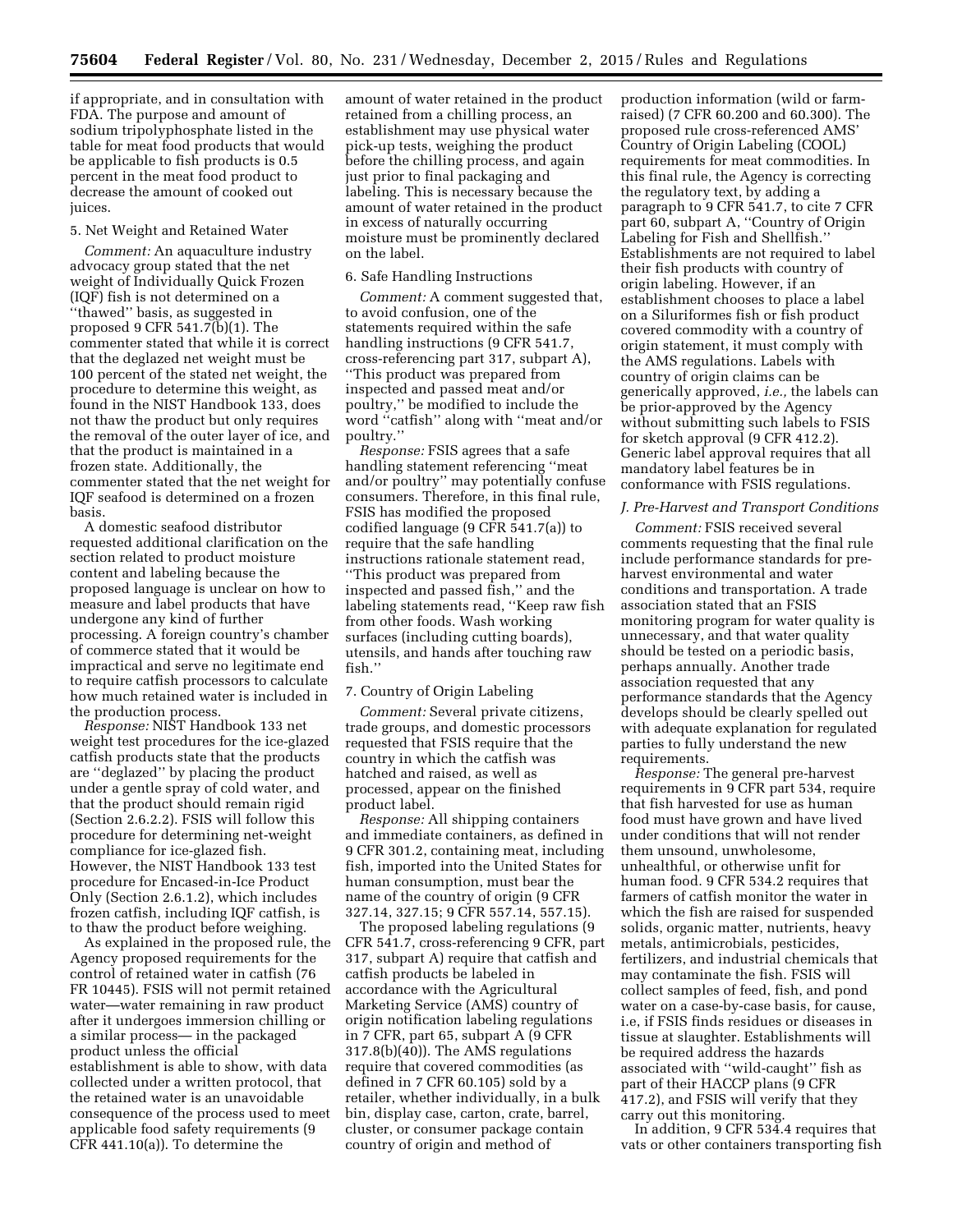if appropriate, and in consultation with FDA. The purpose and amount of sodium tripolyphosphate listed in the table for meat food products that would be applicable to fish products is 0.5 percent in the meat food product to decrease the amount of cooked out juices.

5. Net Weight and Retained Water

*Comment:* An aquaculture industry advocacy group stated that the net weight of Individually Quick Frozen (IQF) fish is not determined on a ''thawed'' basis, as suggested in proposed 9 CFR 541.7(b)(1). The commenter stated that while it is correct that the deglazed net weight must be 100 percent of the stated net weight, the procedure to determine this weight, as found in the NIST Handbook 133, does not thaw the product but only requires the removal of the outer layer of ice, and that the product is maintained in a frozen state. Additionally, the commenter stated that the net weight for IQF seafood is determined on a frozen basis.

A domestic seafood distributor requested additional clarification on the section related to product moisture content and labeling because the proposed language is unclear on how to measure and label products that have undergone any kind of further processing. A foreign country's chamber of commerce stated that it would be impractical and serve no legitimate end to require catfish processors to calculate how much retained water is included in the production process.

*Response:* NIST Handbook 133 net weight test procedures for the ice-glazed catfish products state that the products are ''deglazed'' by placing the product under a gentle spray of cold water, and that the product should remain rigid (Section 2.6.2.2). FSIS will follow this procedure for determining net-weight compliance for ice-glazed fish. However, the NIST Handbook 133 test procedure for Encased-in-Ice Product Only (Section 2.6.1.2), which includes frozen catfish, including IQF catfish, is to thaw the product before weighing.

As explained in the proposed rule, the Agency proposed requirements for the control of retained water in catfish (76 FR 10445). FSIS will not permit retained water—water remaining in raw product after it undergoes immersion chilling or a similar process— in the packaged product unless the official establishment is able to show, with data collected under a written protocol, that the retained water is an unavoidable consequence of the process used to meet applicable food safety requirements (9 CFR 441.10(a)). To determine the amount of water retained in the product retained from a chilling process, an establishment may use physical water pick-up tests, weighing the product before the chilling process, and again just prior to final packaging and labeling. This is necessary because the amount of water retained in the product in excess of naturally occurring moisture must be prominently declared on the label.

6. Safe Handling Instructions

*Comment:* A comment suggested that, to avoid confusion, one of the statements required within the safe handling instructions (9 CFR 541.7, cross-referencing part 317, subpart A), ''This product was prepared from inspected and passed meat and/or poultry,'' be modified to include the word ''catfish'' along with ''meat and/or poultry.''

*Response:* FSIS agrees that a safe handling statement referencing ''meat and/or poultry'' may potentially confuse consumers. Therefore, in this final rule, FSIS has modified the proposed codified language (9 CFR 541.7(a)) to require that the safe handling instructions rationale statement read, ''This product was prepared from inspected and passed fish,'' and the labeling statements read, ''Keep raw fish from other foods. Wash working surfaces (including cutting boards), utensils, and hands after touching raw fish.''

7. Country of Origin Labeling

*Comment:* Several private citizens, trade groups, and domestic processors requested that FSIS require that the country in which the catfish was hatched and raised, as well as processed, appear on the finished product label.

*Response:* All shipping containers and immediate containers, as defined in 9 CFR 301.2, containing meat, including fish, imported into the United States for human consumption, must bear the name of the country of origin (9 CFR 327.14, 327.15; 9 CFR 557.14, 557.15).

The proposed labeling regulations (9 CFR 541.7, cross-referencing 9 CFR, part 317, subpart A) require that catfish and catfish products be labeled in accordance with the Agricultural Marketing Service (AMS) country of origin notification labeling regulations in 7 CFR, part 65, subpart A (9 CFR 317.8(b)(40)). The AMS regulations require that covered commodities (as defined in 7 CFR 60.105) sold by a retailer, whether individually, in a bulk bin, display case, carton, crate, barrel, cluster, or consumer package contain country of origin and method of production information (wild or farm-raised) (7 CFR 60.200 and 60.300). The proposed rule cross-referenced AMS' Country of Origin Labeling (COOL) requirements for meat commodities. In this final rule, the Agency is correcting the regulatory text, by adding a paragraph to 9 CFR 541.7, to cite 7 CFR part 60, subpart A, ''Country of Origin Labeling for Fish and Shellfish.'' Establishments are not required to label their fish products with country of origin labeling. However, if an establishment chooses to place a label on a Siluriformes fish or fish product covered commodity with a country of origin statement, it must comply with the AMS regulations. Labels with country of origin claims can be generically approved, *i.e.,* the labels can be prior-approved by the Agency without submitting such labels to FSIS for sketch approval (9 CFR 412.2). Generic label approval requires that all mandatory label features be in conformance with FSIS regulations.

### *J. Pre-Harvest and Transport Conditions*

*Comment:* FSIS received several comments requesting that the final rule include performance standards for pre-harvest environmental and water conditions and transportation. A trade association stated that an FSIS monitoring program for water quality is unnecessary, and that water quality should be tested on a periodic basis, perhaps annually. Another trade association requested that any performance standards that the Agency develops should be clearly spelled out with adequate explanation for regulated parties to fully understand the new requirements.

*Response:* The general pre-harvest requirements in 9 CFR part 534, require that fish harvested for use as human food must have grown and have lived under conditions that will not render them unsound, unwholesome, unhealthful, or otherwise unfit for human food. 9 CFR 534.2 requires that farmers of catfish monitor the water in which the fish are raised for suspended solids, organic matter, nutrients, heavy metals, antimicrobials, pesticides, fertilizers, and industrial chemicals that may contaminate the fish. FSIS will collect samples of feed, fish, and pond water on a case-by-case basis, for cause, i.e, if FSIS finds residues or diseases in tissue at slaughter. Establishments will be required address the hazards associated with ''wild-caught'' fish as part of their HACCP plans (9 CFR 417.2), and FSIS will verify that they carry out this monitoring.

In addition, 9 CFR 534.4 requires that vats or other containers transporting fish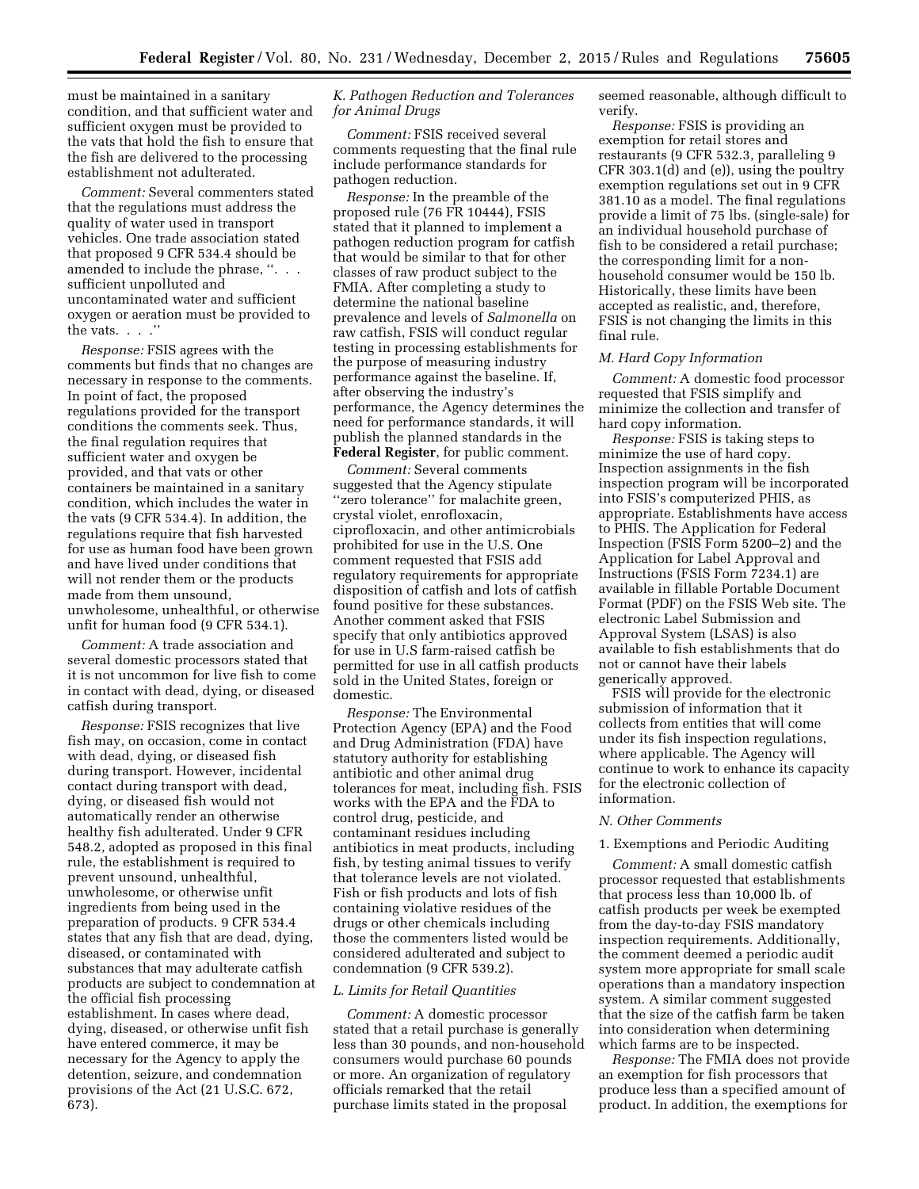must be maintained in a sanitary condition, and that sufficient water and sufficient oxygen must be provided to the vats that hold the fish to ensure that the fish are delivered to the processing establishment not adulterated.

*Comment:* Several commenters stated that the regulations must address the quality of water used in transport vehicles. One trade association stated that proposed 9 CFR 534.4 should be amended to include the phrase, ''. . . sufficient unpolluted and uncontaminated water and sufficient oxygen or aeration must be provided to the vats. . . .''

*Response:* FSIS agrees with the comments but finds that no changes are necessary in response to the comments. In point of fact, the proposed regulations provided for the transport conditions the comments seek. Thus, the final regulation requires that sufficient water and oxygen be provided, and that vats or other containers be maintained in a sanitary condition, which includes the water in the vats (9 CFR 534.4). In addition, the regulations require that fish harvested for use as human food have been grown and have lived under conditions that will not render them or the products made from them unsound, unwholesome, unhealthful, or otherwise unfit for human food (9 CFR 534.1).

*Comment:* A trade association and several domestic processors stated that it is not uncommon for live fish to come in contact with dead, dying, or diseased catfish during transport.

*Response:* FSIS recognizes that live fish may, on occasion, come in contact with dead, dying, or diseased fish during transport. However, incidental contact during transport with dead, dying, or diseased fish would not automatically render an otherwise healthy fish adulterated. Under 9 CFR 548.2, adopted as proposed in this final rule, the establishment is required to prevent unsound, unhealthful, unwholesome, or otherwise unfit ingredients from being used in the preparation of products. 9 CFR 534.4 states that any fish that are dead, dying, diseased, or contaminated with substances that may adulterate catfish products are subject to condemnation at the official fish processing establishment. In cases where dead, dying, diseased, or otherwise unfit fish have entered commerce, it may be necessary for the Agency to apply the detention, seizure, and condemnation provisions of the Act (21 U.S.C. 672, 673).

### *K. Pathogen Reduction and Tolerances for Animal Drugs*

*Comment:* FSIS received several comments requesting that the final rule include performance standards for pathogen reduction.

*Response:* In the preamble of the proposed rule (76 FR 10444), FSIS stated that it planned to implement a pathogen reduction program for catfish that would be similar to that for other classes of raw product subject to the FMIA. After completing a study to determine the national baseline prevalence and levels of *Salmonella* on raw catfish, FSIS will conduct regular testing in processing establishments for the purpose of measuring industry performance against the baseline. If, after observing the industry's performance, the Agency determines the need for performance standards, it will publish the planned standards in the **Federal Register**, for public comment.

*Comment:* Several comments suggested that the Agency stipulate ''zero tolerance'' for malachite green, crystal violet, enrofloxacin, ciprofloxacin, and other antimicrobials prohibited for use in the U.S. One comment requested that FSIS add regulatory requirements for appropriate disposition of catfish and lots of catfish found positive for these substances. Another comment asked that FSIS specify that only antibiotics approved for use in U.S farm-raised catfish be permitted for use in all catfish products sold in the United States, foreign or domestic.

*Response:* The Environmental Protection Agency (EPA) and the Food and Drug Administration (FDA) have statutory authority for establishing antibiotic and other animal drug tolerances for meat, including fish. FSIS works with the EPA and the FDA to control drug, pesticide, and contaminant residues including antibiotics in meat products, including fish, by testing animal tissues to verify that tolerance levels are not violated. Fish or fish products and lots of fish containing violative residues of the drugs or other chemicals including those the commenters listed would be considered adulterated and subject to condemnation (9 CFR 539.2).

### *L. Limits for Retail Quantities*

*Comment:* A domestic processor stated that a retail purchase is generally less than 30 pounds, and non-household consumers would purchase 60 pounds or more. An organization of regulatory officials remarked that the retail purchase limits stated in the proposal seemed reasonable, although difficult to verify.

*Response:* FSIS is providing an exemption for retail stores and restaurants (9 CFR 532.3, paralleling 9 CFR 303.1(d) and (e)), using the poultry exemption regulations set out in 9 CFR 381.10 as a model. The final regulations provide a limit of 75 lbs. (single-sale) for an individual household purchase of fish to be considered a retail purchase; the corresponding limit for a non-household consumer would be 150 lb. Historically, these limits have been accepted as realistic, and, therefore, FSIS is not changing the limits in this final rule.

### *M. Hard Copy Information*

*Comment:* A domestic food processor requested that FSIS simplify and minimize the collection and transfer of hard copy information.

*Response:* FSIS is taking steps to minimize the use of hard copy. Inspection assignments in the fish inspection program will be incorporated into FSIS's computerized PHIS, as appropriate. Establishments have access to PHIS. The Application for Federal Inspection (FSIS Form 5200–2) and the Application for Label Approval and Instructions (FSIS Form 7234.1) are available in fillable Portable Document Format (PDF) on the FSIS Web site. The electronic Label Submission and Approval System (LSAS) is also available to fish establishments that do not or cannot have their labels generically approved.

FSIS will provide for the electronic submission of information that it collects from entities that will come under its fish inspection regulations, where applicable. The Agency will continue to work to enhance its capacity for the electronic collection of information.

### *N. Other Comments*

#### 1. Exemptions and Periodic Auditing

*Comment:* A small domestic catfish processor requested that establishments that process less than 10,000 lb. of catfish products per week be exempted from the day-to-day FSIS mandatory inspection requirements. Additionally, the comment deemed a periodic audit system more appropriate for small scale operations than a mandatory inspection system. A similar comment suggested that the size of the catfish farm be taken into consideration when determining which farms are to be inspected.

*Response:* The FMIA does not provide an exemption for fish processors that produce less than a specified amount of product. In addition, the exemptions for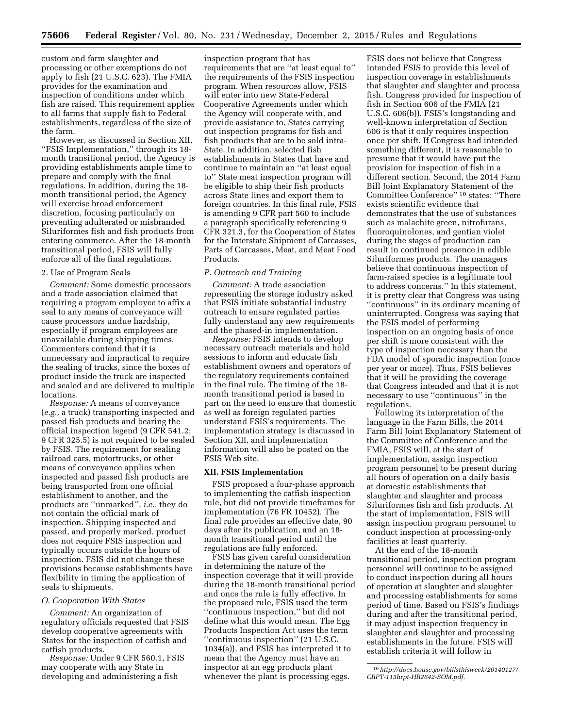custom and farm slaughter and processing or other exemptions do not apply to fish (21 U.S.C. 623). The FMIA provides for the examination and inspection of conditions under which fish are raised. This requirement applies to all farms that supply fish to Federal establishments, regardless of the size of the farm.

However, as discussed in Section XII, ''FSIS Implementation,'' through its 18-month transitional period, the Agency is providing establishments ample time to prepare and comply with the final regulations. In addition, during the 18-month transitional period, the Agency will exercise broad enforcement discretion, focusing particularly on preventing adulterated or misbranded Siluriformes fish and fish products from entering commerce. After the 18-month transitional period, FSIS will fully enforce all of the final regulations.

2. Use of Program Seals

*Comment:* Some domestic processors and a trade association claimed that requiring a program employee to affix a seal to any means of conveyance will cause processors undue hardship, especially if program employees are unavailable during shipping times. Commenters contend that it is unnecessary and impractical to require the sealing of trucks, since the boxes of product inside the truck are inspected and sealed and are delivered to multiple locations.

*Response:* A means of conveyance (*e.g.,* a truck) transporting inspected and passed fish products and bearing the official inspection legend (9 CFR 541.2; 9 CFR 325.5) is not required to be sealed by FSIS. The requirement for sealing railroad cars, motortrucks, or other means of conveyance applies when inspected and passed fish products are being transported from one official establishment to another, and the products are ''unmarked'', *i.e.,* they do not contain the official mark of inspection. Shipping inspected and passed, and properly marked, product does not require FSIS inspection and typically occurs outside the hours of inspection. FSIS did not change these provisions because establishments have flexibility in timing the application of seals to shipments.

### *O. Cooperation With States*

*Comment:* An organization of regulatory officials requested that FSIS develop cooperative agreements with States for the inspection of catfish and catfish products.

*Response:* Under 9 CFR 560.1, FSIS may cooperate with any State in developing and administering a fish inspection program that has requirements that are ''at least equal to'' the requirements of the FSIS inspection program. When resources allow, FSIS will enter into new State-Federal Cooperative Agreements under which the Agency will cooperate with, and provide assistance to, States carrying out inspection programs for fish and fish products that are to be sold intra-State. In addition, selected fish establishments in States that have and continue to maintain an ''at least equal to'' State meat inspection program will be eligible to ship their fish products across State lines and export them to foreign countries. In this final rule, FSIS is amending 9 CFR part 560 to include a paragraph specifically referencing 9 CFR 321.3, for the Cooperation of States for the Interstate Shipment of Carcasses, Parts of Carcasses, Meat, and Meat Food Products.

### *P. Outreach and Training*

*Comment:* A trade association representing the storage industry asked that FSIS initiate substantial industry outreach to ensure regulated parties fully understand any new requirements and the phased-in implementation.

*Response:* FSIS intends to develop necessary outreach materials and hold sessions to inform and educate fish establishment owners and operators of the regulatory requirements contained in the final rule. The timing of the 18-month transitional period is based in part on the need to ensure that domestic as well as foreign regulated parties understand FSIS's requirements. The implementation strategy is discussed in Section XII, and implementation information will also be posted on the FSIS Web site.

## XII. FSIS Implementation

FSIS proposed a four-phase approach to implementing the catfish inspection rule, but did not provide timeframes for implementation (76 FR 10452). The final rule provides an effective date, 90 days after its publication, and an 18-month transitional period until the regulations are fully enforced.

FSIS has given careful consideration in determining the nature of the inspection coverage that it will provide during the 18-month transitional period and once the rule is fully effective. In the proposed rule, FSIS used the term ''continuous inspection,'' but did not define what this would mean. The Egg Products Inspection Act uses the term ''continuous inspection'' (21 U.S.C. 1034(a)), and FSIS has interpreted it to mean that the Agency must have an inspector at an egg products plant whenever the plant is processing eggs. FSIS does not believe that Congress intended FSIS to provide this level of inspection coverage in establishments that slaughter and slaughter and process fish. Congress provided for inspection of fish in Section 606 of the FMIA (21 U.S.C. 606(b)). FSIS's longstanding and well-known interpretation of Section 606 is that it only requires inspection once per shift. If Congress had intended something different, it is reasonable to presume that it would have put the provision for inspection of fish in a different section. Second, the 2014 Farm Bill Joint Explanatory Statement of the Committee Conference''[10] states: ''There exists scientific evidence that demonstrates that the use of substances such as malachite green, nitrofurans, fluoroquinolones, and gentian violet during the stages of production can result in continued presence in edible Siluriformes products. The managers believe that continuous inspection of farm-raised species is a legitimate tool to address concerns.'' In this statement, it is pretty clear that Congress was using ''continuous'' in its ordinary meaning of uninterrupted. Congress was saying that the FSIS model of performing inspection on an ongoing basis of once per shift is more consistent with the type of inspection necessary than the FDA model of sporadic inspection (once per year or more). Thus, FSIS believes that it will be providing the coverage that Congress intended and that it is not necessary to use ''continuous'' in the regulations.

Following its interpretation of the language in the Farm Bills, the 2014 Farm Bill Joint Explanatory Statement of the Committee of Conference and the FMIA, FSIS will, at the start of implementation, assign inspection program personnel to be present during all hours of operation on a daily basis at domestic establishments that slaughter and slaughter and process Siluriformes fish and fish products. At the start of implementation, FSIS will assign inspection program personnel to conduct inspection at processing-only facilities at least quarterly.

At the end of the 18-month transitional period, inspection program personnel will continue to be assigned to conduct inspection during all hours of operation at slaughter and slaughter and processing establishments for some period of time. Based on FSIS's findings during and after the transitional period, it may adjust inspection frequency in slaughter and slaughter and processing establishments in the future. FSIS will establish criteria it will follow in

[10] *http://docs.house.gov/billsthisweek/20140127/CRPT-113hrpt-HR2642-SOM.pdf.*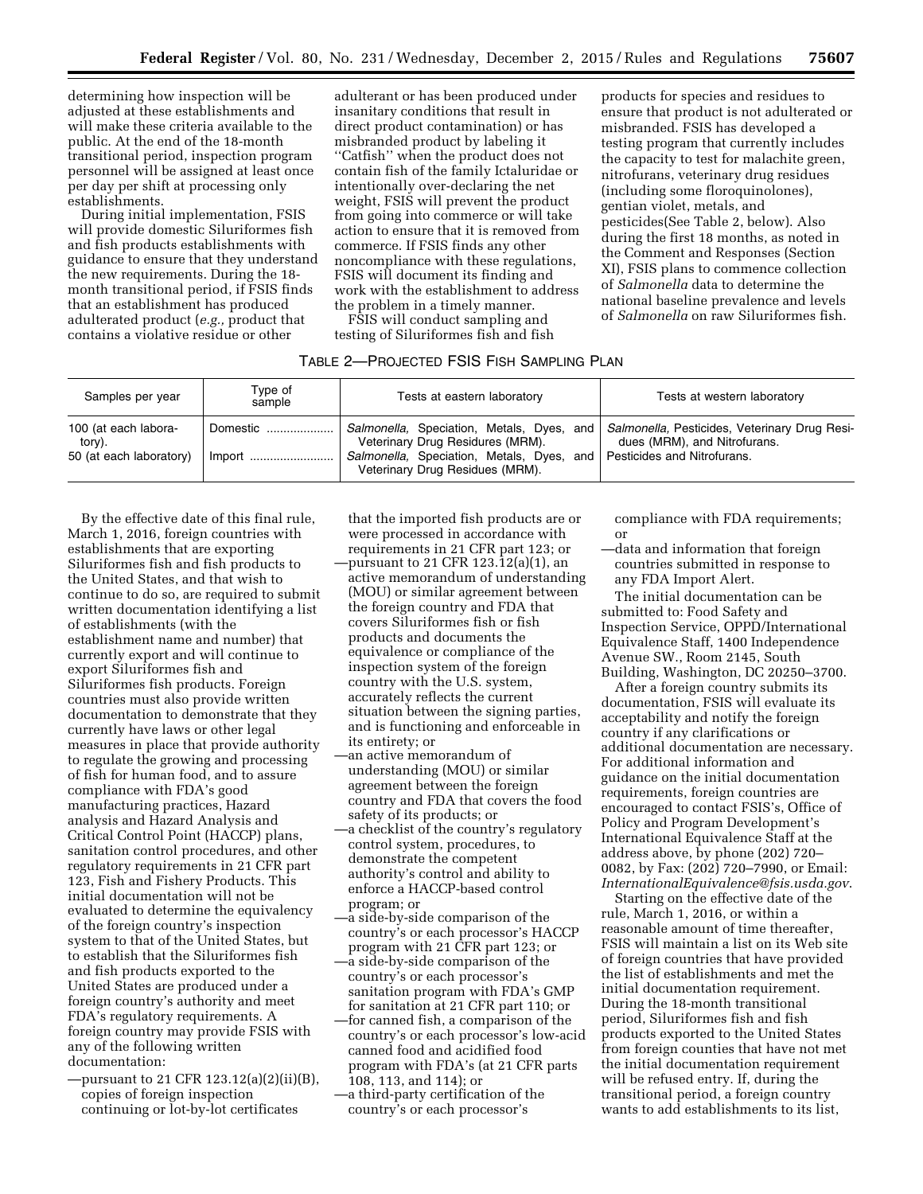determining how inspection will be adjusted at these establishments and will make these criteria available to the public. At the end of the 18-month transitional period, inspection program personnel will be assigned at least once per day per shift at processing only establishments.

During initial implementation, FSIS will provide domestic Siluriformes fish and fish products establishments with guidance to ensure that they understand the new requirements. During the 18-month transitional period, if FSIS finds that an establishment has produced adulterated product (*e.g.*, product that contains a violative residue or other adulterant or has been produced under insanitary conditions that result in direct product contamination) or has misbranded product by labeling it ''Catfish'' when the product does not contain fish of the family Ictaluridae or intentionally over-declaring the net weight, FSIS will prevent the product from going into commerce or will take action to ensure that it is removed from commerce. If FSIS finds any other noncompliance with these regulations, FSIS will document its finding and work with the establishment to address the problem in a timely manner.

FSIS will conduct sampling and testing of Siluriformes fish and fish products for species and residues to ensure that product is not adulterated or misbranded. FSIS has developed a testing program that currently includes the capacity to test for malachite green, nitrofurans, veterinary drug residues (including some floroquinolones), gentian violet, metals, and pesticides(See Table 2, below). Also during the first 18 months, as noted in the Comment and Responses (Section XI), FSIS plans to commence collection of *Salmonella* data to determine the national baseline prevalence and levels of *Salmonella* on raw Siluriformes fish.

TABLE 2—PROJECTED FSIS FISH SAMPLING PLAN

| Samples per year | Type of sample | Tests at eastern laboratory | Tests at western laboratory |
|---|---|---|---|
| 100 (at each laboratory). | Domestic | *Salmonella,* Speciation, Metals, Dyes, and Veterinary Drug Residues (MRM). | *Salmonella,* Pesticides, Veterinary Drug Residues (MRM), and Nitrofurans. |
| 50 (at each laboratory) | Import | *Salmonella,* Speciation, Metals, Dyes, and Veterinary Drug Residues (MRM). | Pesticides and Nitrofurans. |

By the effective date of this final rule, March 1, 2016, foreign countries with establishments that are exporting Siluriformes fish and fish products to the United States, and that wish to continue to do so, are required to submit written documentation identifying a list of establishments (with the establishment name and number) that currently export and will continue to export Siluriformes fish and Siluriformes fish products. Foreign countries must also provide written documentation to demonstrate that they currently have laws or other legal measures in place that provide authority to regulate the growing and processing of fish for human food, and to assure compliance with FDA's good manufacturing practices, Hazard analysis and Hazard Analysis and Critical Control Point (HACCP) plans, sanitation control procedures, and other regulatory requirements in 21 CFR part 123, Fish and Fishery Products. This initial documentation will not be evaluated to determine the equivalency of the foreign country's inspection system to that of the United States, but to establish that the Siluriformes fish and fish products exported to the United States are produced under a foreign country's authority and meet FDA's regulatory requirements. A foreign country may provide FSIS with any of the following written documentation:

—pursuant to 21 CFR 123.12(a)(2)(ii)(B), copies of foreign inspection continuing or lot-by-lot certificates that the imported fish products are or were processed in accordance with requirements in 21 CFR part 123; or
—pursuant to 21 CFR 123.12(a)(1), an active memorandum of understanding (MOU) or similar agreement between the foreign country and FDA that covers Siluriformes fish or fish products and documents the equivalence or compliance of the inspection system of the foreign country with the U.S. system, accurately reflects the current situation between the signing parties, and is functioning and enforceable in its entirety; or
—an active memorandum of understanding (MOU) or similar agreement between the foreign country and FDA that covers the food safety of its products; or
—a checklist of the country's regulatory control system, procedures, to demonstrate the competent authority's control and ability to enforce a HACCP-based control program; or
—a side-by-side comparison of the country's or each processor's HACCP program with 21 CFR part 123; or
—a side-by-side comparison of the country's or each processor's sanitation program with FDA's GMP for sanitation at 21 CFR part 110; or
—for canned fish, a comparison of the country's or each processor's low-acid canned food and acidified food program with FDA's (at 21 CFR parts 108, 113, and 114); or
—a third-party certification of the country's or each processor's compliance with FDA requirements; or
—data and information that foreign countries submitted in response to any FDA Import Alert.

The initial documentation can be submitted to: Food Safety and Inspection Service, OPPD/International Equivalence Staff, 1400 Independence Avenue SW., Room 2145, South Building, Washington, DC 20250–3700.

After a foreign country submits its documentation, FSIS will evaluate its acceptability and notify the foreign country if any clarifications or additional documentation are necessary. For additional information and guidance on the initial documentation requirements, foreign countries are encouraged to contact FSIS's, Office of Policy and Program Development's International Equivalence Staff at the address above, by phone (202) 720–0082, by Fax: (202) 720–7990, or Email: *InternationalEquivalence@fsis.usda.gov*.

Starting on the effective date of the rule, March 1, 2016, or within a reasonable amount of time thereafter, FSIS will maintain a list on its Web site of foreign countries that have provided the list of establishments and met the initial documentation requirement. During the 18-month transitional period, Siluriformes fish and fish products exported to the United States from foreign counties that have not met the initial documentation requirement will be refused entry. If, during the transitional period, a foreign country wants to add establishments to its list,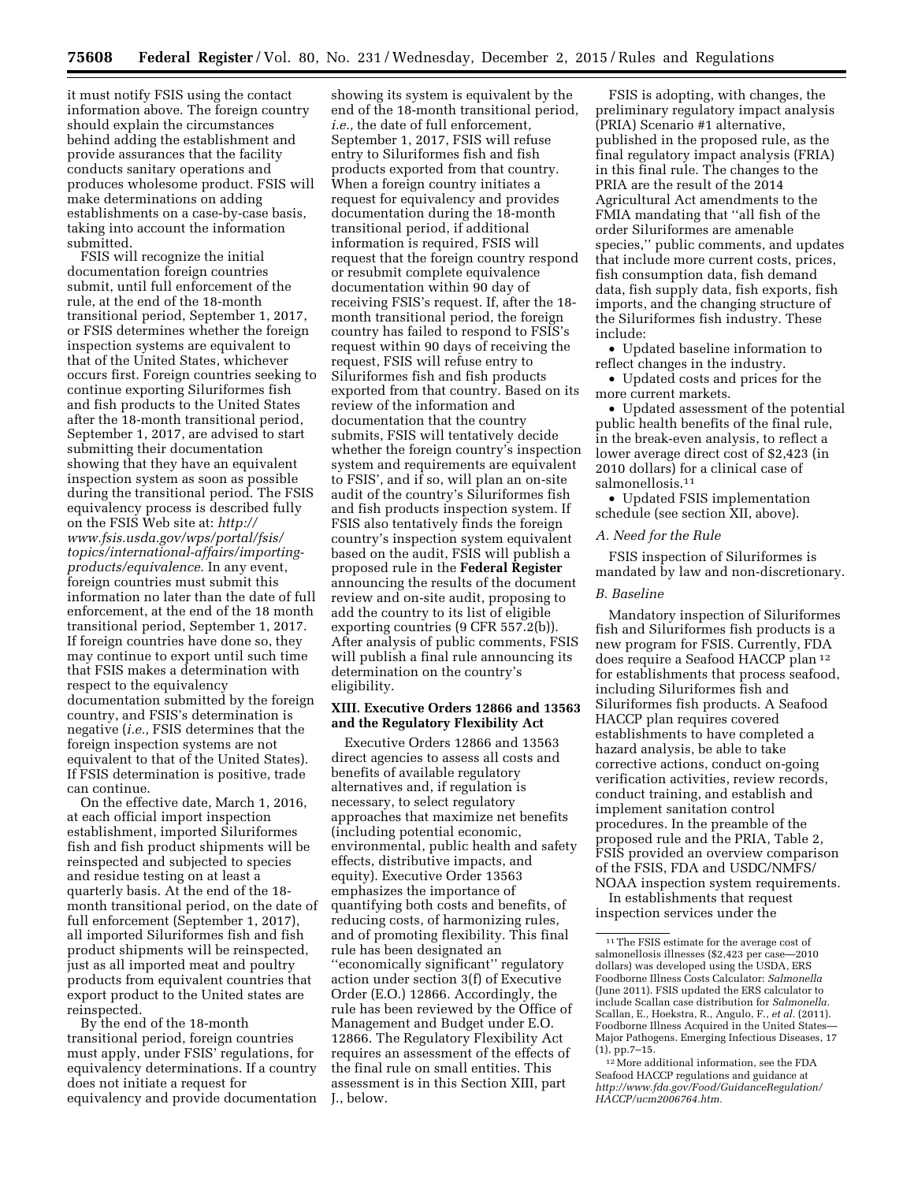it must notify FSIS using the contact information above. The foreign country should explain the circumstances behind adding the establishment and provide assurances that the facility conducts sanitary operations and produces wholesome product. FSIS will make determinations on adding establishments on a case-by-case basis, taking into account the information submitted.

FSIS will recognize the initial documentation foreign countries submit, until full enforcement of the rule, at the end of the 18-month transitional period, September 1, 2017, or FSIS determines whether the foreign inspection systems are equivalent to that of the United States, whichever occurs first. Foreign countries seeking to continue exporting Siluriformes fish and fish products to the United States after the 18-month transitional period, September 1, 2017, are advised to start submitting their documentation showing that they have an equivalent inspection system as soon as possible during the transitional period. The FSIS equivalency process is described fully on the FSIS Web site at: *http://www.fsis.usda.gov/wps/portal/fsis/topics/international-affairs/importing-products/equivalence*. In any event, foreign countries must submit this information no later than the date of full enforcement, at the end of the 18 month transitional period, September 1, 2017. If foreign countries have done so, they may continue to export until such time that FSIS makes a determination with respect to the equivalency documentation submitted by the foreign country, and FSIS's determination is negative (*i.e.,* FSIS determines that the foreign inspection systems are not equivalent to that of the United States). If FSIS determination is positive, trade can continue.

On the effective date, March 1, 2016, at each official import inspection establishment, imported Siluriformes fish and fish product shipments will be reinspected and subjected to species and residue testing on at least a quarterly basis. At the end of the 18-month transitional period, on the date of full enforcement (September 1, 2017), all imported Siluriformes fish and fish product shipments will be reinspected, just as all imported meat and poultry products from equivalent countries that export product to the United states are reinspected.

By the end of the 18-month transitional period, foreign countries must apply, under FSIS' regulations, for equivalency determinations. If a country does not initiate a request for equivalency and provide documentation showing its system is equivalent by the end of the 18-month transitional period, *i.e.,* the date of full enforcement, September 1, 2017, FSIS will refuse entry to Siluriformes fish and fish products exported from that country. When a foreign country initiates a request for equivalency and provides documentation during the 18-month transitional period, if additional information is required, FSIS will request that the foreign country respond or resubmit complete equivalence documentation within 90 day of receiving FSIS's request. If, after the 18-month transitional period, the foreign country has failed to respond to FSIS's request within 90 days of receiving the request, FSIS will refuse entry to Siluriformes fish and fish products exported from that country. Based on its review of the information and documentation that the country submits, FSIS will tentatively decide whether the foreign country's inspection system and requirements are equivalent to FSIS', and if so, will plan an on-site audit of the country's Siluriformes fish and fish products inspection system. If FSIS also tentatively finds the foreign country's inspection system equivalent based on the audit, FSIS will publish a proposed rule in the **Federal Register** announcing the results of the document review and on-site audit, proposing to add the country to its list of eligible exporting countries (9 CFR 557.2(b)). After analysis of public comments, FSIS will publish a final rule announcing its determination on the country's eligibility.

## XIII. Executive Orders 12866 and 13563 and the Regulatory Flexibility Act

Executive Orders 12866 and 13563 direct agencies to assess all costs and benefits of available regulatory alternatives and, if regulation is necessary, to select regulatory approaches that maximize net benefits (including potential economic, environmental, public health and safety effects, distributive impacts, and equity). Executive Order 13563 emphasizes the importance of quantifying both costs and benefits, of reducing costs, of harmonizing rules, and of promoting flexibility. This final rule has been designated an "economically significant" regulatory action under section 3(f) of Executive Order (E.O.) 12866. Accordingly, the rule has been reviewed by the Office of Management and Budget under E.O. 12866. The Regulatory Flexibility Act requires an assessment of the effects of the final rule on small entities. This assessment is in this Section XIII, part J., below.

FSIS is adopting, with changes, the preliminary regulatory impact analysis (PRIA) Scenario #1 alternative, published in the proposed rule, as the final regulatory impact analysis (FRIA) in this final rule. The changes to the PRIA are the result of the 2014 Agricultural Act amendments to the FMIA mandating that "all fish of the order Siluriformes are amenable species," public comments, and updates that include more current costs, prices, fish consumption data, fish demand data, fish supply data, fish exports, fish imports, and the changing structure of the Siluriformes fish industry. These include:

- Updated baseline information to reflect changes in the industry.
- Updated costs and prices for the more current markets.
- Updated assessment of the potential public health benefits of the final rule, in the break-even analysis, to reflect a lower average direct cost of $2,423 (in 2010 dollars) for a clinical case of salmonellosis.[11]
- Updated FSIS implementation schedule (see section XII, above).

### *A. Need for the Rule*

FSIS inspection of Siluriformes is mandated by law and non-discretionary.

### *B. Baseline*

Mandatory inspection of Siluriformes fish and Siluriformes fish products is a new program for FSIS. Currently, FDA does require a Seafood HACCP plan[12] for establishments that process seafood, including Siluriformes fish and Siluriformes fish products. A Seafood HACCP plan requires covered establishments to have completed a hazard analysis, be able to take corrective actions, conduct on-going verification activities, review records, conduct training, and establish and implement sanitation control procedures. In the preamble of the proposed rule and the PRIA, Table 2, FSIS provided an overview comparison of the FSIS, FDA and USDC/NMFS/NOAA inspection system requirements.

In establishments that request inspection services under the

---

[11] The FSIS estimate for the average cost of salmonellosis illnesses ($2,423 per case—2010 dollars) was developed using the USDA, ERS Foodborne Illness Costs Calculator: *Salmonella* (June 2011). FSIS updated the ERS calculator to include Scallan case distribution for *Salmonella.* Scallan, E., Hoekstra, R., Angulo, F., *et al.* (2011). Foodborne Illness Acquired in the United States—Major Pathogens. Emerging Infectious Diseases, 17 (1), pp.7–15.

[12] More additional information, see the FDA Seafood HACCP regulations and guidance at *http://www.fda.gov/Food/GuidanceRegulation/HACCP/ucm2006764.htm.*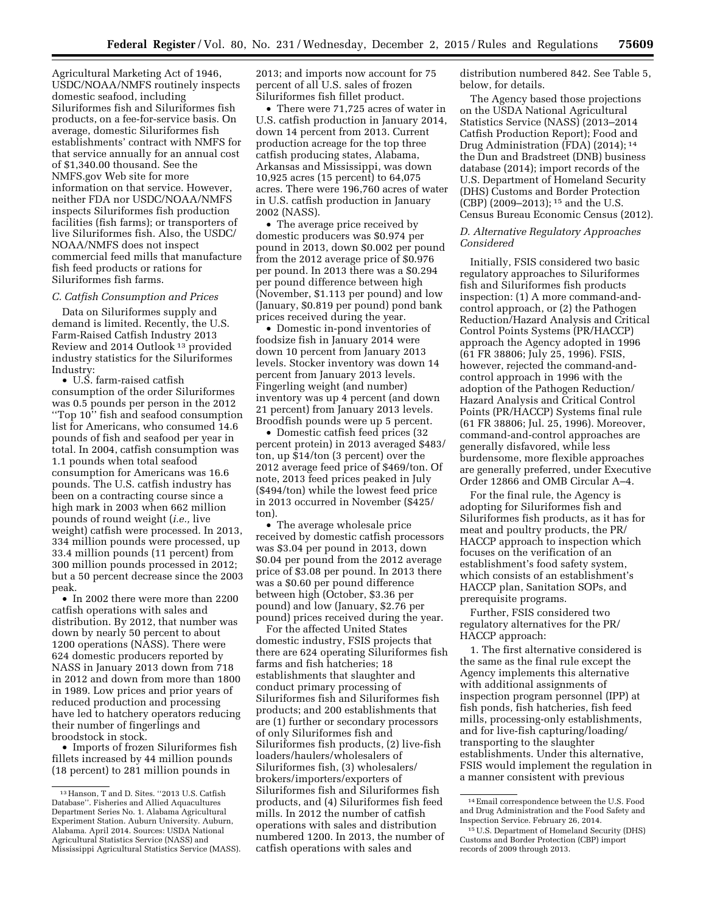Agricultural Marketing Act of 1946, USDC/NOAA/NMFS routinely inspects domestic seafood, including Siluriformes fish and Siluriformes fish products, on a fee-for-service basis. On average, domestic Siluriformes fish establishments' contract with NMFS for that service annually for an annual cost of $1,340.00 thousand. See the NMFS.gov Web site for more information on that service. However, neither FDA nor USDC/NOAA/NMFS inspects Siluriformes fish production facilities (fish farms); or transporters of live Siluriformes fish. Also, the USDC/NOAA/NMFS does not inspect commercial feed mills that manufacture fish feed products or rations for Siluriformes fish farms.

### C. Catfish Consumption and Prices

Data on Siluriformes supply and demand is limited. Recently, the U.S. Farm-Raised Catfish Industry 2013 Review and 2014 Outlook [13] provided industry statistics for the Siluriformes Industry:

- U.S. farm-raised catfish consumption of the order Siluriformes was 0.5 pounds per person in the 2012 ''Top 10'' fish and seafood consumption list for Americans, who consumed 14.6 pounds of fish and seafood per year in total. In 2004, catfish consumption was 1.1 pounds when total seafood consumption for Americans was 16.6 pounds. The U.S. catfish industry has been on a contracting course since a high mark in 2003 when 662 million pounds of round weight (*i.e.,* live weight) catfish were processed. In 2013, 334 million pounds were processed, up 33.4 million pounds (11 percent) from 300 million pounds processed in 2012; but a 50 percent decrease since the 2003 peak.
- In 2002 there were more than 2200 catfish operations with sales and distribution. By 2012, that number was down by nearly 50 percent to about 1200 operations (NASS). There were 624 domestic producers reported by NASS in January 2013 down from 718 in 2012 and down from more than 1800 in 1989. Low prices and prior years of reduced production and processing have led to hatchery operators reducing their number of fingerlings and broodstock in stock.
- Imports of frozen Siluriformes fish fillets increased by 44 million pounds (18 percent) to 281 million pounds in 2013; and imports now account for 75 percent of all U.S. sales of frozen Siluriformes fish fillet product.
- There were 71,725 acres of water in U.S. catfish production in January 2014, down 14 percent from 2013. Current production acreage for the top three catfish producing states, Alabama, Arkansas and Mississippi, was down 10,925 acres (15 percent) to 64,075 acres. There were 196,760 acres of water in U.S. catfish production in January 2002 (NASS).
- The average price received by domestic producers was $0.974 per pound in 2013, down $0.002 per pound from the 2012 average price of $0.976 per pound. In 2013 there was a $0.294 per pound difference between high (November, $1.113 per pound) and low (January, $0.819 per pound) pond bank prices received during the year.
- Domestic in-pond inventories of foodsize fish in January 2014 were down 10 percent from January 2013 levels. Stocker inventory was down 14 percent from January 2013 levels. Fingerling weight (and number) inventory was up 4 percent (and down 21 percent) from January 2013 levels. Broodfish pounds were up 5 percent.
- Domestic catfish feed prices (32 percent protein) in 2013 averaged $483/ton, up $14/ton (3 percent) over the 2012 average feed price of $469/ton. Of note, 2013 feed prices peaked in July ($494/ton) while the lowest feed price in 2013 occurred in November ($425/ton).
- The average wholesale price received by domestic catfish processors was $3.04 per pound in 2013, down $0.04 per pound from the 2012 average price of $3.08 per pound. In 2013 there was a $0.60 per pound difference between high (October, $3.36 per pound) and low (January, $2.76 per pound) prices received during the year.

For the affected United States domestic industry, FSIS projects that there are 624 operating Siluriformes fish farms and fish hatcheries; 18 establishments that slaughter and conduct primary processing of Siluriformes fish and Siluriformes fish products; and 200 establishments that are (1) further or secondary processors of only Siluriformes fish and Siluriformes fish products, (2) live-fish loaders/haulers/wholesalers of Siluriformes fish, (3) wholesalers/brokers/importers/exporters of Siluriformes fish and Siluriformes fish products, and (4) Siluriformes fish feed mills. In 2012 the number of catfish operations with sales and distribution numbered 1200. In 2013, the number of catfish operations with sales and distribution numbered 842. See Table 5, below, for details.

The Agency based those projections on the USDA National Agricultural Statistics Service (NASS) (2013–2014 Catfish Production Report); Food and Drug Administration (FDA) (2014); [14] the Dun and Bradstreet (DNB) business database (2014); import records of the U.S. Department of Homeland Security (DHS) Customs and Border Protection (CBP) (2009–2013); [15] and the U.S. Census Bureau Economic Census (2012).

### D. Alternative Regulatory Approaches Considered

Initially, FSIS considered two basic regulatory approaches to Siluriformes fish and Siluriformes fish products inspection: (1) A more command-and-control approach, or (2) the Pathogen Reduction/Hazard Analysis and Critical Control Points Systems (PR/HACCP) approach the Agency adopted in 1996 (61 FR 38806; July 25, 1996). FSIS, however, rejected the command-and-control approach in 1996 with the adoption of the Pathogen Reduction/Hazard Analysis and Critical Control Points (PR/HACCP) Systems final rule (61 FR 38806; Jul. 25, 1996). Moreover, command-and-control approaches are generally disfavored, while less burdensome, more flexible approaches are generally preferred, under Executive Order 12866 and OMB Circular A–4.

For the final rule, the Agency is adopting for Siluriformes fish and Siluriformes fish products, as it has for meat and poultry products, the PR/HACCP approach to inspection which focuses on the verification of an establishment's food safety system, which consists of an establishment's HACCP plan, Sanitation SOPs, and prerequisite programs.

Further, FSIS considered two regulatory alternatives for the PR/HACCP approach:

1. The first alternative considered is the same as the final rule except the Agency implements this alternative with additional assignments of inspection program personnel (IPP) at fish ponds, fish hatcheries, fish feed mills, processing-only establishments, and for live-fish capturing/loading/transporting to the slaughter establishments. Under this alternative, FSIS would implement the regulation in a manner consistent with previous

---

[13] Hanson, T and D. Sites. ''2013 U.S. Catfish Database''. Fisheries and Allied Aquacultures Department Series No. 1. Alabama Agricultural Experiment Station. Auburn University. Auburn, Alabama. April 2014. Sources: USDA National Agricultural Statistics Service (NASS) and Mississippi Agricultural Statistics Service (MASS).

[14] Email correspondence between the U.S. Food and Drug Administration and the Food Safety and Inspection Service. February 26, 2014.

[15] U.S. Department of Homeland Security (DHS) Customs and Border Protection (CBP) import records of 2009 through 2013.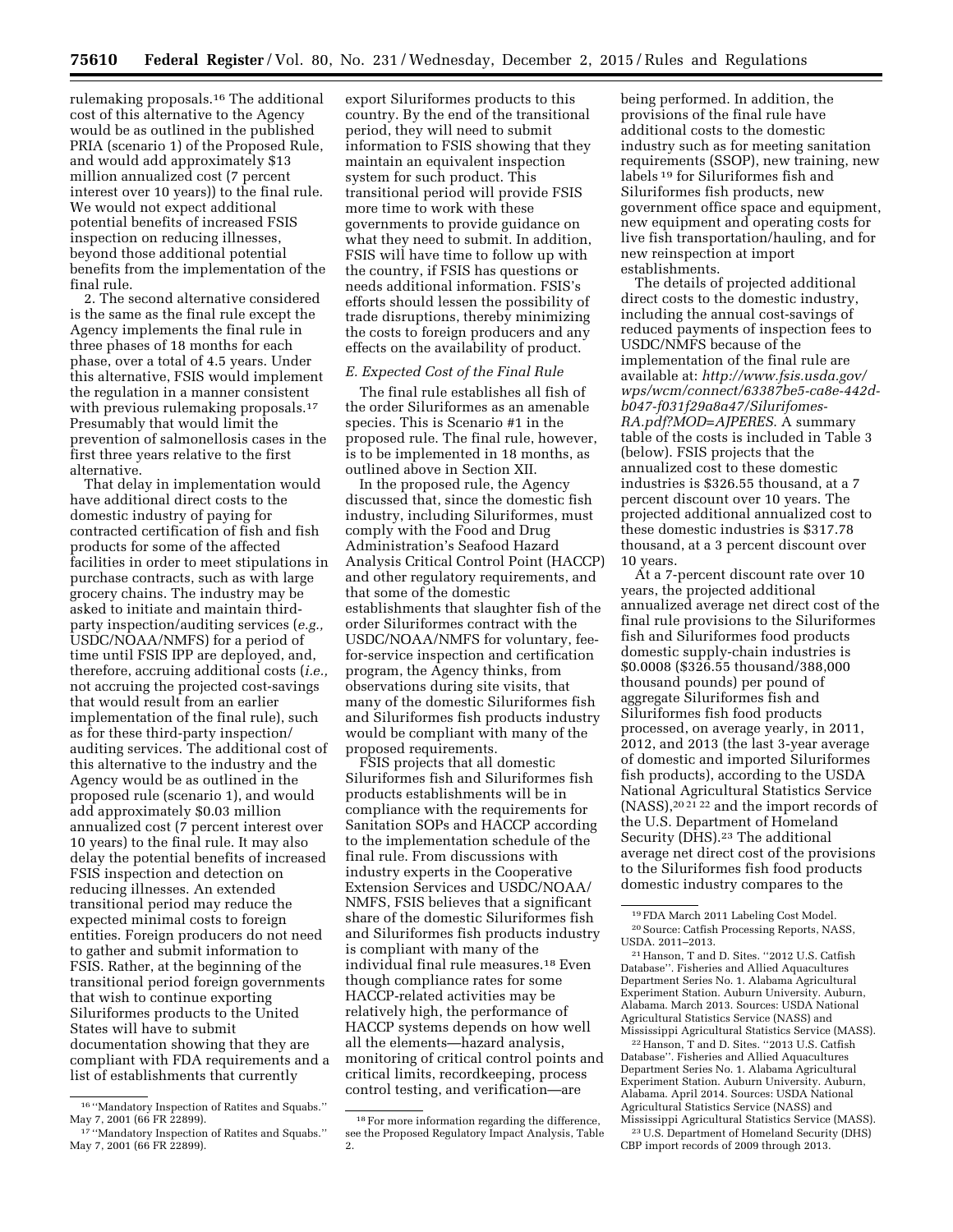rulemaking proposals.[16] The additional cost of this alternative to the Agency would be as outlined in the published PRIA (scenario 1) of the Proposed Rule, and would add approximately $13 million annualized cost (7 percent interest over 10 years)) to the final rule. We would not expect additional potential benefits of increased FSIS inspection on reducing illnesses, beyond those additional potential benefits from the implementation of the final rule.

2. The second alternative considered is the same as the final rule except the Agency implements the final rule in three phases of 18 months for each phase, over a total of 4.5 years. Under this alternative, FSIS would implement the regulation in a manner consistent with previous rulemaking proposals.[17] Presumably that would limit the prevention of salmonellosis cases in the first three years relative to the first alternative.

That delay in implementation would have additional direct costs to the domestic industry of paying for contracted certification of fish and fish products for some of the affected facilities in order to meet stipulations in purchase contracts, such as with large grocery chains. The industry may be asked to initiate and maintain third-party inspection/auditing services (*e.g.,* USDC/NOAA/NMFS) for a period of time until FSIS IPP are deployed, and, therefore, accruing additional costs (*i.e.,* not accruing the projected cost-savings that would result from an earlier implementation of the final rule), such as for these third-party inspection/auditing services. The additional cost of this alternative to the industry and the Agency would be as outlined in the proposed rule (scenario 1), and would add approximately $0.03 million annualized cost (7 percent interest over 10 years) to the final rule. It may also delay the potential benefits of increased FSIS inspection and detection on reducing illnesses. An extended transitional period may reduce the expected minimal costs to foreign entities. Foreign producers do not need to gather and submit information to FSIS. Rather, at the beginning of the transitional period foreign governments that wish to continue exporting Siluriformes products to the United States will have to submit documentation showing that they are compliant with FDA requirements and a list of establishments that currently export Siluriformes products to this country. By the end of the transitional period, they will need to submit information to FSIS showing that they maintain an equivalent inspection system for such product. This transitional period will provide FSIS more time to work with these governments to provide guidance on what they need to submit. In addition, FSIS will have time to follow up with the country, if FSIS has questions or needs additional information. FSIS's efforts should lessen the possibility of trade disruptions, thereby minimizing the costs to foreign producers and any effects on the availability of product.

*E. Expected Cost of the Final Rule*

The final rule establishes all fish of the order Siluriformes as an amenable species. This is Scenario #1 in the proposed rule. The final rule, however, is to be implemented in 18 months, as outlined above in Section XII.

In the proposed rule, the Agency discussed that, since the domestic fish industry, including Siluriformes, must comply with the Food and Drug Administration's Seafood Hazard Analysis Critical Control Point (HACCP) and other regulatory requirements, and that some of the domestic establishments that slaughter fish of the order Siluriformes contract with the USDC/NOAA/NMFS for voluntary, fee-for-service inspection and certification program, the Agency thinks, from observations during site visits, that many of the domestic Siluriformes fish and Siluriformes fish products industry would be compliant with many of the proposed requirements.

FSIS projects that all domestic Siluriformes fish and Siluriformes fish products establishments will be in compliance with the requirements for Sanitation SOPs and HACCP according to the implementation schedule of the final rule. From discussions with industry experts in the Cooperative Extension Services and USDC/NOAA/NMFS, FSIS believes that a significant share of the domestic Siluriformes fish and Siluriformes fish products industry is compliant with many of the individual final rule measures.[18] Even though compliance rates for some HACCP-related activities may be relatively high, the performance of HACCP systems depends on how well all the elements—hazard analysis, monitoring of critical control points and critical limits, recordkeeping, process control testing, and verification—are being performed. In addition, the provisions of the final rule have additional costs to the domestic industry such as for meeting sanitation requirements (SSOP), new training, new labels[19] for Siluriformes fish and Siluriformes fish products, new government office space and equipment, new equipment and operating costs for live fish transportation/hauling, and for new reinspection at import establishments.

The details of projected additional direct costs to the domestic industry, including the annual cost-savings of reduced payments of inspection fees to USDC/NMFS because of the implementation of the final rule are available at: *http://www.fsis.usda.gov/wps/wcm/connect/63387be5-ca8e-442d-b047-f031f29a8a47/Silurifomes-RA.pdf?MOD=AJPERES.* A summary table of the costs is included in Table 3 (below). FSIS projects that the annualized cost to these domestic industries is $326.55 thousand, at a 7 percent discount over 10 years. The projected additional annualized cost to these domestic industries is $317.78 thousand, at a 3 percent discount over 10 years.

At a 7-percent discount rate over 10 years, the projected additional annualized average net direct cost of the final rule provisions to the Siluriformes fish and Siluriformes food products domestic supply-chain industries is $0.0008 ($326.55 thousand/388,000 thousand pounds) per pound of aggregate Siluriformes fish and Siluriformes fish food products processed, on average yearly, in 2011, 2012, and 2013 (the last 3-year average of domestic and imported Siluriformes fish products), according to the USDA National Agricultural Statistics Service (NASS),[20] [21] [22] and the import records of the U.S. Department of Homeland Security (DHS).[23] The additional average net direct cost of the provisions to the Siluriformes fish food products domestic industry compares to the

---

[16] ''Mandatory Inspection of Ratites and Squabs.'' May 7, 2001 (66 FR 22899).

[17] ''Mandatory Inspection of Ratites and Squabs.'' May 7, 2001 (66 FR 22899).

[18] For more information regarding the difference, see the Proposed Regulatory Impact Analysis, Table 2.

[19] FDA March 2011 Labeling Cost Model.

[20] Source: Catfish Processing Reports, NASS, USDA. 2011–2013.

[21] Hanson, T and D. Sites. ''2012 U.S. Catfish Database''. Fisheries and Allied Aquacultures Department Series No. 1. Alabama Agricultural Experiment Station. Auburn University. Auburn, Alabama. March 2013. Sources: USDA National Agricultural Statistics Service (NASS) and Mississippi Agricultural Statistics Service (MASS).

[22] Hanson, T and D. Sites. ''2013 U.S. Catfish Database''. Fisheries and Allied Aquacultures Department Series No. 1. Alabama Agricultural Experiment Station. Auburn University. Auburn, Alabama. April 2014. Sources: USDA National Agricultural Statistics Service (NASS) and Mississippi Agricultural Statistics Service (MASS).

[23] U.S. Department of Homeland Security (DHS) CBP import records of 2009 through 2013.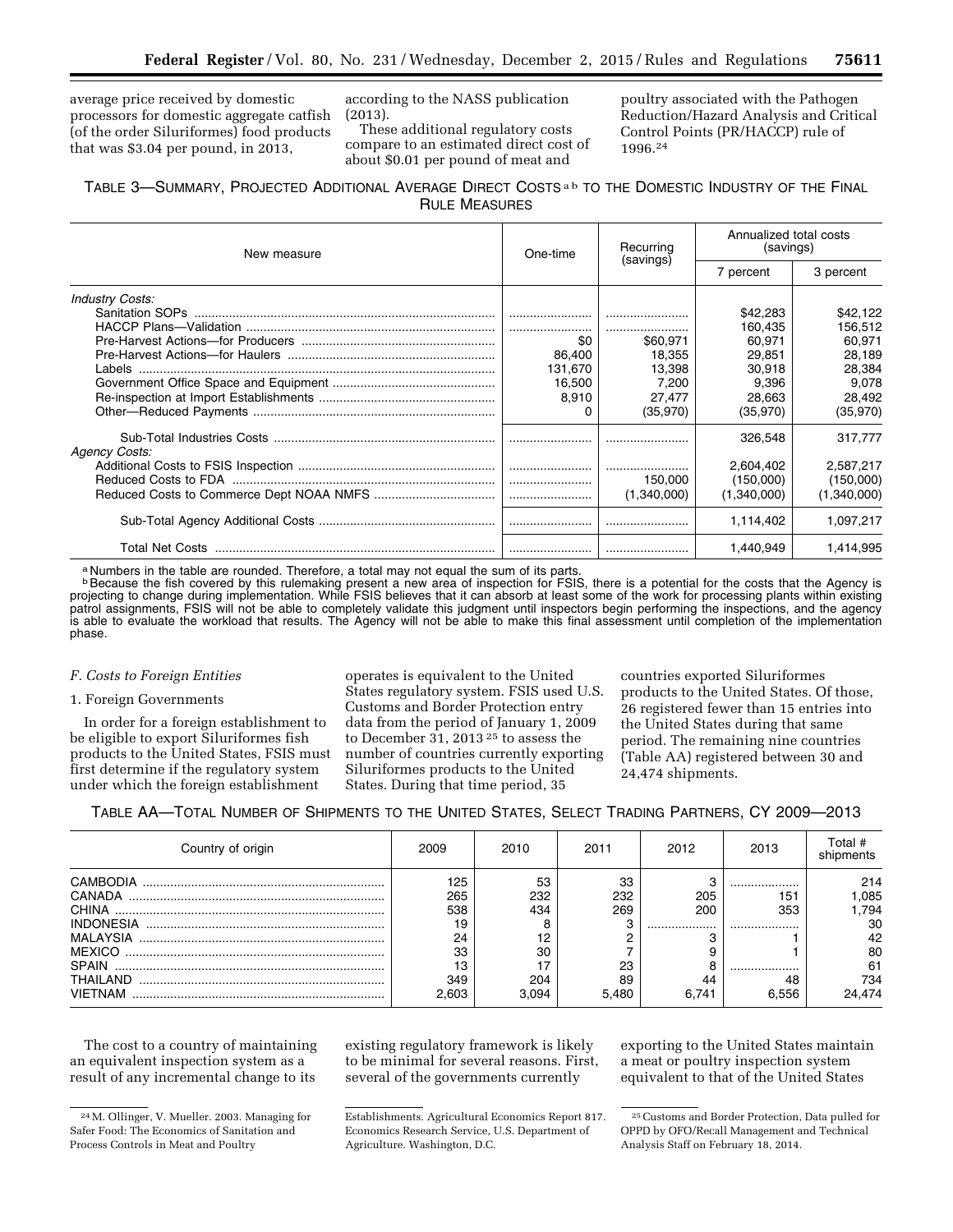average price received by domestic processors for domestic aggregate catfish (of the order Siluriformes) food products that was $3.04 per pound, in 2013, according to the NASS publication (2013).

These additional regulatory costs compare to an estimated direct cost of about $0.01 per pound of meat and poultry associated with the Pathogen Reduction/Hazard Analysis and Critical Control Points (PR/HACCP) rule of 1996.[24]

TABLE 3—SUMMARY, PROJECTED ADDITIONAL AVERAGE DIRECT COSTS [a] [b] TO THE DOMESTIC INDUSTRY OF THE FINAL RULE MEASURES

| New measure | One-time | Recurring (savings) | Annualized total costs (savings) | |
|---|---|---|---|---|
| | | | 7 percent | 3 percent |
| *Industry Costs:* | | | | |
| Sanitation SOPs | | | $42,283 | $42,122 |
| HACCP Plans—Validation | | | 160,435 | 156,512 |
| Pre-Harvest Actions—for Producers | $0 | $60,971 | 60,971 | 60,971 |
| Pre-Harvest Actions—for Haulers | 86,400 | 18,355 | 29,851 | 28,189 |
| Labels | 131,670 | 13,398 | 30,918 | 28,384 |
| Government Office Space and Equipment | 16,500 | 7,200 | 9,396 | 9,078 |
| Re-inspection at Import Establishments | 8,910 | 27,477 | 28,663 | 28,492 |
| Other—Reduced Payments | 0 | (35,970) | (35,970) | (35,970) |
| Sub-Total Industries Costs | | | 326,548 | 317,777 |
| *Agency Costs:* | | | | |
| Additional Costs to FSIS Inspection | | | 2,604,402 | 2,587,217 |
| Reduced Costs to FDA | | 150,000 | (150,000) | (150,000) |
| Reduced Costs to Commerce Dept NOAA NMFS | | (1,340,000) | (1,340,000) | (1,340,000) |
| Sub-Total Agency Additional Costs | | | 1,114,402 | 1,097,217 |
| Total Net Costs | | | 1,440,949 | 1,414,995 |

[a] Numbers in the table are rounded. Therefore, a total may not equal the sum of its parts.

[b] Because the fish covered by this rulemaking present a new area of inspection for FSIS, there is a potential for the costs that the Agency is projecting to change during implementation. While FSIS believes that it can absorb at least some of the work for processing plants within existing patrol assignments, FSIS will not be able to completely validate this judgment until inspectors begin performing the inspections, and the agency is able to evaluate the workload that results. The Agency will not be able to make this final assessment until completion of the implementation phase.

### *F. Costs to Foreign Entities*

1. Foreign Governments

In order for a foreign establishment to be eligible to export Siluriformes fish products to the United States, FSIS must first determine if the regulatory system under which the foreign establishment operates is equivalent to the United States regulatory system. FSIS used U.S. Customs and Border Protection entry data from the period of January 1, 2009 to December 31, 2013 [25] to assess the number of countries currently exporting Siluriformes products to the United States. During that time period, 35 countries exported Siluriformes products to the United States. Of those, 26 registered fewer than 15 entries into the United States during that same period. The remaining nine countries (Table AA) registered between 30 and 24,474 shipments.

TABLE AA—TOTAL NUMBER OF SHIPMENTS TO THE UNITED STATES, SELECT TRADING PARTNERS, CY 2009—2013

| Country of origin | 2009 | 2010 | 2011 | 2012 | 2013 | Total # shipments |
|---|---|---|---|---|---|---|
| CAMBODIA | 125 | 53 | 33 | 3 | | 214 |
| CANADA | 265 | 232 | 232 | 205 | 151 | 1,085 |
| CHINA | 538 | 434 | 269 | 200 | 353 | 1,794 |
| INDONESIA | 19 | 8 | 3 | | | 30 |
| MALAYSIA | 24 | 12 | 2 | 3 | 1 | 42 |
| MEXICO | 33 | 30 | 7 | 9 | 1 | 80 |
| SPAIN | 13 | 17 | 23 | 8 | | 61 |
| THAILAND | 349 | 204 | 89 | 44 | 48 | 734 |
| VIETNAM | 2,603 | 3,094 | 5,480 | 6,741 | 6,556 | 24,474 |

The cost to a country of maintaining an equivalent inspection system as a result of any incremental change to its existing regulatory framework is likely to be minimal for several reasons. First, several of the governments currently exporting to the United States maintain a meat or poultry inspection system equivalent to that of the United States

[24] M. Ollinger, V. Mueller. 2003. Managing for Safer Food: The Economics of Sanitation and Process Controls in Meat and Poultry Establishments. Agricultural Economics Report 817. Economics Research Service, U.S. Department of Agriculture. Washington, D.C.

[25] Customs and Border Protection, Data pulled for OPPD by OFO/Recall Management and Technical Analysis Staff on February 18, 2014.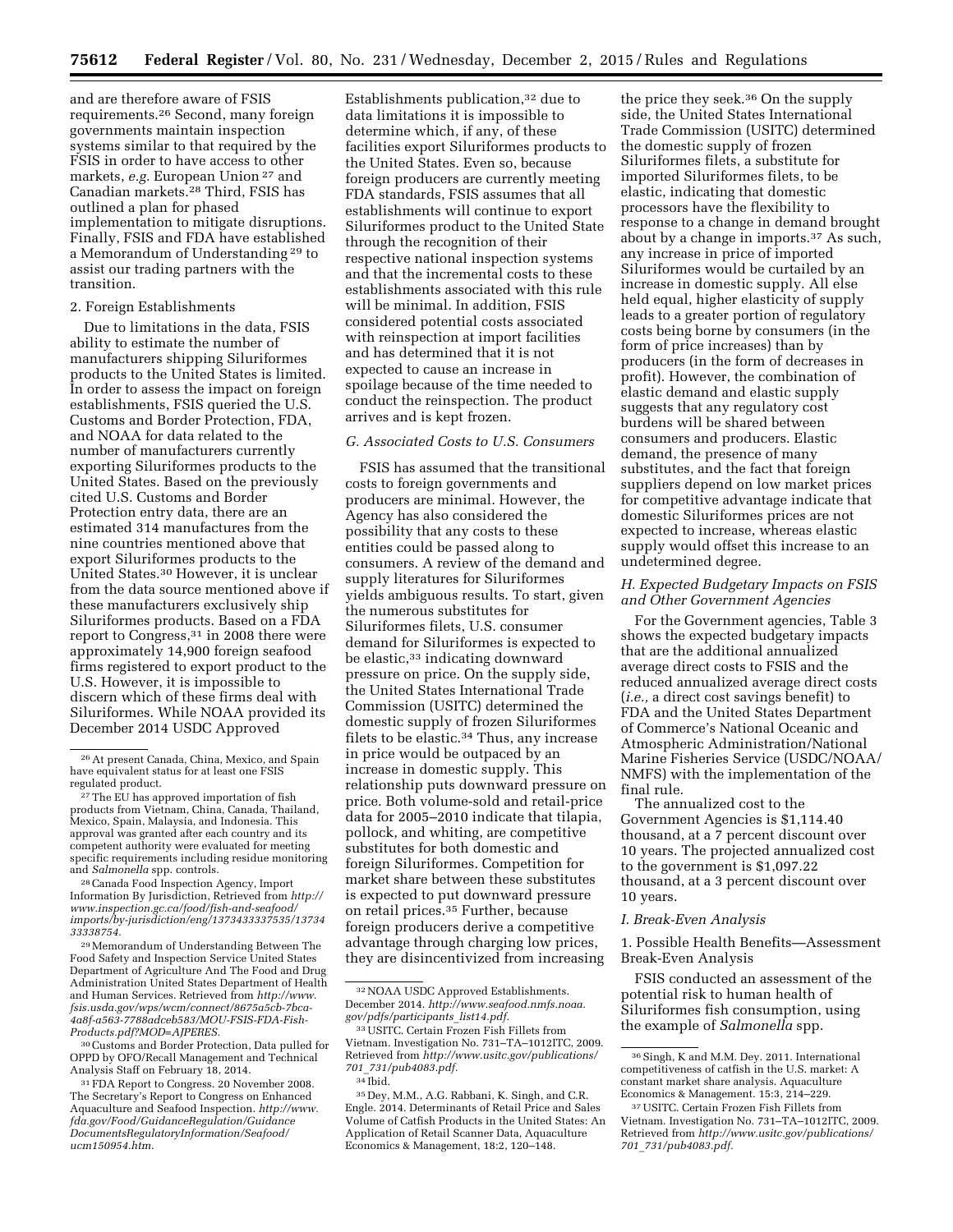and are therefore aware of FSIS requirements.[26] Second, many foreign governments maintain inspection systems similar to that required by the FSIS in order to have access to other markets, *e.g.* European Union [27] and Canadian markets.[28] Third, FSIS has outlined a plan for phased implementation to mitigate disruptions. Finally, FSIS and FDA have established a Memorandum of Understanding [29] to assist our trading partners with the transition.

2. Foreign Establishments

Due to limitations in the data, FSIS ability to estimate the number of manufacturers shipping Siluriformes products to the United States is limited. In order to assess the impact on foreign establishments, FSIS queried the U.S. Customs and Border Protection, FDA, and NOAA for data related to the number of manufacturers currently exporting Siluriformes products to the United States. Based on the previously cited U.S. Customs and Border Protection entry data, there are an estimated 314 manufactures from the nine countries mentioned above that export Siluriformes products to the United States.[30] However, it is unclear from the data source mentioned above if these manufacturers exclusively ship Siluriformes products. Based on a FDA report to Congress,[31] in 2008 there were approximately 14,900 foreign seafood firms registered to export product to the U.S. However, it is impossible to discern which of these firms deal with Siluriformes. While NOAA provided its December 2014 USDC Approved Establishments publication,[32] due to data limitations it is impossible to determine which, if any, of these facilities export Siluriformes products to the United States. Even so, because foreign producers are currently meeting FDA standards, FSIS assumes that all establishments will continue to export Siluriformes product to the United State through the recognition of their respective national inspection systems and that the incremental costs to these establishments associated with this rule will be minimal. In addition, FSIS considered potential costs associated with reinspection at import facilities and has determined that it is not expected to cause an increase in spoilage because of the time needed to conduct the reinspection. The product arrives and is kept frozen.

### G. Associated Costs to U.S. Consumers

FSIS has assumed that the transitional costs to foreign governments and producers are minimal. However, the Agency has also considered the possibility that any costs to these entities could be passed along to consumers. A review of the demand and supply literatures for Siluriformes yields ambiguous results. To start, given the numerous substitutes for Siluriformes filets, U.S. consumer demand for Siluriformes is expected to be elastic,[33] indicating downward pressure on price. On the supply side, the United States International Trade Commission (USITC) determined the domestic supply of frozen Siluriformes filets to be elastic.[34] Thus, any increase in price would be outpaced by an increase in domestic supply. This relationship puts downward pressure on price. Both volume-sold and retail-price data for 2005–2010 indicate that tilapia, pollock, and whiting, are competitive substitutes for both domestic and foreign Siluriformes. Competition for market share between these substitutes is expected to put downward pressure on retail prices.[35] Further, because foreign producers derive a competitive advantage through charging low prices, they are disincentivized from increasing the price they seek.[36] On the supply side, the United States International Trade Commission (USITC) determined the domestic supply of frozen Siluriformes filets, a substitute for imported Siluriformes filets, to be elastic, indicating that domestic processors have the flexibility to response to a change in demand brought about by a change in imports.[37] As such, any increase in price of imported Siluriformes would be curtailed by an increase in domestic supply. All else held equal, higher elasticity of supply leads to a greater portion of regulatory costs being borne by consumers (in the form of price increases) than by producers (in the form of decreases in profit). However, the combination of elastic demand and elastic supply suggests that any regulatory cost burdens will be shared between consumers and producers. Elastic demand, the presence of many substitutes, and the fact that foreign suppliers depend on low market prices for competitive advantage indicate that domestic Siluriformes prices are not expected to increase, whereas elastic supply would offset this increase to an undetermined degree.

### H. Expected Budgetary Impacts on FSIS and Other Government Agencies

For the Government agencies, Table 3 shows the expected budgetary impacts that are the additional annualized average direct costs to FSIS and the reduced annualized average direct costs (*i.e.,* a direct cost savings benefit) to FDA and the United States Department of Commerce's National Oceanic and Atmospheric Administration/National Marine Fisheries Service (USDC/NOAA/NMFS) with the implementation of the final rule.

The annualized cost to the Government Agencies is $1,114.40 thousand, at a 7 percent discount over 10 years. The projected annualized cost to the government is $1,097.22 thousand, at a 3 percent discount over 10 years.

### I. Break-Even Analysis

1. Possible Health Benefits—Assessment Break-Even Analysis

FSIS conducted an assessment of the potential risk to human health of Siluriformes fish consumption, using the example of *Salmonella* spp.

---

[26] At present Canada, China, Mexico, and Spain have equivalent status for at least one FSIS regulated product.

[27] The EU has approved importation of fish products from Vietnam, China, Canada, Thailand, Mexico, Spain, Malaysia, and Indonesia. This approval was granted after each country and its competent authority were evaluated for meeting specific requirements including residue monitoring and *Salmonella* spp. controls.

[28] Canada Food Inspection Agency, Import Information By Jurisdiction, Retrieved from *http://www.inspection.gc.ca/food/fish-and-seafood/imports/by-jurisdiction/eng/1373433337535/1373433338754.*

[29] Memorandum of Understanding Between The Food Safety and Inspection Service United States Department of Agriculture And The Food and Drug Administration United States Department of Health and Human Services. Retrieved from *http://www.fsis.usda.gov/wps/wcm/connect/8675a5cb-7bca-4a8f-a563-7788adceb583/MOU-FSIS-FDA-Fish-Products.pdf?MOD=AJPERES.*

[30] Customs and Border Protection, Data pulled for OPPD by OFO/Recall Management and Technical Analysis Staff on February 18, 2014.

[31] FDA Report to Congress. 20 November 2008. The Secretary's Report to Congress on Enhanced Aquaculture and Seafood Inspection. *http://www.fda.gov/Food/GuidanceRegulation/GuidanceDocumentsRegulatoryInformation/Seafood/ucm150954.htm.*

[32] NOAA USDC Approved Establishments. December 2014. *http://www.seafood.nmfs.noaa.gov/pdfs/participants_list14.pdf.*

[33] USITC. Certain Frozen Fish Fillets from Vietnam. Investigation No. 731–TA–1012ITC, 2009. Retrieved from *http://www.usitc.gov/publications/701_731/pub4083.pdf.*

[34] Ibid.

[35] Dey, M.M., A.G. Rabbani, K. Singh, and C.R. Engle. 2014. Determinants of Retail Price and Sales Volume of Catfish Products in the United States: An Application of Retail Scanner Data, Aquaculture Economics & Management, 18:2, 120–148.

[36] Singh, K and M.M. Dey. 2011. International competitiveness of catfish in the U.S. market: A constant market share analysis. Aquaculture Economics & Management. 15:3, 214–229.

[37] USITC. Certain Frozen Fish Fillets from Vietnam. Investigation No. 731–TA–1012ITC, 2009. Retrieved from *http://www.usitc.gov/publications/701_731/pub4083.pdf.*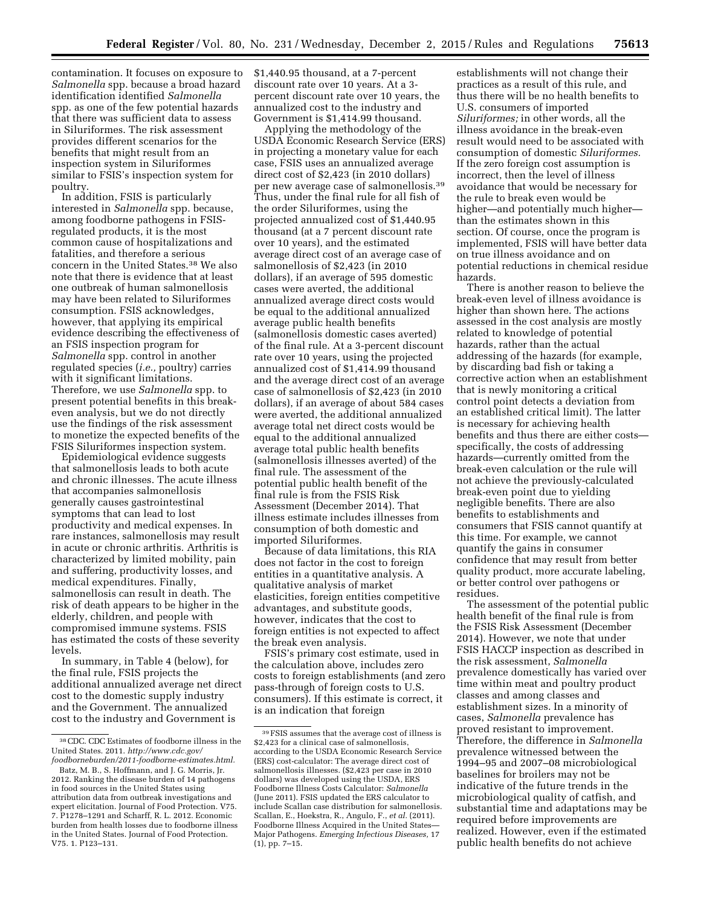contamination. It focuses on exposure to *Salmonella* spp. because a broad hazard identification identified *Salmonella* spp. as one of the few potential hazards that there was sufficient data to assess in Siluriformes. The risk assessment provides different scenarios for the benefits that might result from an inspection system in Siluriformes similar to FSIS's inspection system for poultry.

In addition, FSIS is particularly interested in *Salmonella* spp. because, among foodborne pathogens in FSIS-regulated products, it is the most common cause of hospitalizations and fatalities, and therefore a serious concern in the United States.[38] We also note that there is evidence that at least one outbreak of human salmonellosis may have been related to Siluriformes consumption. FSIS acknowledges, however, that applying its empirical evidence describing the effectiveness of an FSIS inspection program for *Salmonella* spp. control in another regulated species (*i.e.,* poultry) carries with it significant limitations. Therefore, we use *Salmonella* spp. to present potential benefits in this break-even analysis, but we do not directly use the findings of the risk assessment to monetize the expected benefits of the FSIS Siluriformes inspection system.

Epidemiological evidence suggests that salmonellosis leads to both acute and chronic illnesses. The acute illness that accompanies salmonellosis generally causes gastrointestinal symptoms that can lead to lost productivity and medical expenses. In rare instances, salmonellosis may result in acute or chronic arthritis. Arthritis is characterized by limited mobility, pain and suffering, productivity losses, and medical expenditures. Finally, salmonellosis can result in death. The risk of death appears to be higher in the elderly, children, and people with compromised immune systems. FSIS has estimated the costs of these severity levels.

In summary, in Table 4 (below), for the final rule, FSIS projects the additional annualized average net direct cost to the domestic supply industry and the Government. The annualized cost to the industry and Government is $1,440.95 thousand, at a 7-percent discount rate over 10 years. At a 3-percent discount rate over 10 years, the annualized cost to the industry and Government is $1,414.99 thousand.

Applying the methodology of the USDA Economic Research Service (ERS) in projecting a monetary value for each case, FSIS uses an annualized average direct cost of $2,423 (in 2010 dollars) per new average case of salmonellosis.[39] Thus, under the final rule for all fish of the order Siluriformes, using the projected annualized cost of $1,440.95 thousand (at a 7 percent discount rate over 10 years), and the estimated average direct cost of an average case of salmonellosis of $2,423 (in 2010 dollars), if an average of 595 domestic cases were averted, the additional annualized average direct costs would be equal to the additional annualized average public health benefits (salmonellosis domestic cases averted) of the final rule. At a 3-percent discount rate over 10 years, using the projected annualized cost of $1,414.99 thousand and the average direct cost of an average case of salmonellosis of $2,423 (in 2010 dollars), if an average of about 584 cases were averted, the additional annualized average total net direct costs would be equal to the additional annualized average total public health benefits (salmonellosis illnesses averted) of the final rule. The assessment of the potential public health benefit of the final rule is from the FSIS Risk Assessment (December 2014). That illness estimate includes illnesses from consumption of both domestic and imported Siluriformes.

Because of data limitations, this RIA does not factor in the cost to foreign entities in a quantitative analysis. A qualitative analysis of market elasticities, foreign entities competitive advantages, and substitute goods, however, indicates that the cost to foreign entities is not expected to affect the break even analysis.

FSIS's primary cost estimate, used in the calculation above, includes zero costs to foreign establishments (and zero pass-through of foreign costs to U.S. consumers). If this estimate is correct, it is an indication that foreign establishments will not change their practices as a result of this rule, and thus there will be no health benefits to U.S. consumers of imported *Siluriformes;* in other words, all the illness avoidance in the break-even result would need to be associated with consumption of domestic *Siluriformes.* If the zero foreign cost assumption is incorrect, then the level of illness avoidance that would be necessary for the rule to break even would be higher—and potentially much higher—than the estimates shown in this section. Of course, once the program is implemented, FSIS will have better data on true illness avoidance and on potential reductions in chemical residue hazards.

There is another reason to believe the break-even level of illness avoidance is higher than shown here. The actions assessed in the cost analysis are mostly related to knowledge of potential hazards, rather than the actual addressing of the hazards (for example, by discarding bad fish or taking a corrective action when an establishment that is newly monitoring a critical control point detects a deviation from an established critical limit). The latter is necessary for achieving health benefits and thus there are either costs—specifically, the costs of addressing hazards—currently omitted from the break-even calculation or the rule will not achieve the previously-calculated break-even point due to yielding negligible benefits. There are also benefits to establishments and consumers that FSIS cannot quantify at this time. For example, we cannot quantify the gains in consumer confidence that may result from better quality product, more accurate labeling, or better control over pathogens or residues.

The assessment of the potential public health benefit of the final rule is from the FSIS Risk Assessment (December 2014). However, we note that under FSIS HACCP inspection as described in the risk assessment, *Salmonella* prevalence domestically has varied over time within meat and poultry product classes and among classes and establishment sizes. In a minority of cases, *Salmonella* prevalence has proved resistant to improvement. Therefore, the difference in *Salmonella* prevalence witnessed between the 1994–95 and 2007–08 microbiological baselines for broilers may not be indicative of the future trends in the microbiological quality of catfish, and substantial time and adaptations may be required before improvements are realized. However, even if the estimated public health benefits do not achieve

---

[38] CDC. CDC Estimates of foodborne illness in the United States. 2011. *http://www.cdc.gov/foodborneburden/2011-foodborne-estimates.html.*

Batz, M. B., S. Hoffmann, and J. G. Morris, Jr. 2012. Ranking the disease burden of 14 pathogens in food sources in the United States using attribution data from outbreak investigations and expert elicitation. Journal of Food Protection. V75. 7. P1278–1291 and Scharff, R. L. 2012. Economic burden from health losses due to foodborne illness in the United States. Journal of Food Protection. V75. 1. P123–131.

[39] FSIS assumes that the average cost of illness is $2,423 for a clinical case of salmonellosis, according to the USDA Economic Research Service (ERS) cost-calculator: The average direct cost of salmonellosis illnesses. ($2,423 per case in 2010 dollars) was developed using the USDA, ERS Foodborne Illness Costs Calculator: *Salmonella* (June 2011). FSIS updated the ERS calculator to include Scallan case distribution for salmonellosis. Scallan, E., Hoekstra, R., Angulo, F., *et al.* (2011). Foodborne Illness Acquired in the United States—Major Pathogens. *Emerging Infectious Diseases,* 17 (1), pp. 7–15.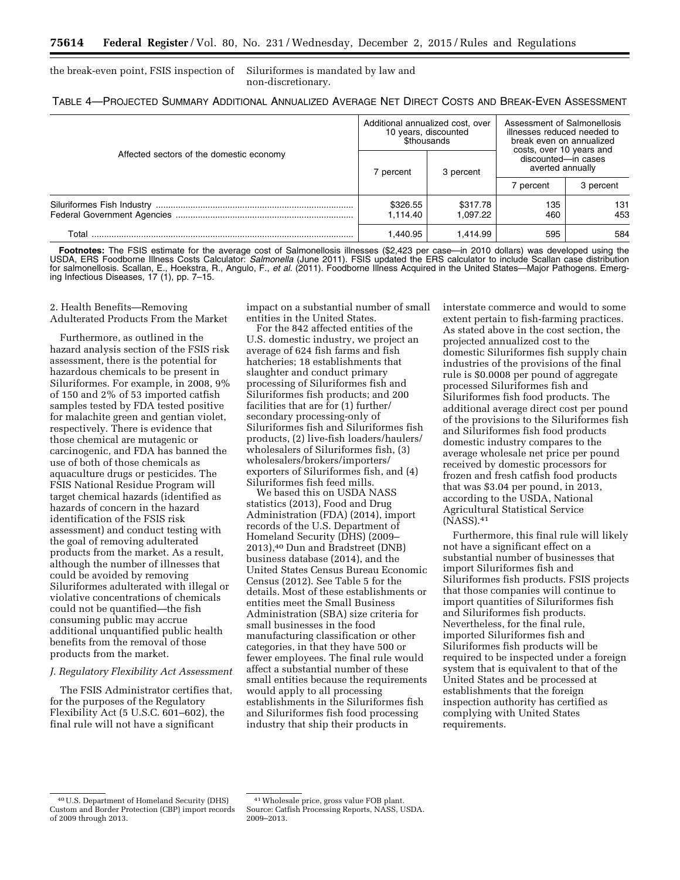the break-even point, FSIS inspection of Siluriformes is mandated by law and non-discretionary.

TABLE 4—PROJECTED SUMMARY ADDITIONAL ANNUALIZED AVERAGE NET DIRECT COSTS AND BREAK-EVEN ASSESSMENT

| Affected sectors of the domestic economy | Additional annualized cost, over 10 years, discounted $thousands | | Assessment of Salmonellosis illnesses reduced needed to break even on annualized costs, over 10 years and discounted—in cases averted annually | |
|---|---|---|---|---|
| | 7 percent | 3 percent | 7 percent | 3 percent |
| Siluriformes Fish Industry | $326.55 | $317.78 | 135 | 131 |
| Federal Government Agencies | 1,114.40 | 1,097.22 | 460 | 453 |
| Total | 1,440.95 | 1,414.99 | 595 | 584 |

**Footnotes:** The FSIS estimate for the average cost of Salmonellosis illnesses ($2,423 per case—in 2010 dollars) was developed using the USDA, ERS Foodborne Illness Costs Calculator: *Salmonella* (June 2011). FSIS updated the ERS calculator to include Scallan case distribution for salmonellosis. Scallan, E., Hoekstra, R., Angulo, F., *et al.* (2011). Foodborne Illness Acquired in the United States—Major Pathogens. Emerging Infectious Diseases, 17 (1), pp. 7–15.

2. Health Benefits—Removing Adulterated Products From the Market

Furthermore, as outlined in the hazard analysis section of the FSIS risk assessment, there is the potential for hazardous chemicals to be present in Siluriformes. For example, in 2008, 9% of 150 and 2% of 53 imported catfish samples tested by FDA tested positive for malachite green and gentian violet, respectively. There is evidence that those chemical are mutagenic or carcinogenic, and FDA has banned the use of both of those chemicals as aquaculture drugs or pesticides. The FSIS National Residue Program will target chemical hazards (identified as hazards of concern in the hazard identification of the FSIS risk assessment) and conduct testing with the goal of removing adulterated products from the market. As a result, although the number of illnesses that could be avoided by removing Siluriformes adulterated with illegal or violative concentrations of chemicals could not be quantified—the fish consuming public may accrue additional unquantified public health benefits from the removal of those products from the market.

*J. Regulatory Flexibility Act Assessment*

The FSIS Administrator certifies that, for the purposes of the Regulatory Flexibility Act (5 U.S.C. 601–602), the final rule will not have a significant impact on a substantial number of small entities in the United States.

For the 842 affected entities of the U.S. domestic industry, we project an average of 624 fish farms and fish hatcheries; 18 establishments that slaughter and conduct primary processing of Siluriformes fish and Siluriformes fish products; and 200 facilities that are for (1) further/secondary processing-only of Siluriformes fish and Siluriformes fish products, (2) live-fish loaders/haulers/wholesalers of Siluriformes fish, (3) wholesalers/brokers/importers/exporters of Siluriformes fish, and (4) Siluriformes fish feed mills.

We based this on USDA NASS statistics (2013), Food and Drug Administration (FDA) (2014), import records of the U.S. Department of Homeland Security (DHS) (2009–2013),[40] Dun and Bradstreet (DNB) business database (2014), and the United States Census Bureau Economic Census (2012). See Table 5 for the details. Most of these establishments or entities meet the Small Business Administration (SBA) size criteria for small businesses in the food manufacturing classification or other categories, in that they have 500 or fewer employees. The final rule would affect a substantial number of these small entities because the requirements would apply to all processing establishments in the Siluriformes fish and Siluriformes fish food processing industry that ship their products in interstate commerce and would to some extent pertain to fish-farming practices. As stated above in the cost section, the projected annualized cost to the domestic Siluriformes fish supply chain industries of the provisions of the final rule is $0.0008 per pound of aggregate processed Siluriformes fish and Siluriformes fish food products. The additional average direct cost per pound of the provisions to the Siluriformes fish and Siluriformes fish food products domestic industry compares to the average wholesale net price per pound received by domestic processors for frozen and fresh catfish food products that was $3.04 per pound, in 2013, according to the USDA, National Agricultural Statistical Service (NASS).[41]

Furthermore, this final rule will likely not have a significant effect on a substantial number of businesses that import Siluriformes fish and Siluriformes fish products. FSIS projects that those companies will continue to import quantities of Siluriformes fish and Siluriformes fish products. Nevertheless, for the final rule, imported Siluriformes fish and Siluriformes fish products will be required to be inspected under a foreign system that is equivalent to that of the United States and be processed at establishments that the foreign inspection authority has certified as complying with United States requirements.

[40] U.S. Department of Homeland Security (DHS) Custom and Border Protection (CBP) import records of 2009 through 2013.

[41] Wholesale price, gross value FOB plant. Source: Catfish Processing Reports, NASS, USDA. 2009–2013.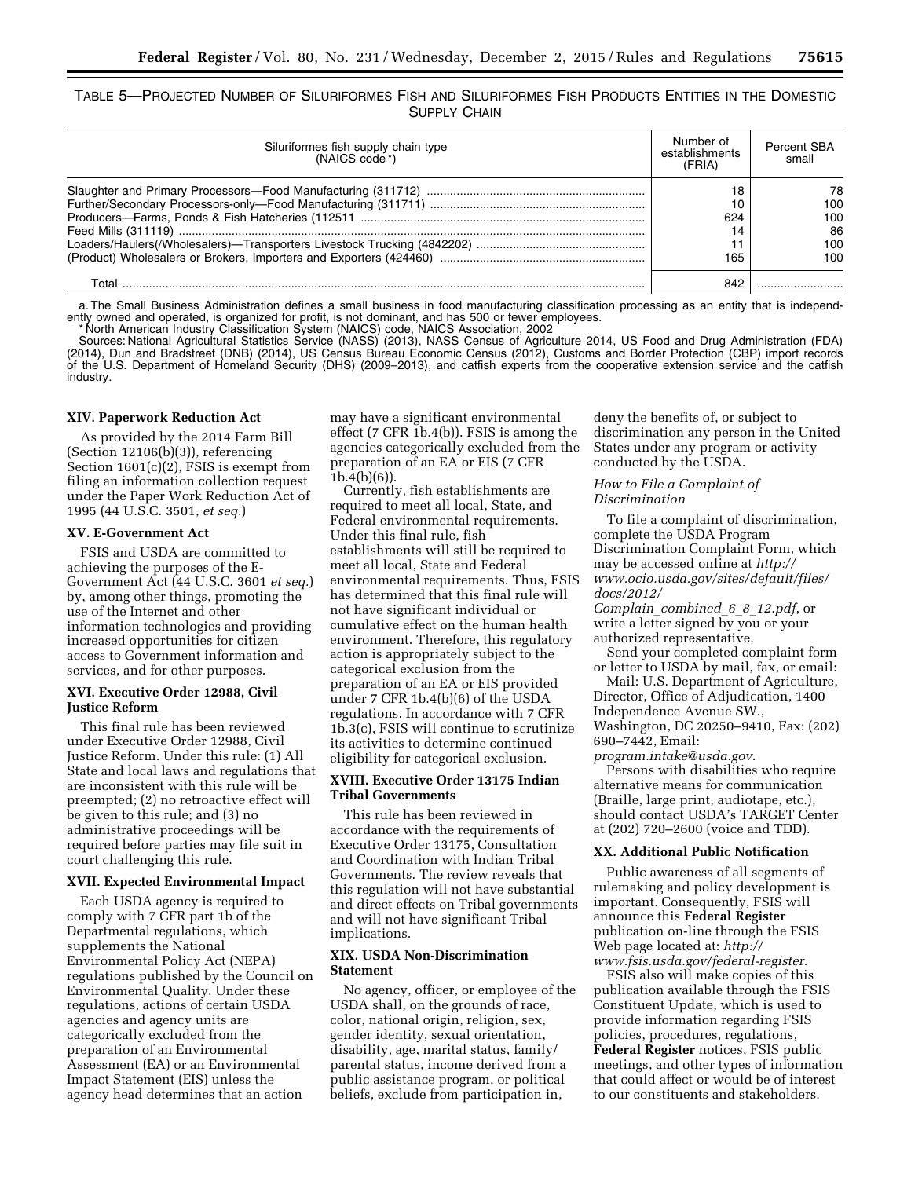TABLE 5—PROJECTED NUMBER OF SILURIFORMES FISH AND SILURIFORMES FISH PRODUCTS ENTITIES IN THE DOMESTIC SUPPLY CHAIN

| Siluriformes fish supply chain type (NAICS code *) | Number of establishments (FRIA) | Percent SBA small |
|---|---|---|
| Slaughter and Primary Processors—Food Manufacturing (311712) | 18 | 78 |
| Further/Secondary Processors-only—Food Manufacturing (311711) | 10 | 100 |
| Producers—Farms, Ponds & Fish Hatcheries (112511 | 624 | 100 |
| Feed Mills (311119) | 14 | 86 |
| Loaders/Haulers(/Wholesalers)—Transporters Livestock Trucking (4842202) | 11 | 100 |
| (Product) Wholesalers or Brokers, Importers and Exporters (424460) | 165 | 100 |
| Total | 842 | |

a. The Small Business Administration defines a small business in food manufacturing classification processing as an entity that is independently owned and operated, is organized for profit, is not dominant, and has 500 or fewer employees.

\* North American Industry Classification System (NAICS) code, NAICS Association, 2002

Sources: National Agricultural Statistics Service (NASS) (2013), NASS Census of Agriculture 2014, US Food and Drug Administration (FDA) (2014), Dun and Bradstreet (DNB) (2014), US Census Bureau Economic Census (2012), Customs and Border Protection (CBP) import records of the U.S. Department of Homeland Security (DHS) (2009–2013), and catfish experts from the cooperative extension service and the catfish industry.

### XIV. Paperwork Reduction Act

As provided by the 2014 Farm Bill (Section 12106(b)(3)), referencing Section 1601(c)(2), FSIS is exempt from filing an information collection request under the Paper Work Reduction Act of 1995 (44 U.S.C. 3501, *et seq.*)

### XV. E-Government Act

FSIS and USDA are committed to achieving the purposes of the E-Government Act (44 U.S.C. 3601 *et seq.*) by, among other things, promoting the use of the Internet and other information technologies and providing increased opportunities for citizen access to Government information and services, and for other purposes.

### XVI. Executive Order 12988, Civil Justice Reform

This final rule has been reviewed under Executive Order 12988, Civil Justice Reform. Under this rule: (1) All State and local laws and regulations that are inconsistent with this rule will be preempted; (2) no retroactive effect will be given to this rule; and (3) no administrative proceedings will be required before parties may file suit in court challenging this rule.

### XVII. Expected Environmental Impact

Each USDA agency is required to comply with 7 CFR part 1b of the Departmental regulations, which supplements the National Environmental Policy Act (NEPA) regulations published by the Council on Environmental Quality. Under these regulations, actions of certain USDA agencies and agency units are categorically excluded from the preparation of an Environmental Assessment (EA) or an Environmental Impact Statement (EIS) unless the agency head determines that an action may have a significant environmental effect (7 CFR 1b.4(b)). FSIS is among the agencies categorically excluded from the preparation of an EA or EIS (7 CFR 1b.4(b)(6)).

Currently, fish establishments are required to meet all local, State, and Federal environmental requirements. Under this final rule, fish establishments will still be required to meet all local, State and Federal environmental requirements. Thus, FSIS has determined that this final rule will not have significant individual or cumulative effect on the human health environment. Therefore, this regulatory action is appropriately subject to the categorical exclusion from the preparation of an EA or EIS provided under 7 CFR 1b.4(b)(6) of the USDA regulations. In accordance with 7 CFR 1b.3(c), FSIS will continue to scrutinize its activities to determine continued eligibility for categorical exclusion.

### XVIII. Executive Order 13175 Indian Tribal Governments

This rule has been reviewed in accordance with the requirements of Executive Order 13175, Consultation and Coordination with Indian Tribal Governments. The review reveals that this regulation will not have substantial and direct effects on Tribal governments and will not have significant Tribal implications.

### XIX. USDA Non-Discrimination Statement

No agency, officer, or employee of the USDA shall, on the grounds of race, color, national origin, religion, sex, gender identity, sexual orientation, disability, age, marital status, family/parental status, income derived from a public assistance program, or political beliefs, exclude from participation in, deny the benefits of, or subject to discrimination any person in the United States under any program or activity conducted by the USDA.

*How to File a Complaint of Discrimination*

To file a complaint of discrimination, complete the USDA Program Discrimination Complaint Form, which may be accessed online at *http://www.ocio.usda.gov/sites/default/files/docs/2012/Complain_combined_6_8_12.pdf*, or write a letter signed by you or your authorized representative.

Send your completed complaint form or letter to USDA by mail, fax, or email:

Mail: U.S. Department of Agriculture, Director, Office of Adjudication, 1400 Independence Avenue SW., Washington, DC 20250–9410, Fax: (202) 690–7442, Email: *program.intake@usda.gov*.

Persons with disabilities who require alternative means for communication (Braille, large print, audiotape, etc.), should contact USDA's TARGET Center at (202) 720–2600 (voice and TDD).

### XX. Additional Public Notification

Public awareness of all segments of rulemaking and policy development is important. Consequently, FSIS will announce this **Federal Register** publication on-line through the FSIS Web page located at: *http://www.fsis.usda.gov/federal-register*.

FSIS also will make copies of this publication available through the FSIS Constituent Update, which is used to provide information regarding FSIS policies, procedures, regulations, **Federal Register** notices, FSIS public meetings, and other types of information that could affect or would be of interest to our constituents and stakeholders.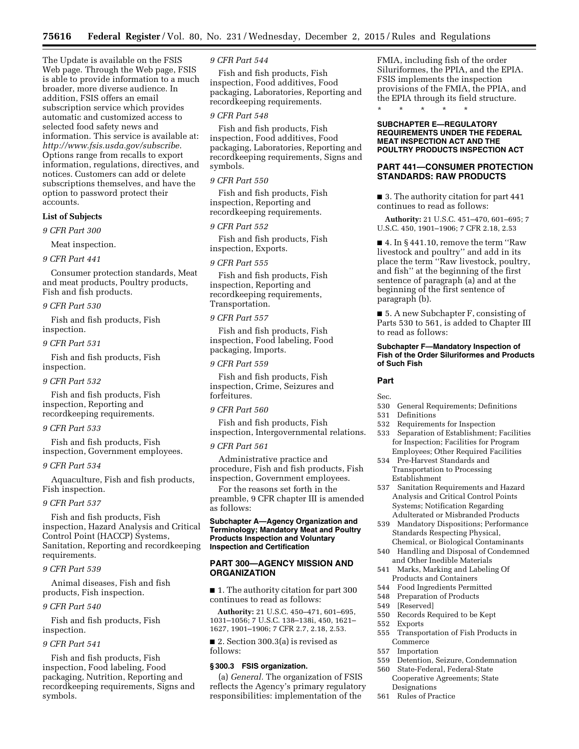The Update is available on the FSIS Web page. Through the Web page, FSIS is able to provide information to a much broader, more diverse audience. In addition, FSIS offers an email subscription service which provides automatic and customized access to selected food safety news and information. This service is available at: *http://www.fsis.usda.gov/subscribe.* Options range from recalls to export information, regulations, directives, and notices. Customers can add or delete subscriptions themselves, and have the option to password protect their accounts.

**List of Subjects**

*9 CFR Part 300*

Meat inspection.

*9 CFR Part 441*

Consumer protection standards, Meat and meat products, Poultry products, Fish and fish products.

*9 CFR Part 530*

Fish and fish products, Fish inspection.

*9 CFR Part 531*

Fish and fish products, Fish inspection.

*9 CFR Part 532*

Fish and fish products, Fish inspection, Reporting and recordkeeping requirements.

*9 CFR Part 533*

Fish and fish products, Fish inspection, Government employees.

*9 CFR Part 534*

Aquaculture, Fish and fish products, Fish inspection.

*9 CFR Part 537*

Fish and fish products, Fish inspection, Hazard Analysis and Critical Control Point (HACCP) Systems, Sanitation, Reporting and recordkeeping requirements.

*9 CFR Part 539*

Animal diseases, Fish and fish products, Fish inspection.

*9 CFR Part 540*

Fish and fish products, Fish inspection.

*9 CFR Part 541*

Fish and fish products, Fish inspection, Food labeling, Food packaging, Nutrition, Reporting and recordkeeping requirements, Signs and symbols.

*9 CFR Part 544*

Fish and fish products, Fish inspection, Food additives, Food packaging, Laboratories, Reporting and recordkeeping requirements.

*9 CFR Part 548*

Fish and fish products, Fish inspection, Food additives, Food packaging, Laboratories, Reporting and recordkeeping requirements, Signs and symbols.

*9 CFR Part 550*

Fish and fish products, Fish inspection, Reporting and recordkeeping requirements.

*9 CFR Part 552*

Fish and fish products, Fish inspection, Exports.

*9 CFR Part 555*

Fish and fish products, Fish inspection, Reporting and recordkeeping requirements, Transportation.

*9 CFR Part 557*

Fish and fish products, Fish inspection, Food labeling, Food packaging, Imports.

*9 CFR Part 559*

Fish and fish products, Fish inspection, Crime, Seizures and forfeitures.

*9 CFR Part 560*

Fish and fish products, Fish inspection, Intergovernmental relations.

*9 CFR Part 561*

Administrative practice and procedure, Fish and fish products, Fish inspection, Government employees.

For the reasons set forth in the preamble, 9 CFR chapter III is amended as follows:

**Subchapter A—Agency Organization and Terminology; Mandatory Meat and Poultry Products Inspection and Voluntary Inspection and Certification**

## PART 300—AGENCY MISSION AND ORGANIZATION

■ 1. The authority citation for part 300 continues to read as follows:

**Authority:** 21 U.S.C. 450–471, 601–695, 1031–1056; 7 U.S.C. 138–138i, 450, 1621–1627, 1901–1906; 7 CFR 2.7, 2.18, 2.53.

■ 2. Section 300.3(a) is revised as follows:

**§ 300.3 FSIS organization.**

(a) *General.* The organization of FSIS reflects the Agency's primary regulatory responsibilities: implementation of the FMIA, including fish of the order Siluriformes, the PPIA, and the EPIA. FSIS implements the inspection provisions of the FMIA, the PPIA, and the EPIA through its field structure.

\* \* \* \* \*

**SUBCHAPTER E—REGULATORY REQUIREMENTS UNDER THE FEDERAL MEAT INSPECTION ACT AND THE POULTRY PRODUCTS INSPECTION ACT**

## PART 441—CONSUMER PROTECTION STANDARDS: RAW PRODUCTS

■ 3. The authority citation for part 441 continues to read as follows:

**Authority:** 21 U.S.C. 451–470, 601–695; 7 U.S.C. 450, 1901–1906; 7 CFR 2.18, 2.53

■ 4. In § 441.10, remove the term ''Raw livestock and poultry'' and add in its place the term ''Raw livestock, poultry, and fish'' at the beginning of the first sentence of paragraph (a) and at the beginning of the first sentence of paragraph (b).

■ 5. A new Subchapter F, consisting of Parts 530 to 561, is added to Chapter III to read as follows:

**Subchapter F—Mandatory Inspection of Fish of the Order Siluriformes and Products of Such Fish**

**Part**

Sec.

530 General Requirements; Definitions
531 Definitions
532 Requirements for Inspection
533 Separation of Establishment; Facilities for Inspection; Facilities for Program Employees; Other Required Facilities
534 Pre-Harvest Standards and Transportation to Processing Establishment
537 Sanitation Requirements and Hazard Analysis and Critical Control Points Systems; Notification Regarding Adulterated or Misbranded Products
539 Mandatory Dispositions; Performance Standards Respecting Physical, Chemical, or Biological Contaminants
540 Handling and Disposal of Condemned and Other Inedible Materials
541 Marks, Marking and Labeling Of Products and Containers
544 Food Ingredients Permitted
548 Preparation of Products
549 [Reserved]
550 Records Required to be Kept
552 Exports
555 Transportation of Fish Products in Commerce
557 Importation
559 Detention, Seizure, Condemnation
560 State-Federal, Federal-State Cooperative Agreements; State Designations
561 Rules of Practice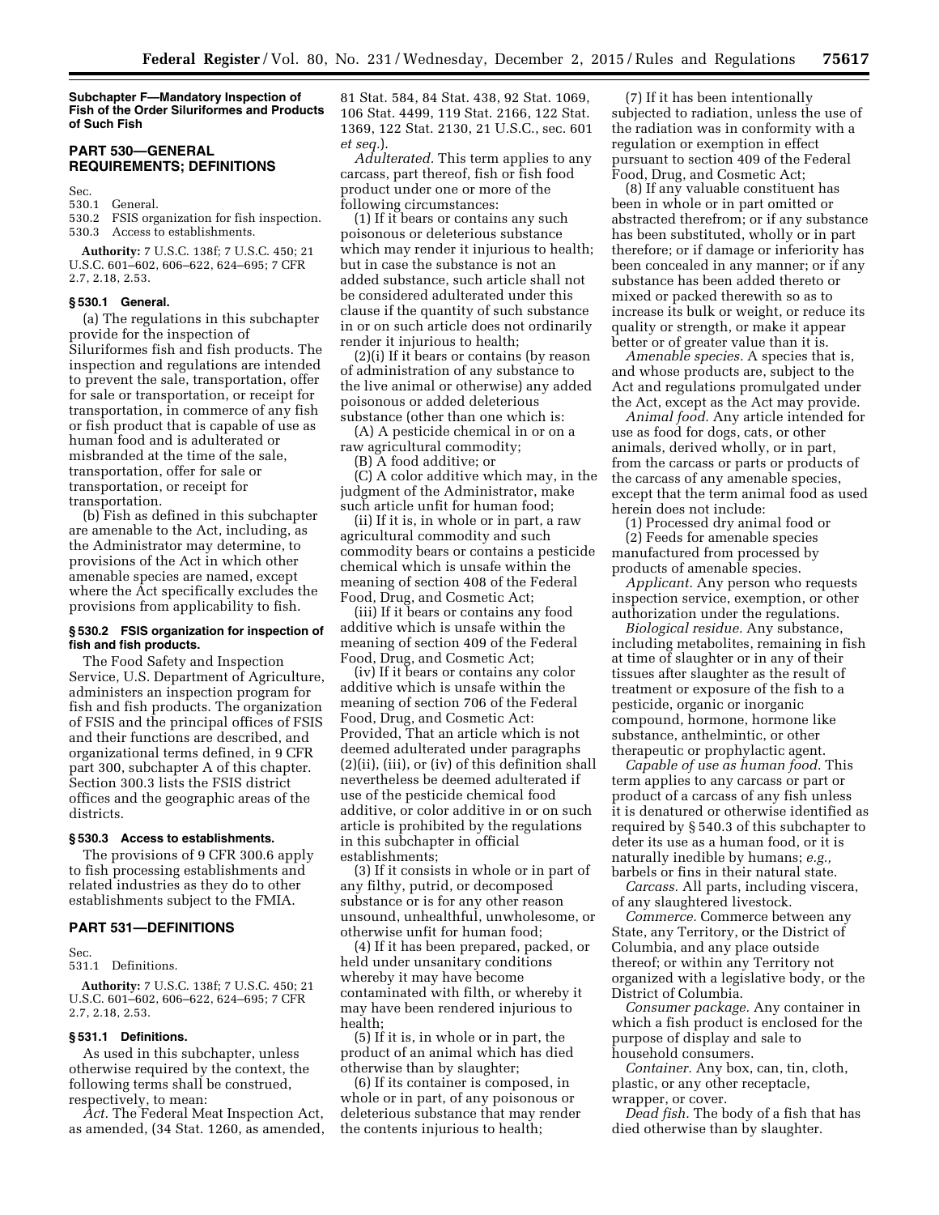**Subchapter F—Mandatory Inspection of Fish of the Order Siluriformes and Products of Such Fish**

## PART 530—GENERAL REQUIREMENTS; DEFINITIONS

Sec.
530.1 General.
530.2 FSIS organization for fish inspection.
530.3 Access to establishments.

**Authority:** 7 U.S.C. 138f; 7 U.S.C. 450; 21 U.S.C. 601–602, 606–622, 624–695; 7 CFR 2.7, 2.18, 2.53.

### § 530.1 General.

(a) The regulations in this subchapter provide for the inspection of Siluriformes fish and fish products. The inspection and regulations are intended to prevent the sale, transportation, offer for sale or transportation, or receipt for transportation, in commerce of any fish or fish product that is capable of use as human food and is adulterated or misbranded at the time of the sale, transportation, offer for sale or transportation, or receipt for transportation.

(b) Fish as defined in this subchapter are amenable to the Act, including, as the Administrator may determine, to provisions of the Act in which other amenable species are named, except where the Act specifically excludes the provisions from applicability to fish.

### § 530.2 FSIS organization for inspection of fish and fish products.

The Food Safety and Inspection Service, U.S. Department of Agriculture, administers an inspection program for fish and fish products. The organization of FSIS and the principal offices of FSIS and their functions are described, and organizational terms defined, in 9 CFR part 300, subchapter A of this chapter. Section 300.3 lists the FSIS district offices and the geographic areas of the districts.

### § 530.3 Access to establishments.

The provisions of 9 CFR 300.6 apply to fish processing establishments and related industries as they do to other establishments subject to the FMIA.

## PART 531—DEFINITIONS

Sec.
531.1 Definitions.

**Authority:** 7 U.S.C. 138f; 7 U.S.C. 450; 21 U.S.C. 601–602, 606–622, 624–695; 7 CFR 2.7, 2.18, 2.53.

### § 531.1 Definitions.

As used in this subchapter, unless otherwise required by the context, the following terms shall be construed, respectively, to mean:

*Act.* The Federal Meat Inspection Act, as amended, (34 Stat. 1260, as amended, 81 Stat. 584, 84 Stat. 438, 92 Stat. 1069, 106 Stat. 4499, 119 Stat. 2166, 122 Stat. 1369, 122 Stat. 2130, 21 U.S.C., sec. 601 *et seq.*).

*Adulterated.* This term applies to any carcass, part thereof, fish or fish food product under one or more of the following circumstances:

(1) If it bears or contains any such poisonous or deleterious substance which may render it injurious to health; but in case the substance is not an added substance, such article shall not be considered adulterated under this clause if the quantity of such substance in or on such article does not ordinarily render it injurious to health;

(2)(i) If it bears or contains (by reason of administration of any substance to the live animal or otherwise) any added poisonous or added deleterious substance (other than one which is:

(A) A pesticide chemical in or on a raw agricultural commodity;

(B) A food additive; or

(C) A color additive which may, in the judgment of the Administrator, make such article unfit for human food;

(ii) If it is, in whole or in part, a raw agricultural commodity and such commodity bears or contains a pesticide chemical which is unsafe within the meaning of section 408 of the Federal Food, Drug, and Cosmetic Act;

(iii) If it bears or contains any food additive which is unsafe within the meaning of section 409 of the Federal Food, Drug, and Cosmetic Act;

(iv) If it bears or contains any color additive which is unsafe within the meaning of section 706 of the Federal Food, Drug, and Cosmetic Act: Provided, That an article which is not deemed adulterated under paragraphs (2)(ii), (iii), or (iv) of this definition shall nevertheless be deemed adulterated if use of the pesticide chemical food additive, or color additive in or on such article is prohibited by the regulations in this subchapter in official establishments;

(3) If it consists in whole or in part of any filthy, putrid, or decomposed substance or is for any other reason unsound, unhealthful, unwholesome, or otherwise unfit for human food;

(4) If it has been prepared, packed, or held under unsanitary conditions whereby it may have become contaminated with filth, or whereby it may have been rendered injurious to health;

(5) If it is, in whole or in part, the product of an animal which has died otherwise than by slaughter;

(6) If its container is composed, in whole or in part, of any poisonous or deleterious substance that may render the contents injurious to health;

(7) If it has been intentionally subjected to radiation, unless the use of the radiation was in conformity with a regulation or exemption in effect pursuant to section 409 of the Federal Food, Drug, and Cosmetic Act;

(8) If any valuable constituent has been in whole or in part omitted or abstracted therefrom; or if any substance has been substituted, wholly or in part therefore; or if damage or inferiority has been concealed in any manner; or if any substance has been added thereto or mixed or packed therewith so as to increase its bulk or weight, or reduce its quality or strength, or make it appear better or of greater value than it is.

*Amenable species.* A species that is, and whose products are, subject to the Act and regulations promulgated under the Act, except as the Act may provide.

*Animal food.* Any article intended for use as food for dogs, cats, or other animals, derived wholly, or in part, from the carcass or parts or products of the carcass of any amenable species, except that the term animal food as used herein does not include:

(1) Processed dry animal food or

(2) Feeds for amenable species manufactured from processed by products of amenable species.

*Applicant.* Any person who requests inspection service, exemption, or other authorization under the regulations.

*Biological residue.* Any substance, including metabolites, remaining in fish at time of slaughter or in any of their tissues after slaughter as the result of treatment or exposure of the fish to a pesticide, organic or inorganic compound, hormone, hormone like substance, anthelmintic, or other therapeutic or prophylactic agent.

*Capable of use as human food.* This term applies to any carcass or part or product of a carcass of any fish unless it is denatured or otherwise identified as required by § 540.3 of this subchapter to deter its use as a human food, or it is naturally inedible by humans; *e.g.,* barbels or fins in their natural state.

*Carcass.* All parts, including viscera, of any slaughtered livestock.

*Commerce.* Commerce between any State, any Territory, or the District of Columbia, and any place outside thereof; or within any Territory not organized with a legislative body, or the District of Columbia.

*Consumer package.* Any container in which a fish product is enclosed for the purpose of display and sale to household consumers.

*Container.* Any box, can, tin, cloth, plastic, or any other receptacle, wrapper, or cover.

*Dead fish.* The body of a fish that has died otherwise than by slaughter.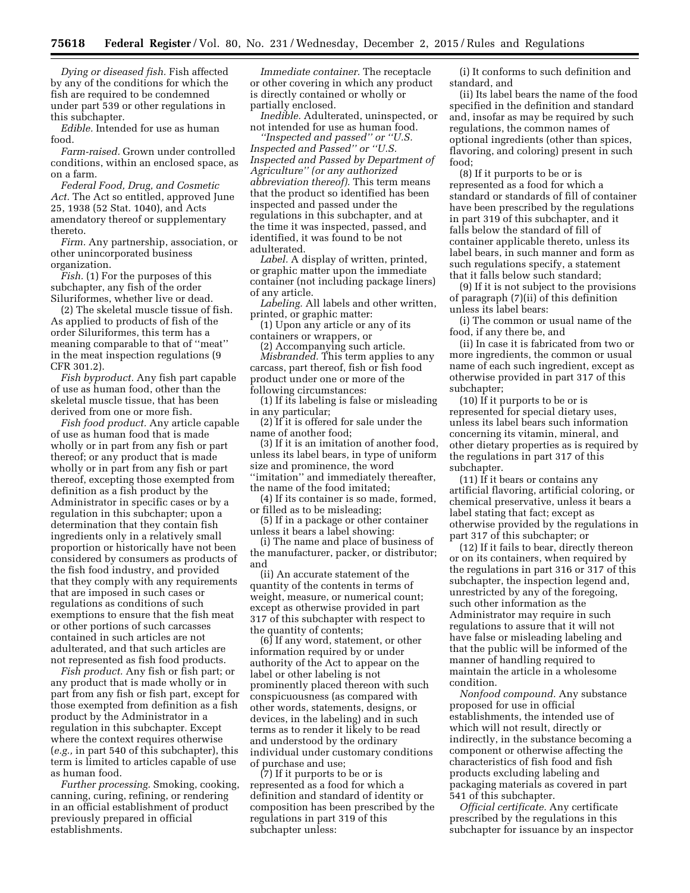*Dying or diseased fish.* Fish affected by any of the conditions for which the fish are required to be condemned under part 539 or other regulations in this subchapter.

*Edible.* Intended for use as human food.

*Farm-raised.* Grown under controlled conditions, within an enclosed space, as on a farm.

*Federal Food, Drug, and Cosmetic Act.* The Act so entitled, approved June 25, 1938 (52 Stat. 1040), and Acts amendatory thereof or supplementary thereto.

*Firm.* Any partnership, association, or other unincorporated business organization.

*Fish.* (1) For the purposes of this subchapter, any fish of the order Siluriformes, whether live or dead.

(2) The skeletal muscle tissue of fish. As applied to products of fish of the order Siluriformes, this term has a meaning comparable to that of ''meat'' in the meat inspection regulations (9 CFR 301.2).

*Fish byproduct.* Any fish part capable of use as human food, other than the skeletal muscle tissue, that has been derived from one or more fish.

*Fish food product.* Any article capable of use as human food that is made wholly or in part from any fish or part thereof; or any product that is made wholly or in part from any fish or part thereof, excepting those exempted from definition as a fish product by the Administrator in specific cases or by a regulation in this subchapter; upon a determination that they contain fish ingredients only in a relatively small proportion or historically have not been considered by consumers as products of the fish food industry, and provided that they comply with any requirements that are imposed in such cases or regulations as conditions of such exemptions to ensure that the fish meat or other portions of such carcasses contained in such articles are not adulterated, and that such articles are not represented as fish food products.

*Fish product.* Any fish or fish part; or any product that is made wholly or in part from any fish or fish part, except for those exempted from definition as a fish product by the Administrator in a regulation in this subchapter. Except where the context requires otherwise (*e.g.,* in part 540 of this subchapter), this term is limited to articles capable of use as human food.

*Further processing.* Smoking, cooking, canning, curing, refining, or rendering in an official establishment of product previously prepared in official establishments.

*Immediate container.* The receptacle or other covering in which any product is directly contained or wholly or partially enclosed.

*Inedible.* Adulterated, uninspected, or not intended for use as human food.

*''Inspected and passed'' or ''U.S. Inspected and Passed'' or ''U.S. Inspected and Passed by Department of Agriculture'' (or any authorized abbreviation thereof).* This term means that the product so identified has been inspected and passed under the regulations in this subchapter, and at the time it was inspected, passed, and identified, it was found to be not adulterated.

*Label.* A display of written, printed, or graphic matter upon the immediate container (not including package liners) of any article.

*Labeling.* All labels and other written, printed, or graphic matter:

(1) Upon any article or any of its containers or wrappers, or

(2) Accompanying such article.

*Misbranded.* This term applies to any carcass, part thereof, fish or fish food product under one or more of the following circumstances:

(1) If its labeling is false or misleading in any particular;

(2) If it is offered for sale under the name of another food;

(3) If it is an imitation of another food, unless its label bears, in type of uniform size and prominence, the word ''imitation'' and immediately thereafter, the name of the food imitated;

(4) If its container is so made, formed, or filled as to be misleading;

(5) If in a package or other container unless it bears a label showing:

(i) The name and place of business of the manufacturer, packer, or distributor; and

(ii) An accurate statement of the quantity of the contents in terms of weight, measure, or numerical count; except as otherwise provided in part 317 of this subchapter with respect to the quantity of contents;

(6) If any word, statement, or other information required by or under authority of the Act to appear on the label or other labeling is not prominently placed thereon with such conspicuousness (as compared with other words, statements, designs, or devices, in the labeling) and in such terms as to render it likely to be read and understood by the ordinary individual under customary conditions of purchase and use;

(7) If it purports to be or is represented as a food for which a definition and standard of identity or composition has been prescribed by the regulations in part 319 of this subchapter unless:

(i) It conforms to such definition and standard, and

(ii) Its label bears the name of the food specified in the definition and standard and, insofar as may be required by such regulations, the common names of optional ingredients (other than spices, flavoring, and coloring) present in such food;

(8) If it purports to be or is represented as a food for which a standard or standards of fill of container have been prescribed by the regulations in part 319 of this subchapter, and it falls below the standard of fill of container applicable thereto, unless its label bears, in such manner and form as such regulations specify, a statement that it falls below such standard;

(9) If it is not subject to the provisions of paragraph (7)(ii) of this definition unless its label bears:

(i) The common or usual name of the food, if any there be, and

(ii) In case it is fabricated from two or more ingredients, the common or usual name of each such ingredient, except as otherwise provided in part 317 of this subchapter;

(10) If it purports to be or is represented for special dietary uses, unless its label bears such information concerning its vitamin, mineral, and other dietary properties as is required by the regulations in part 317 of this subchapter.

(11) If it bears or contains any artificial flavoring, artificial coloring, or chemical preservative, unless it bears a label stating that fact; except as otherwise provided by the regulations in part 317 of this subchapter; or

(12) If it fails to bear, directly thereon or on its containers, when required by the regulations in part 316 or 317 of this subchapter, the inspection legend and, unrestricted by any of the foregoing, such other information as the Administrator may require in such regulations to assure that it will not have false or misleading labeling and that the public will be informed of the manner of handling required to maintain the article in a wholesome condition.

*Nonfood compound.* Any substance proposed for use in official establishments, the intended use of which will not result, directly or indirectly, in the substance becoming a component or otherwise affecting the characteristics of fish food and fish products excluding labeling and packaging materials as covered in part 541 of this subchapter.

*Official certificate.* Any certificate prescribed by the regulations in this subchapter for issuance by an inspector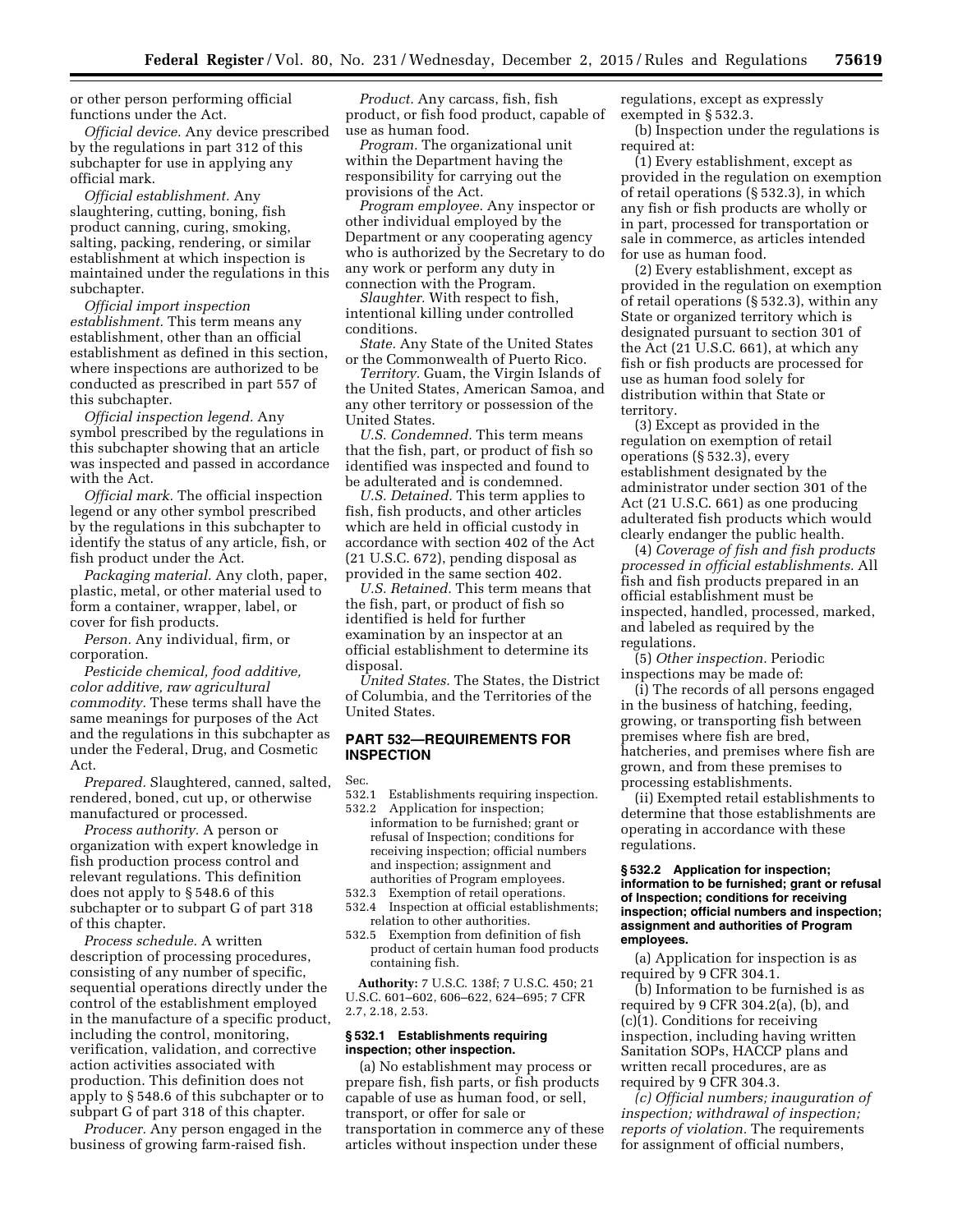or other person performing official functions under the Act.

*Official device.* Any device prescribed by the regulations in part 312 of this subchapter for use in applying any official mark.

*Official establishment.* Any slaughtering, cutting, boning, fish product canning, curing, smoking, salting, packing, rendering, or similar establishment at which inspection is maintained under the regulations in this subchapter.

*Official import inspection establishment.* This term means any establishment, other than an official establishment as defined in this section, where inspections are authorized to be conducted as prescribed in part 557 of this subchapter.

*Official inspection legend.* Any symbol prescribed by the regulations in this subchapter showing that an article was inspected and passed in accordance with the Act.

*Official mark.* The official inspection legend or any other symbol prescribed by the regulations in this subchapter to identify the status of any article, fish, or fish product under the Act.

*Packaging material.* Any cloth, paper, plastic, metal, or other material used to form a container, wrapper, label, or cover for fish products.

*Person.* Any individual, firm, or corporation.

*Pesticide chemical, food additive, color additive, raw agricultural commodity.* These terms shall have the same meanings for purposes of the Act and the regulations in this subchapter as under the Federal, Drug, and Cosmetic Act.

*Prepared.* Slaughtered, canned, salted, rendered, boned, cut up, or otherwise manufactured or processed.

*Process authority.* A person or organization with expert knowledge in fish production process control and relevant regulations. This definition does not apply to § 548.6 of this subchapter or to subpart G of part 318 of this chapter.

*Process schedule.* A written description of processing procedures, consisting of any number of specific, sequential operations directly under the control of the establishment employed in the manufacture of a specific product, including the control, monitoring, verification, validation, and corrective action activities associated with production. This definition does not apply to § 548.6 of this subchapter or to subpart G of part 318 of this chapter.

*Producer.* Any person engaged in the business of growing farm-raised fish.

*Product.* Any carcass, fish, fish product, or fish food product, capable of use as human food.

*Program.* The organizational unit within the Department having the responsibility for carrying out the provisions of the Act.

*Program employee.* Any inspector or other individual employed by the Department or any cooperating agency who is authorized by the Secretary to do any work or perform any duty in connection with the Program.

*Slaughter.* With respect to fish, intentional killing under controlled conditions.

*State.* Any State of the United States or the Commonwealth of Puerto Rico.

*Territory.* Guam, the Virgin Islands of the United States, American Samoa, and any other territory or possession of the United States.

*U.S. Condemned.* This term means that the fish, part, or product of fish so identified was inspected and found to be adulterated and is condemned.

*U.S. Detained.* This term applies to fish, fish products, and other articles which are held in official custody in accordance with section 402 of the Act (21 U.S.C. 672), pending disposal as provided in the same section 402.

*U.S. Retained.* This term means that the fish, part, or product of fish so identified is held for further examination by an inspector at an official establishment to determine its disposal.

*United States.* The States, the District of Columbia, and the Territories of the United States.

## PART 532—REQUIREMENTS FOR INSPECTION

Sec.
532.1 Establishments requiring inspection.
532.2 Application for inspection; information to be furnished; grant or refusal of Inspection; conditions for receiving inspection; official numbers and inspection; assignment and authorities of Program employees.
532.3 Exemption of retail operations.
532.4 Inspection at official establishments; relation to other authorities.
532.5 Exemption from definition of fish product of certain human food products containing fish.

**Authority:** 7 U.S.C. 138f; 7 U.S.C. 450; 21 U.S.C. 601–602, 606–622, 624–695; 7 CFR 2.7, 2.18, 2.53.

### § 532.1 Establishments requiring inspection; other inspection.

(a) No establishment may process or prepare fish, fish parts, or fish products capable of use as human food, or sell, transport, or offer for sale or transportation in commerce any of these articles without inspection under these regulations, except as expressly exempted in § 532.3.

(b) Inspection under the regulations is required at:

(1) Every establishment, except as provided in the regulation on exemption of retail operations (§ 532.3), in which any fish or fish products are wholly or in part, processed for transportation or sale in commerce, as articles intended for use as human food.

(2) Every establishment, except as provided in the regulation on exemption of retail operations (§ 532.3), within any State or organized territory which is designated pursuant to section 301 of the Act (21 U.S.C. 661), at which any fish or fish products are processed for use as human food solely for distribution within that State or territory.

(3) Except as provided in the regulation on exemption of retail operations (§ 532.3), every establishment designated by the administrator under section 301 of the Act (21 U.S.C. 661) as one producing adulterated fish products which would clearly endanger the public health.

(4) *Coverage of fish and fish products processed in official establishments.* All fish and fish products prepared in an official establishment must be inspected, handled, processed, marked, and labeled as required by the regulations.

(5) *Other inspection.* Periodic inspections may be made of:

(i) The records of all persons engaged in the business of hatching, feeding, growing, or transporting fish between premises where fish are bred, hatcheries, and premises where fish are grown, and from these premises to processing establishments.

(ii) Exempted retail establishments to determine that those establishments are operating in accordance with these regulations.

### § 532.2 Application for inspection; information to be furnished; grant or refusal of Inspection; conditions for receiving inspection; official numbers and inspection; assignment and authorities of Program employees.

(a) Application for inspection is as required by 9 CFR 304.1.

(b) Information to be furnished is as required by 9 CFR 304.2(a), (b), and (c)(1). Conditions for receiving inspection, including having written Sanitation SOPs, HACCP plans and written recall procedures, are as required by 9 CFR 304.3.

*(c) Official numbers; inauguration of inspection; withdrawal of inspection; reports of violation.* The requirements for assignment of official numbers,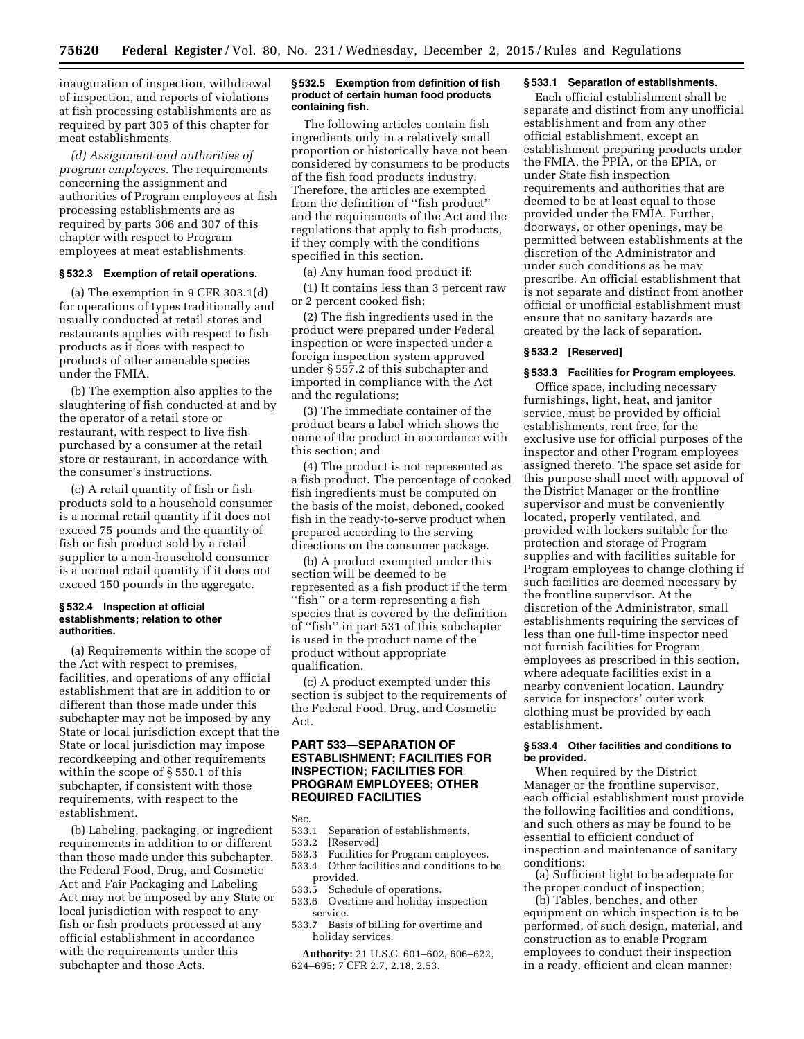inauguration of inspection, withdrawal of inspection, and reports of violations at fish processing establishments are as required by part 305 of this chapter for meat establishments.

*(d) Assignment and authorities of program employees.* The requirements concerning the assignment and authorities of Program employees at fish processing establishments are as required by parts 306 and 307 of this chapter with respect to Program employees at meat establishments.

### § 532.3 Exemption of retail operations.

(a) The exemption in 9 CFR 303.1(d) for operations of types traditionally and usually conducted at retail stores and restaurants applies with respect to fish products as it does with respect to products of other amenable species under the FMIA.

(b) The exemption also applies to the slaughtering of fish conducted at and by the operator of a retail store or restaurant, with respect to live fish purchased by a consumer at the retail store or restaurant, in accordance with the consumer's instructions.

(c) A retail quantity of fish or fish products sold to a household consumer is a normal retail quantity if it does not exceed 75 pounds and the quantity of fish or fish product sold by a retail supplier to a non-household consumer is a normal retail quantity if it does not exceed 150 pounds in the aggregate.

### § 532.4 Inspection at official establishments; relation to other authorities.

(a) Requirements within the scope of the Act with respect to premises, facilities, and operations of any official establishment that are in addition to or different than those made under this subchapter may not be imposed by any State or local jurisdiction except that the State or local jurisdiction may impose recordkeeping and other requirements within the scope of § 550.1 of this subchapter, if consistent with those requirements, with respect to the establishment.

(b) Labeling, packaging, or ingredient requirements in addition to or different than those made under this subchapter, the Federal Food, Drug, and Cosmetic Act and Fair Packaging and Labeling Act may not be imposed by any State or local jurisdiction with respect to any fish or fish products processed at any official establishment in accordance with the requirements under this subchapter and those Acts.

### § 532.5 Exemption from definition of fish product of certain human food products containing fish.

The following articles contain fish ingredients only in a relatively small proportion or historically have not been considered by consumers to be products of the fish food products industry. Therefore, the articles are exempted from the definition of "fish product" and the requirements of the Act and the regulations that apply to fish products, if they comply with the conditions specified in this section.

(a) Any human food product if:

(1) It contains less than 3 percent raw or 2 percent cooked fish;

(2) The fish ingredients used in the product were prepared under Federal inspection or were inspected under a foreign inspection system approved under § 557.2 of this subchapter and imported in compliance with the Act and the regulations;

(3) The immediate container of the product bears a label which shows the name of the product in accordance with this section; and

(4) The product is not represented as a fish product. The percentage of cooked fish ingredients must be computed on the basis of the moist, deboned, cooked fish in the ready-to-serve product when prepared according to the serving directions on the consumer package.

(b) A product exempted under this section will be deemed to be represented as a fish product if the term "fish" or a term representing a fish species that is covered by the definition of "fish" in part 531 of this subchapter is used in the product name of the product without appropriate qualification.

(c) A product exempted under this section is subject to the requirements of the Federal Food, Drug, and Cosmetic Act.

## PART 533—SEPARATION OF ESTABLISHMENT; FACILITIES FOR INSPECTION; FACILITIES FOR PROGRAM EMPLOYEES; OTHER REQUIRED FACILITIES

Sec.
533.1 Separation of establishments.
533.2 [Reserved]
533.3 Facilities for Program employees.
533.4 Other facilities and conditions to be provided.
533.5 Schedule of operations.
533.6 Overtime and holiday inspection service.
533.7 Basis of billing for overtime and holiday services.

**Authority:** 21 U.S.C. 601–602, 606–622, 624–695; 7 CFR 2.7, 2.18, 2.53.

### § 533.1 Separation of establishments.

Each official establishment shall be separate and distinct from any unofficial establishment and from any other official establishment, except an establishment preparing products under the FMIA, the PPIA, or the EPIA, or under State fish inspection requirements and authorities that are deemed to be at least equal to those provided under the FMIA. Further, doorways, or other openings, may be permitted between establishments at the discretion of the Administrator and under such conditions as he may prescribe. An official establishment that is not separate and distinct from another official or unofficial establishment must ensure that no sanitary hazards are created by the lack of separation.

### § 533.2 [Reserved]

### § 533.3 Facilities for Program employees.

Office space, including necessary furnishings, light, heat, and janitor service, must be provided by official establishments, rent free, for the exclusive use for official purposes of the inspector and other Program employees assigned thereto. The space set aside for this purpose shall meet with approval of the District Manager or the frontline supervisor and must be conveniently located, properly ventilated, and provided with lockers suitable for the protection and storage of Program supplies and with facilities suitable for Program employees to change clothing if such facilities are deemed necessary by the frontline supervisor. At the discretion of the Administrator, small establishments requiring the services of less than one full-time inspector need not furnish facilities for Program employees as prescribed in this section, where adequate facilities exist in a nearby convenient location. Laundry service for inspectors' outer work clothing must be provided by each establishment.

### § 533.4 Other facilities and conditions to be provided.

When required by the District Manager or the frontline supervisor, each official establishment must provide the following facilities and conditions, and such others as may be found to be essential to efficient conduct of inspection and maintenance of sanitary conditions:

(a) Sufficient light to be adequate for the proper conduct of inspection;

(b) Tables, benches, and other equipment on which inspection is to be performed, of such design, material, and construction as to enable Program employees to conduct their inspection in a ready, efficient and clean manner;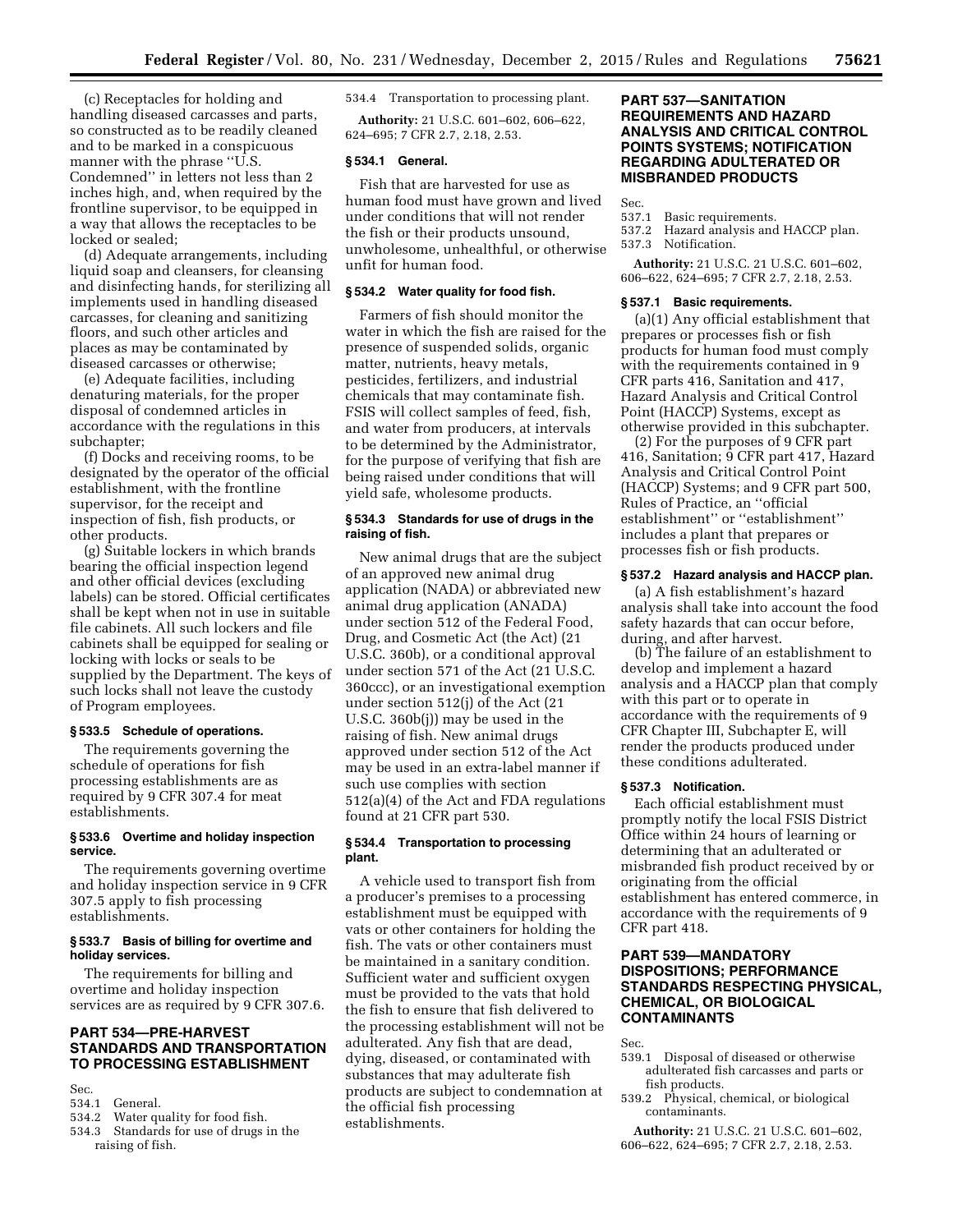(c) Receptacles for holding and handling diseased carcasses and parts, so constructed as to be readily cleaned and to be marked in a conspicuous manner with the phrase ''U.S. Condemned'' in letters not less than 2 inches high, and, when required by the frontline supervisor, to be equipped in a way that allows the receptacles to be locked or sealed;

(d) Adequate arrangements, including liquid soap and cleansers, for cleansing and disinfecting hands, for sterilizing all implements used in handling diseased carcasses, for cleaning and sanitizing floors, and such other articles and places as may be contaminated by diseased carcasses or otherwise;

(e) Adequate facilities, including denaturing materials, for the proper disposal of condemned articles in accordance with the regulations in this subchapter;

(f) Docks and receiving rooms, to be designated by the operator of the official establishment, with the frontline supervisor, for the receipt and inspection of fish, fish products, or other products.

(g) Suitable lockers in which brands bearing the official inspection legend and other official devices (excluding labels) can be stored. Official certificates shall be kept when not in use in suitable file cabinets. All such lockers and file cabinets shall be equipped for sealing or locking with locks or seals to be supplied by the Department. The keys of such locks shall not leave the custody of Program employees.

### § 533.5 Schedule of operations.

The requirements governing the schedule of operations for fish processing establishments are as required by 9 CFR 307.4 for meat establishments.

### § 533.6 Overtime and holiday inspection service.

The requirements governing overtime and holiday inspection service in 9 CFR 307.5 apply to fish processing establishments.

### § 533.7 Basis of billing for overtime and holiday services.

The requirements for billing and overtime and holiday inspection services are as required by 9 CFR 307.6.

## PART 534—PRE-HARVEST STANDARDS AND TRANSPORTATION TO PROCESSING ESTABLISHMENT

Sec.
534.1 General.
534.2 Water quality for food fish.
534.3 Standards for use of drugs in the raising of fish.
534.4 Transportation to processing plant.

**Authority:** 21 U.S.C. 601–602, 606–622, 624–695; 7 CFR 2.7, 2.18, 2.53.

### § 534.1 General.

Fish that are harvested for use as human food must have grown and lived under conditions that will not render the fish or their products unsound, unwholesome, unhealthful, or otherwise unfit for human food.

### § 534.2 Water quality for food fish.

Farmers of fish should monitor the water in which the fish are raised for the presence of suspended solids, organic matter, nutrients, heavy metals, pesticides, fertilizers, and industrial chemicals that may contaminate fish. FSIS will collect samples of feed, fish, and water from producers, at intervals to be determined by the Administrator, for the purpose of verifying that fish are being raised under conditions that will yield safe, wholesome products.

### § 534.3 Standards for use of drugs in the raising of fish.

New animal drugs that are the subject of an approved new animal drug application (NADA) or abbreviated new animal drug application (ANADA) under section 512 of the Federal Food, Drug, and Cosmetic Act (the Act) (21 U.S.C. 360b), or a conditional approval under section 571 of the Act (21 U.S.C. 360ccc), or an investigational exemption under section 512(j) of the Act (21 U.S.C. 360b(j)) may be used in the raising of fish. New animal drugs approved under section 512 of the Act may be used in an extra-label manner if such use complies with section 512(a)(4) of the Act and FDA regulations found at 21 CFR part 530.

### § 534.4 Transportation to processing plant.

A vehicle used to transport fish from a producer's premises to a processing establishment must be equipped with vats or other containers for holding the fish. The vats or other containers must be maintained in a sanitary condition. Sufficient water and sufficient oxygen must be provided to the vats that hold the fish to ensure that fish delivered to the processing establishment will not be adulterated. Any fish that are dead, dying, diseased, or contaminated with substances that may adulterate fish products are subject to condemnation at the official fish processing establishments.

## PART 537—SANITATION REQUIREMENTS AND HAZARD ANALYSIS AND CRITICAL CONTROL POINTS SYSTEMS; NOTIFICATION REGARDING ADULTERATED OR MISBRANDED PRODUCTS

Sec.
537.1 Basic requirements.
537.2 Hazard analysis and HACCP plan.
537.3 Notification.

**Authority:** 21 U.S.C. 21 U.S.C. 601–602, 606–622, 624–695; 7 CFR 2.7, 2.18, 2.53.

### § 537.1 Basic requirements.

(a)(1) Any official establishment that prepares or processes fish or fish products for human food must comply with the requirements contained in 9 CFR parts 416, Sanitation and 417, Hazard Analysis and Critical Control Point (HACCP) Systems, except as otherwise provided in this subchapter.

(2) For the purposes of 9 CFR part 416, Sanitation; 9 CFR part 417, Hazard Analysis and Critical Control Point (HACCP) Systems; and 9 CFR part 500, Rules of Practice, an ''official establishment'' or ''establishment'' includes a plant that prepares or processes fish or fish products.

### § 537.2 Hazard analysis and HACCP plan.

(a) A fish establishment's hazard analysis shall take into account the food safety hazards that can occur before, during, and after harvest.

(b) The failure of an establishment to develop and implement a hazard analysis and a HACCP plan that comply with this part or to operate in accordance with the requirements of 9 CFR Chapter III, Subchapter E, will render the products produced under these conditions adulterated.

### § 537.3 Notification.

Each official establishment must promptly notify the local FSIS District Office within 24 hours of learning or determining that an adulterated or misbranded fish product received by or originating from the official establishment has entered commerce, in accordance with the requirements of 9 CFR part 418.

## PART 539—MANDATORY DISPOSITIONS; PERFORMANCE STANDARDS RESPECTING PHYSICAL, CHEMICAL, OR BIOLOGICAL CONTAMINANTS

Sec.
539.1 Disposal of diseased or otherwise adulterated fish carcasses and parts or fish products.
539.2 Physical, chemical, or biological contaminants.

**Authority:** 21 U.S.C. 21 U.S.C. 601–602, 606–622, 624–695; 7 CFR 2.7, 2.18, 2.53.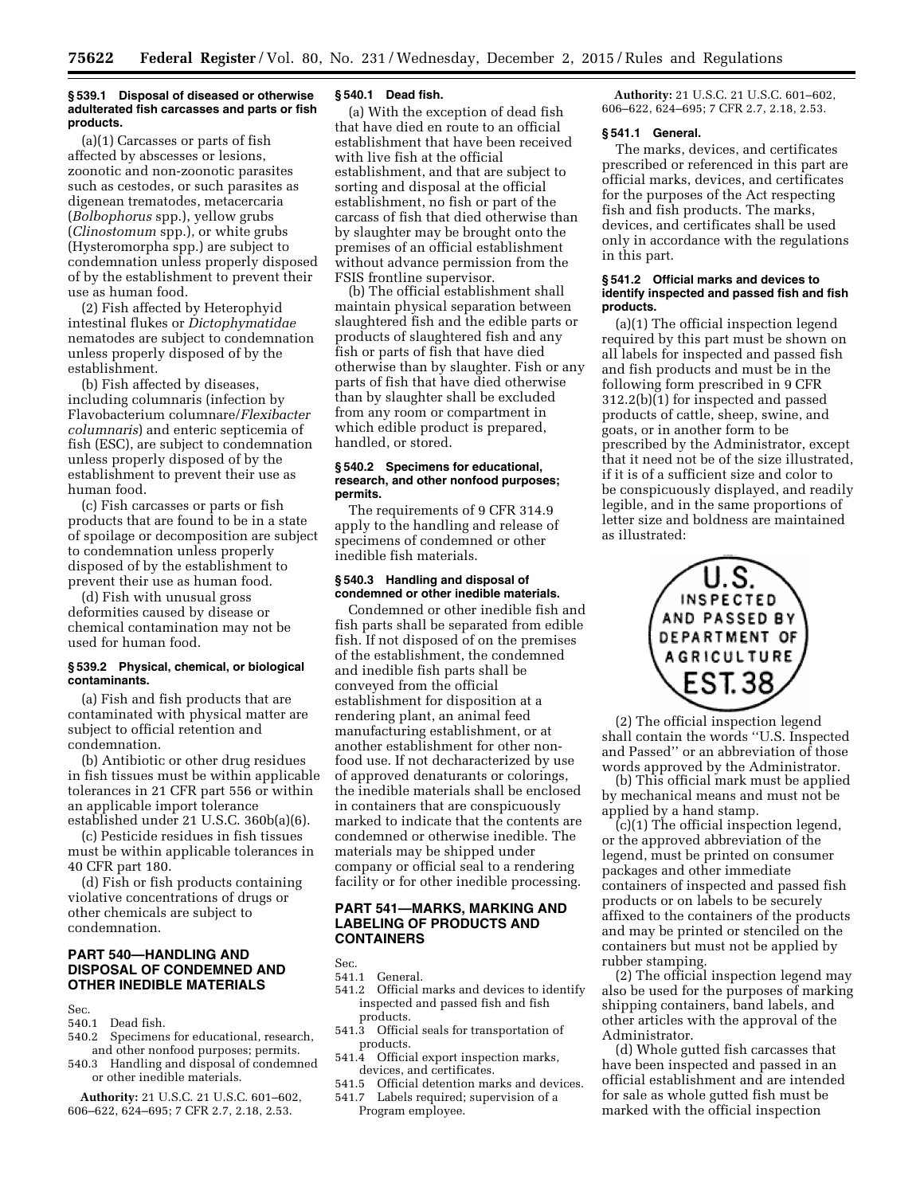#### § 539.1 Disposal of diseased or otherwise adulterated fish carcasses and parts or fish products.

(a)(1) Carcasses or parts of fish affected by abscesses or lesions, zoonotic and non-zoonotic parasites such as cestodes, or such parasites as digenean trematodes, metacercaria (*Bolbophorus* spp.), yellow grubs (*Clinostomum* spp.), or white grubs (Hysteromorpha spp.) are subject to condemnation unless properly disposed of by the establishment to prevent their use as human food.

(2) Fish affected by Heterophyid intestinal flukes or *Dictophymatidae* nematodes are subject to condemnation unless properly disposed of by the establishment.

(b) Fish affected by diseases, including columnaris (infection by Flavobacterium columnare/*Flexibacter columnaris*) and enteric septicemia of fish (ESC), are subject to condemnation unless properly disposed of by the establishment to prevent their use as human food.

(c) Fish carcasses or parts or fish products that are found to be in a state of spoilage or decomposition are subject to condemnation unless properly disposed of by the establishment to prevent their use as human food.

(d) Fish with unusual gross deformities caused by disease or chemical contamination may not be used for human food.

#### § 539.2 Physical, chemical, or biological contaminants.

(a) Fish and fish products that are contaminated with physical matter are subject to official retention and condemnation.

(b) Antibiotic or other drug residues in fish tissues must be within applicable tolerances in 21 CFR part 556 or within an applicable import tolerance established under 21 U.S.C. 360b(a)(6).

(c) Pesticide residues in fish tissues must be within applicable tolerances in 40 CFR part 180.

(d) Fish or fish products containing violative concentrations of drugs or other chemicals are subject to condemnation.

## PART 540—HANDLING AND DISPOSAL OF CONDEMNED AND OTHER INEDIBLE MATERIALS

Sec.
540.1 Dead fish.
540.2 Specimens for educational, research, and other nonfood purposes; permits.
540.3 Handling and disposal of condemned or other inedible materials.

**Authority:** 21 U.S.C. 21 U.S.C. 601–602, 606–622, 624–695; 7 CFR 2.7, 2.18, 2.53.

#### § 540.1 Dead fish.

(a) With the exception of dead fish that have died en route to an official establishment that have been received with live fish at the official establishment, and that are subject to sorting and disposal at the official establishment, no fish or part of the carcass of fish that died otherwise than by slaughter may be brought onto the premises of an official establishment without advance permission from the FSIS frontline supervisor.

(b) The official establishment shall maintain physical separation between slaughtered fish and the edible parts or products of slaughtered fish and any fish or parts of fish that have died otherwise than by slaughter. Fish or any parts of fish that have died otherwise than by slaughter shall be excluded from any room or compartment in which edible product is prepared, handled, or stored.

#### § 540.2 Specimens for educational, research, and other nonfood purposes; permits.

The requirements of 9 CFR 314.9 apply to the handling and release of specimens of condemned or other inedible fish materials.

#### § 540.3 Handling and disposal of condemned or other inedible materials.

Condemned or other inedible fish and fish parts shall be separated from edible fish. If not disposed of on the premises of the establishment, the condemned and inedible fish parts shall be conveyed from the official establishment for disposition at a rendering plant, an animal feed manufacturing establishment, or at another establishment for other non-food use. If not decharacterized by use of approved denaturants or colorings, the inedible materials shall be enclosed in containers that are conspicuously marked to indicate that the contents are condemned or otherwise inedible. The materials may be shipped under company or official seal to a rendering facility or for other inedible processing.

## PART 541—MARKS, MARKING AND LABELING OF PRODUCTS AND CONTAINERS

Sec.
541.1 General.
541.2 Official marks and devices to identify inspected and passed fish and fish products.
541.3 Official seals for transportation of products.
541.4 Official export inspection marks, devices, and certificates.
541.5 Official detention marks and devices.
541.7 Labels required; supervision of a Program employee.

**Authority:** 21 U.S.C. 21 U.S.C. 601–602, 606–622, 624–695; 7 CFR 2.7, 2.18, 2.53.

#### § 541.1 General.

The marks, devices, and certificates prescribed or referenced in this part are official marks, devices, and certificates for the purposes of the Act respecting fish and fish products. The marks, devices, and certificates shall be used only in accordance with the regulations in this part.

#### § 541.2 Official marks and devices to identify inspected and passed fish and fish products.

(a)(1) The official inspection legend required by this part must be shown on all labels for inspected and passed fish and fish products and must be in the following form prescribed in 9 CFR 312.2(b)(1) for inspected and passed products of cattle, sheep, swine, and goats, or in another form to be prescribed by the Administrator, except that it need not be of the size illustrated, if it is of a sufficient size and color to be conspicuously displayed, and readily legible, and in the same proportions of letter size and boldness are maintained as illustrated:

U.S. INSPECTED AND PASSED BY DEPARTMENT OF AGRICULTURE EST. 38

(2) The official inspection legend shall contain the words "U.S. Inspected and Passed" or an abbreviation of those words approved by the Administrator.

(b) This official mark must be applied by mechanical means and must not be applied by a hand stamp.

(c)(1) The official inspection legend, or the approved abbreviation of the legend, must be printed on consumer packages and other immediate containers of inspected and passed fish products or on labels to be securely affixed to the containers of the products and may be printed or stenciled on the containers but must not be applied by rubber stamping.

(2) The official inspection legend may also be used for the purposes of marking shipping containers, band labels, and other articles with the approval of the Administrator.

(d) Whole gutted fish carcasses that have been inspected and passed in an official establishment and are intended for sale as whole gutted fish must be marked with the official inspection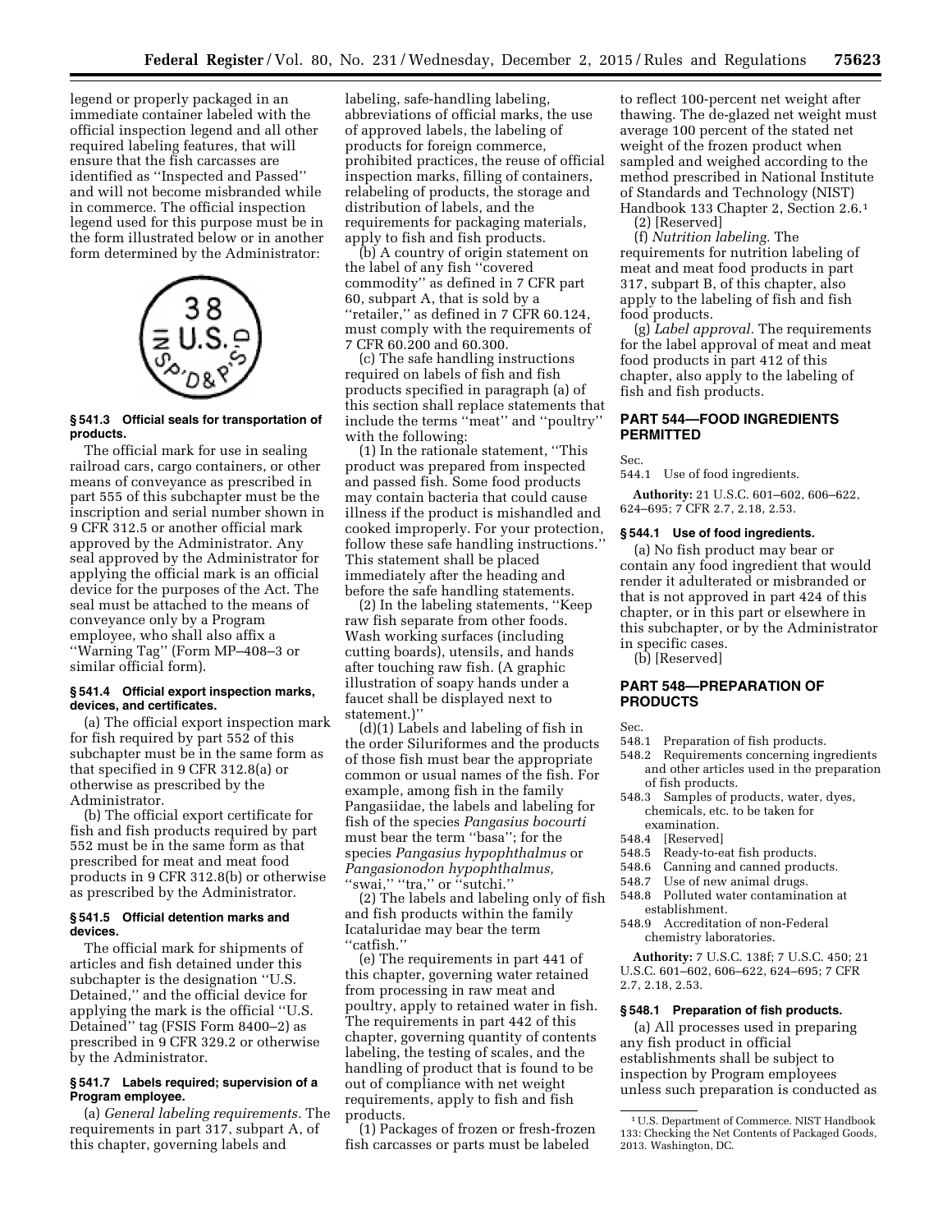legend or properly packaged in an immediate container labeled with the official inspection legend and all other required labeling features, that will ensure that the fish carcasses are identified as ''Inspected and Passed'' and will not become misbranded while in commerce. The official inspection legend used for this purpose must be in the form illustrated below or in another form determined by the Administrator:

### § 541.3 Official seals for transportation of products.

The official mark for use in sealing railroad cars, cargo containers, or other means of conveyance as prescribed in part 555 of this subchapter must be the inscription and serial number shown in 9 CFR 312.5 or another official mark approved by the Administrator. Any seal approved by the Administrator for applying the official mark is an official device for the purposes of the Act. The seal must be attached to the means of conveyance only by a Program employee, who shall also affix a ''Warning Tag'' (Form MP–408–3 or similar official form).

### § 541.4 Official export inspection marks, devices, and certificates.

(a) The official export inspection mark for fish required by part 552 of this subchapter must be in the same form as that specified in 9 CFR 312.8(a) or otherwise as prescribed by the Administrator.

(b) The official export certificate for fish and fish products required by part 552 must be in the same form as that prescribed for meat and meat food products in 9 CFR 312.8(b) or otherwise as prescribed by the Administrator.

### § 541.5 Official detention marks and devices.

The official mark for shipments of articles and fish detained under this subchapter is the designation ''U.S. Detained,'' and the official device for applying the mark is the official ''U.S. Detained'' tag (FSIS Form 8400–2) as prescribed in 9 CFR 329.2 or otherwise by the Administrator.

### § 541.7 Labels required; supervision of a Program employee.

(a) *General labeling requirements.* The requirements in part 317, subpart A, of this chapter, governing labels and labeling, safe-handling labeling, abbreviations of official marks, the use of approved labels, the labeling of products for foreign commerce, prohibited practices, the reuse of official inspection marks, filling of containers, relabeling of products, the storage and distribution of labels, and the requirements for packaging materials, apply to fish and fish products.

(b) A country of origin statement on the label of any fish ''covered commodity'' as defined in 7 CFR part 60, subpart A, that is sold by a ''retailer,'' as defined in 7 CFR 60.124, must comply with the requirements of 7 CFR 60.200 and 60.300.

(c) The safe handling instructions required on labels of fish and fish products specified in paragraph (a) of this section shall replace statements that include the terms ''meat'' and ''poultry'' with the following:

(1) In the rationale statement, ''This product was prepared from inspected and passed fish. Some food products may contain bacteria that could cause illness if the product is mishandled and cooked improperly. For your protection, follow these safe handling instructions.'' This statement shall be placed immediately after the heading and before the safe handling statements.

(2) In the labeling statements, ''Keep raw fish separate from other foods. Wash working surfaces (including cutting boards), utensils, and hands after touching raw fish. (A graphic illustration of soapy hands under a faucet shall be displayed next to statement.)''

(d)(1) Labels and labeling of fish in the order Siluriformes and the products of those fish must bear the appropriate common or usual names of the fish. For example, among fish in the family Pangasiidae, the labels and labeling for fish of the species *Pangasius bocourti* must bear the term ''basa''; for the species *Pangasius hypophthalmus* or *Pangasionodon hypophthalmus,* ''swai,'' ''tra,'' or ''sutchi.''

(2) The labels and labeling only of fish and fish products within the family Icataluridae may bear the term ''catfish.''

(e) The requirements in part 441 of this chapter, governing water retained from processing in raw meat and poultry, apply to retained water in fish. The requirements in part 442 of this chapter, governing quantity of contents labeling, the testing of scales, and the handling of product that is found to be out of compliance with net weight requirements, apply to fish and fish products.

(1) Packages of frozen or fresh-frozen fish carcasses or parts must be labeled to reflect 100-percent net weight after thawing. The de-glazed net weight must average 100 percent of the stated net weight of the frozen product when sampled and weighed according to the method prescribed in National Institute of Standards and Technology (NIST) Handbook 133 Chapter 2, Section 2.6.[1]

(2) [Reserved]

(f) *Nutrition labeling.* The requirements for nutrition labeling of meat and meat food products in part 317, subpart B, of this chapter, also apply to the labeling of fish and fish food products.

(g) *Label approval.* The requirements for the label approval of meat and meat food products in part 412 of this chapter, also apply to the labeling of fish and fish products.

## PART 544—FOOD INGREDIENTS PERMITTED

Sec.
544.1 Use of food ingredients.

**Authority:** 21 U.S.C. 601–602, 606–622, 624–695; 7 CFR 2.7, 2.18, 2.53.

### § 544.1 Use of food ingredients.

(a) No fish product may bear or contain any food ingredient that would render it adulterated or misbranded or that is not approved in part 424 of this chapter, or in this part or elsewhere in this subchapter, or by the Administrator in specific cases.

(b) [Reserved]

## PART 548—PREPARATION OF PRODUCTS

Sec.
548.1 Preparation of fish products.
548.2 Requirements concerning ingredients and other articles used in the preparation of fish products.
548.3 Samples of products, water, dyes, chemicals, etc. to be taken for examination.
548.4 [Reserved]
548.5 Ready-to-eat fish products.
548.6 Canning and canned products.
548.7 Use of new animal drugs.
548.8 Polluted water contamination at establishment.
548.9 Accreditation of non-Federal chemistry laboratories.

**Authority:** 7 U.S.C. 138f; 7 U.S.C. 450; 21 U.S.C. 601–602, 606–622, 624–695; 7 CFR 2.7, 2.18, 2.53.

### § 548.1 Preparation of fish products.

(a) All processes used in preparing any fish product in official establishments shall be subject to inspection by Program employees unless such preparation is conducted as

---

[1] U.S. Department of Commerce. NIST Handbook 133: Checking the Net Contents of Packaged Goods, 2013. Washington, DC.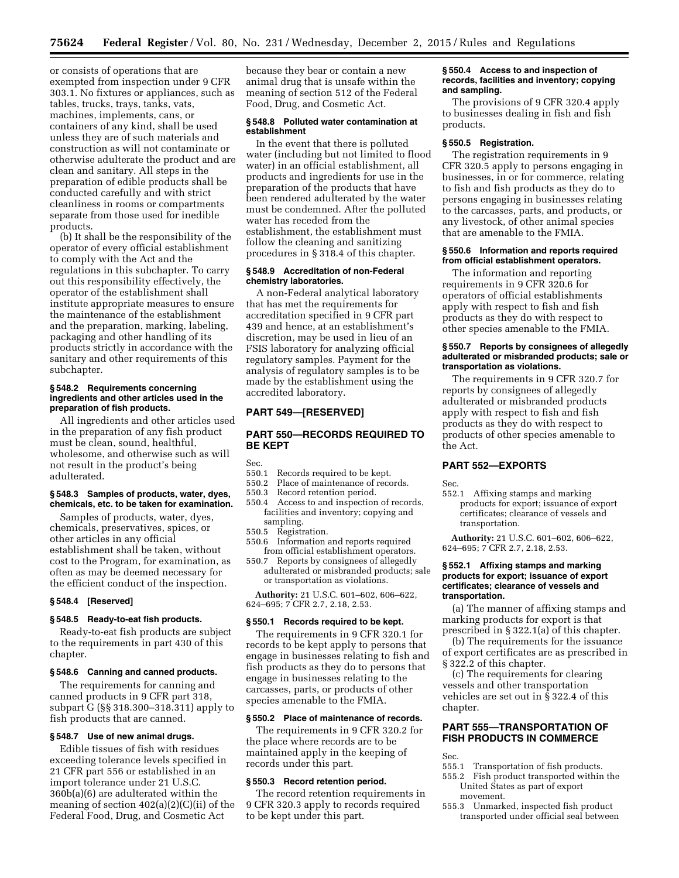or consists of operations that are exempted from inspection under 9 CFR 303.1. No fixtures or appliances, such as tables, trucks, trays, tanks, vats, machines, implements, cans, or containers of any kind, shall be used unless they are of such materials and construction as will not contaminate or otherwise adulterate the product and are clean and sanitary. All steps in the preparation of edible products shall be conducted carefully and with strict cleanliness in rooms or compartments separate from those used for inedible products.

(b) It shall be the responsibility of the operator of every official establishment to comply with the Act and the regulations in this subchapter. To carry out this responsibility effectively, the operator of the establishment shall institute appropriate measures to ensure the maintenance of the establishment and the preparation, marking, labeling, packaging and other handling of its products strictly in accordance with the sanitary and other requirements of this subchapter.

#### § 548.2 Requirements concerning ingredients and other articles used in the preparation of fish products.

All ingredients and other articles used in the preparation of any fish product must be clean, sound, healthful, wholesome, and otherwise such as will not result in the product's being adulterated.

#### § 548.3 Samples of products, water, dyes, chemicals, etc. to be taken for examination.

Samples of products, water, dyes, chemicals, preservatives, spices, or other articles in any official establishment shall be taken, without cost to the Program, for examination, as often as may be deemed necessary for the efficient conduct of the inspection.

#### § 548.4 [Reserved]

#### § 548.5 Ready-to-eat fish products.

Ready-to-eat fish products are subject to the requirements in part 430 of this chapter.

#### § 548.6 Canning and canned products.

The requirements for canning and canned products in 9 CFR part 318, subpart G (§§ 318.300–318.311) apply to fish products that are canned.

#### § 548.7 Use of new animal drugs.

Edible tissues of fish with residues exceeding tolerance levels specified in 21 CFR part 556 or established in an import tolerance under 21 U.S.C. 360b(a)(6) are adulterated within the meaning of section 402(a)(2)(C)(ii) of the Federal Food, Drug, and Cosmetic Act because they bear or contain a new animal drug that is unsafe within the meaning of section 512 of the Federal Food, Drug, and Cosmetic Act.

#### § 548.8 Polluted water contamination at establishment

In the event that there is polluted water (including but not limited to flood water) in an official establishment, all products and ingredients for use in the preparation of the products that have been rendered adulterated by the water must be condemned. After the polluted water has receded from the establishment, the establishment must follow the cleaning and sanitizing procedures in § 318.4 of this chapter.

#### § 548.9 Accreditation of non-Federal chemistry laboratories.

A non-Federal analytical laboratory that has met the requirements for accreditation specified in 9 CFR part 439 and hence, at an establishment's discretion, may be used in lieu of an FSIS laboratory for analyzing official regulatory samples. Payment for the analysis of regulatory samples is to be made by the establishment using the accredited laboratory.

## PART 549—[RESERVED]

## PART 550—RECORDS REQUIRED TO BE KEPT

Sec.
550.1 Records required to be kept.
550.2 Place of maintenance of records.
550.3 Record retention period.
550.4 Access to and inspection of records, facilities and inventory; copying and sampling.
550.5 Registration.
550.6 Information and reports required from official establishment operators.
550.7 Reports by consignees of allegedly adulterated or misbranded products; sale or transportation as violations.

**Authority:** 21 U.S.C. 601–602, 606–622, 624–695; 7 CFR 2.7, 2.18, 2.53.

#### § 550.1 Records required to be kept.

The requirements in 9 CFR 320.1 for records to be kept apply to persons that engage in businesses relating to fish and fish products as they do to persons that engage in businesses relating to the carcasses, parts, or products of other species amenable to the FMIA.

#### § 550.2 Place of maintenance of records.

The requirements in 9 CFR 320.2 for the place where records are to be maintained apply in the keeping of records under this part.

#### § 550.3 Record retention period.

The record retention requirements in 9 CFR 320.3 apply to records required to be kept under this part.

#### § 550.4 Access to and inspection of records, facilities and inventory; copying and sampling.

The provisions of 9 CFR 320.4 apply to businesses dealing in fish and fish products.

#### § 550.5 Registration.

The registration requirements in 9 CFR 320.5 apply to persons engaging in businesses, in or for commerce, relating to fish and fish products as they do to persons engaging in businesses relating to the carcasses, parts, and products, or any livestock, of other animal species that are amenable to the FMIA.

#### § 550.6 Information and reports required from official establishment operators.

The information and reporting requirements in 9 CFR 320.6 for operators of official establishments apply with respect to fish and fish products as they do with respect to other species amenable to the FMIA.

#### § 550.7 Reports by consignees of allegedly adulterated or misbranded products; sale or transportation as violations.

The requirements in 9 CFR 320.7 for reports by consignees of allegedly adulterated or misbranded products apply with respect to fish and fish products as they do with respect to products of other species amenable to the Act.

## PART 552—EXPORTS

Sec.
552.1 Affixing stamps and marking products for export; issuance of export certificates; clearance of vessels and transportation.

**Authority:** 21 U.S.C. 601–602, 606–622, 624–695; 7 CFR 2.7, 2.18, 2.53.

#### § 552.1 Affixing stamps and marking products for export; issuance of export certificates; clearance of vessels and transportation.

(a) The manner of affixing stamps and marking products for export is that prescribed in § 322.1(a) of this chapter.

(b) The requirements for the issuance of export certificates are as prescribed in § 322.2 of this chapter.

(c) The requirements for clearing vessels and other transportation vehicles are set out in § 322.4 of this chapter.

## PART 555—TRANSPORTATION OF FISH PRODUCTS IN COMMERCE

Sec.
555.1 Transportation of fish products.
555.2 Fish product transported within the United States as part of export movement.
555.3 Unmarked, inspected fish product transported under official seal between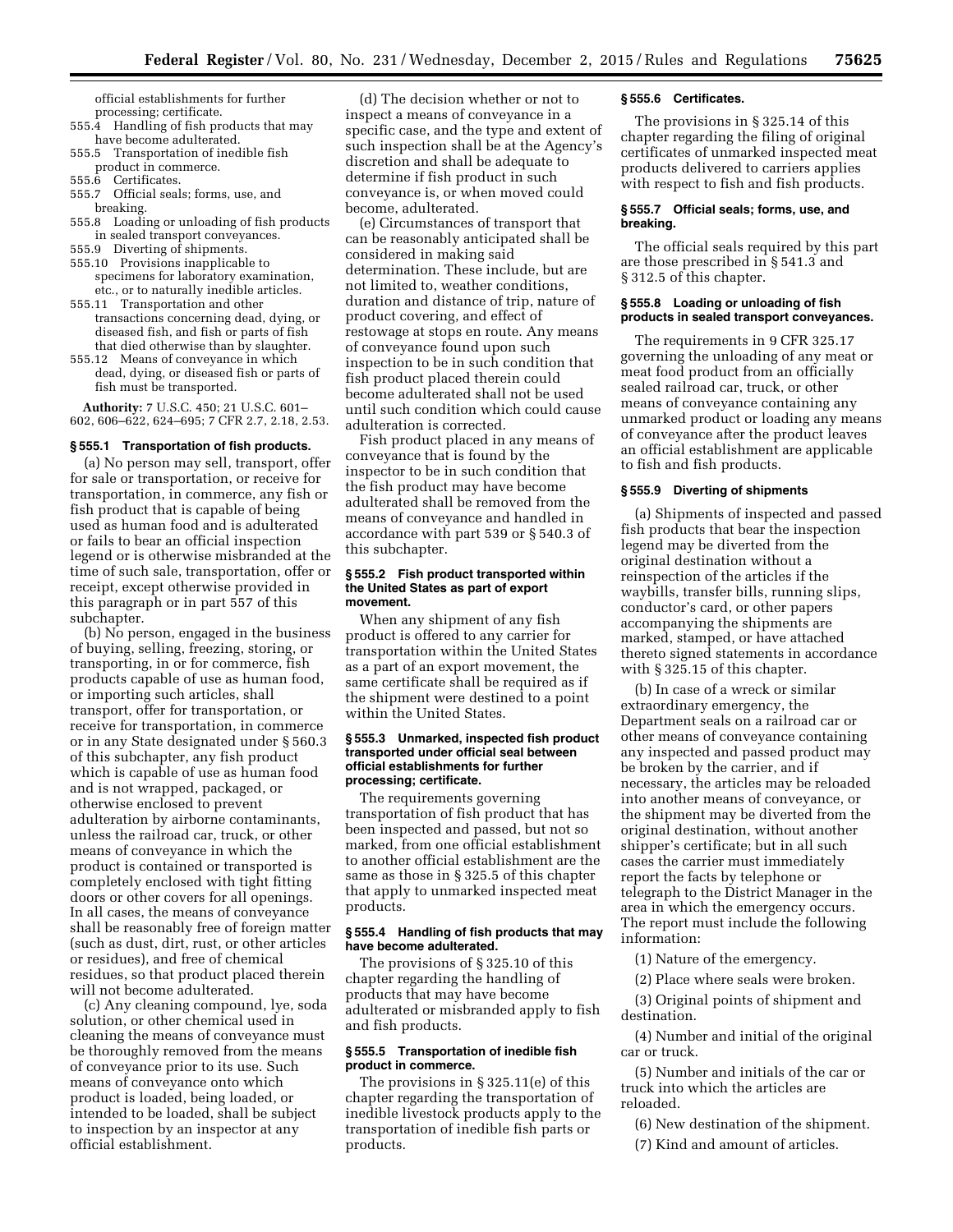official establishments for further processing; certificate.

555.4 Handling of fish products that may have become adulterated.

555.5 Transportation of inedible fish product in commerce.

555.6 Certificates.

555.7 Official seals; forms, use, and breaking.

555.8 Loading or unloading of fish products in sealed transport conveyances.

555.9 Diverting of shipments.

555.10 Provisions inapplicable to specimens for laboratory examination, etc., or to naturally inedible articles.

555.11 Transportation and other transactions concerning dead, dying, or diseased fish, and fish or parts of fish that died otherwise than by slaughter.

555.12 Means of conveyance in which dead, dying, or diseased fish or parts of fish must be transported.

**Authority:** 7 U.S.C. 450; 21 U.S.C. 601–602, 606–622, 624–695; 7 CFR 2.7, 2.18, 2.53.

### § 555.1 Transportation of fish products.

(a) No person may sell, transport, offer for sale or transportation, or receive for transportation, in commerce, any fish or fish product that is capable of being used as human food and is adulterated or fails to bear an official inspection legend or is otherwise misbranded at the time of such sale, transportation, offer or receipt, except otherwise provided in this paragraph or in part 557 of this subchapter.

(b) No person, engaged in the business of buying, selling, freezing, storing, or transporting, in or for commerce, fish products capable of use as human food, or importing such articles, shall transport, offer for transportation, or receive for transportation, in commerce or in any State designated under § 560.3 of this subchapter, any fish product which is capable of use as human food and is not wrapped, packaged, or otherwise enclosed to prevent adulteration by airborne contaminants, unless the railroad car, truck, or other means of conveyance in which the product is contained or transported is completely enclosed with tight fitting doors or other covers for all openings. In all cases, the means of conveyance shall be reasonably free of foreign matter (such as dust, dirt, rust, or other articles or residues), and free of chemical residues, so that product placed therein will not become adulterated.

(c) Any cleaning compound, lye, soda solution, or other chemical used in cleaning the means of conveyance must be thoroughly removed from the means of conveyance prior to its use. Such means of conveyance onto which product is loaded, being loaded, or intended to be loaded, shall be subject to inspection by an inspector at any official establishment.

(d) The decision whether or not to inspect a means of conveyance in a specific case, and the type and extent of such inspection shall be at the Agency's discretion and shall be adequate to determine if fish product in such conveyance is, or when moved could become, adulterated.

(e) Circumstances of transport that can be reasonably anticipated shall be considered in making said determination. These include, but are not limited to, weather conditions, duration and distance of trip, nature of product covering, and effect of restowage at stops en route. Any means of conveyance found upon such inspection to be in such condition that fish product placed therein could become adulterated shall not be used until such condition which could cause adulteration is corrected.

Fish product placed in any means of conveyance that is found by the inspector to be in such condition that the fish product may have become adulterated shall be removed from the means of conveyance and handled in accordance with part 539 or § 540.3 of this subchapter.

### § 555.2 Fish product transported within the United States as part of export movement.

When any shipment of any fish product is offered to any carrier for transportation within the United States as a part of an export movement, the same certificate shall be required as if the shipment were destined to a point within the United States.

### § 555.3 Unmarked, inspected fish product transported under official seal between official establishments for further processing; certificate.

The requirements governing transportation of fish product that has been inspected and passed, but not so marked, from one official establishment to another official establishment are the same as those in § 325.5 of this chapter that apply to unmarked inspected meat products.

### § 555.4 Handling of fish products that may have become adulterated.

The provisions of § 325.10 of this chapter regarding the handling of products that may have become adulterated or misbranded apply to fish and fish products.

### § 555.5 Transportation of inedible fish product in commerce.

The provisions in § 325.11(e) of this chapter regarding the transportation of inedible livestock products apply to the transportation of inedible fish parts or products.

### § 555.6 Certificates.

The provisions in § 325.14 of this chapter regarding the filing of original certificates of unmarked inspected meat products delivered to carriers applies with respect to fish and fish products.

### § 555.7 Official seals; forms, use, and breaking.

The official seals required by this part are those prescribed in § 541.3 and § 312.5 of this chapter.

### § 555.8 Loading or unloading of fish products in sealed transport conveyances.

The requirements in 9 CFR 325.17 governing the unloading of any meat or meat food product from an officially sealed railroad car, truck, or other means of conveyance containing any unmarked product or loading any means of conveyance after the product leaves an official establishment are applicable to fish and fish products.

### § 555.9 Diverting of shipments

(a) Shipments of inspected and passed fish products that bear the inspection legend may be diverted from the original destination without a reinspection of the articles if the waybills, transfer bills, running slips, conductor's card, or other papers accompanying the shipments are marked, stamped, or have attached thereto signed statements in accordance with § 325.15 of this chapter.

(b) In case of a wreck or similar extraordinary emergency, the Department seals on a railroad car or other means of conveyance containing any inspected and passed product may be broken by the carrier, and if necessary, the articles may be reloaded into another means of conveyance, or the shipment may be diverted from the original destination, without another shipper's certificate; but in all such cases the carrier must immediately report the facts by telephone or telegraph to the District Manager in the area in which the emergency occurs. The report must include the following information:

(1) Nature of the emergency.

(2) Place where seals were broken.

(3) Original points of shipment and destination.

(4) Number and initial of the original car or truck.

(5) Number and initials of the car or truck into which the articles are reloaded.

(6) New destination of the shipment.

(7) Kind and amount of articles.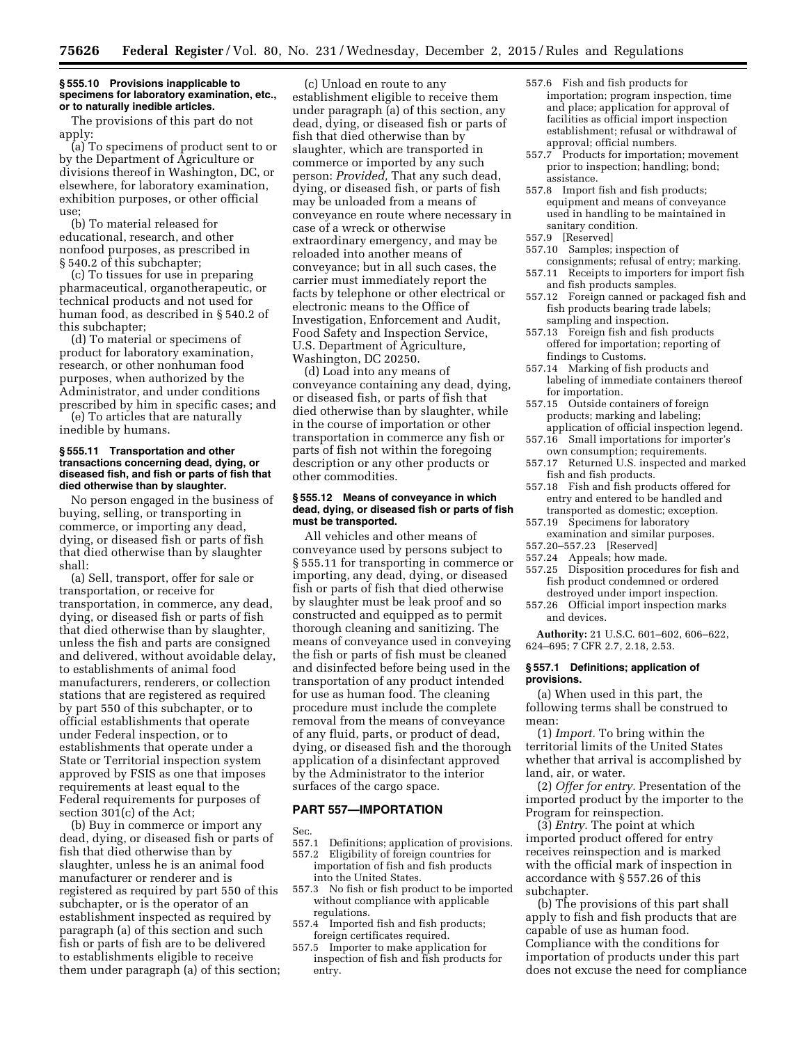#### § 555.10 Provisions inapplicable to specimens for laboratory examination, etc., or to naturally inedible articles.

The provisions of this part do not apply:

(a) To specimens of product sent to or by the Department of Agriculture or divisions thereof in Washington, DC, or elsewhere, for laboratory examination, exhibition purposes, or other official use;

(b) To material released for educational, research, and other nonfood purposes, as prescribed in § 540.2 of this subchapter;

(c) To tissues for use in preparing pharmaceutical, organotherapeutic, or technical products and not used for human food, as described in § 540.2 of this subchapter;

(d) To material or specimens of product for laboratory examination, research, or other nonhuman food purposes, when authorized by the Administrator, and under conditions prescribed by him in specific cases; and

(e) To articles that are naturally inedible by humans.

#### § 555.11 Transportation and other transactions concerning dead, dying, or diseased fish, and fish or parts of fish that died otherwise than by slaughter.

No person engaged in the business of buying, selling, or transporting in commerce, or importing any dead, dying, or diseased fish or parts of fish that died otherwise than by slaughter shall:

(a) Sell, transport, offer for sale or transportation, or receive for transportation, in commerce, any dead, dying, or diseased fish or parts of fish that died otherwise than by slaughter, unless the fish and parts are consigned and delivered, without avoidable delay, to establishments of animal food manufacturers, renderers, or collection stations that are registered as required by part 550 of this subchapter, or to official establishments that operate under Federal inspection, or to establishments that operate under a State or Territorial inspection system approved by FSIS as one that imposes requirements at least equal to the Federal requirements for purposes of section 301(c) of the Act;

(b) Buy in commerce or import any dead, dying, or diseased fish or parts of fish that died otherwise than by slaughter, unless he is an animal food manufacturer or renderer and is registered as required by part 550 of this subchapter, or is the operator of an establishment inspected as required by paragraph (a) of this section and such fish or parts of fish are to be delivered to establishments eligible to receive them under paragraph (a) of this section;

(c) Unload en route to any establishment eligible to receive them under paragraph (a) of this section, any dead, dying, or diseased fish or parts of fish that died otherwise than by slaughter, which are transported in commerce or imported by any such person: *Provided,* That any such dead, dying, or diseased fish, or parts of fish may be unloaded from a means of conveyance en route where necessary in case of a wreck or otherwise extraordinary emergency, and may be reloaded into another means of conveyance; but in all such cases, the carrier must immediately report the facts by telephone or other electrical or electronic means to the Office of Investigation, Enforcement and Audit, Food Safety and Inspection Service, U.S. Department of Agriculture, Washington, DC 20250.

(d) Load into any means of conveyance containing any dead, dying, or diseased fish, or parts of fish that died otherwise than by slaughter, while in the course of importation or other transportation in commerce any fish or parts of fish not within the foregoing description or any other products or other commodities.

#### § 555.12 Means of conveyance in which dead, dying, or diseased fish or parts of fish must be transported.

All vehicles and other means of conveyance used by persons subject to § 555.11 for transporting in commerce or importing, any dead, dying, or diseased fish or parts of fish that died otherwise by slaughter must be leak proof and so constructed and equipped as to permit thorough cleaning and sanitizing. The means of conveyance used in conveying the fish or parts of fish must be cleaned and disinfected before being used in the transportation of any product intended for use as human food. The cleaning procedure must include the complete removal from the means of conveyance of any fluid, parts, or product of dead, dying, or diseased fish and the thorough application of a disinfectant approved by the Administrator to the interior surfaces of the cargo space.

## PART 557—IMPORTATION

Sec.
557.1 Definitions; application of provisions.
557.2 Eligibility of foreign countries for importation of fish and fish products into the United States.
557.3 No fish or fish product to be imported without compliance with applicable regulations.
557.4 Imported fish and fish products; foreign certificates required.
557.5 Importer to make application for inspection of fish and fish products for entry.
557.6 Fish and fish products for importation; program inspection, time and place; application for approval of facilities as official import inspection establishment; refusal or withdrawal of approval; official numbers.
557.7 Products for importation; movement prior to inspection; handling; bond; assistance.
557.8 Import fish and fish products; equipment and means of conveyance used in handling to be maintained in sanitary condition.
557.9 [Reserved]
557.10 Samples; inspection of consignments; refusal of entry; marking.
557.11 Receipts to importers for import fish and fish products samples.
557.12 Foreign canned or packaged fish and fish products bearing trade labels; sampling and inspection.
557.13 Foreign fish and fish products offered for importation; reporting of findings to Customs.
557.14 Marking of fish products and labeling of immediate containers thereof for importation.
557.15 Outside containers of foreign products; marking and labeling; application of official inspection legend.
557.16 Small importations for importer's own consumption; requirements.
557.17 Returned U.S. inspected and marked fish and fish products.
557.18 Fish and fish products offered for entry and entered to be handled and transported as domestic; exception.
557.19 Specimens for laboratory examination and similar purposes.
557.20–557.23 [Reserved]
557.24 Appeals; how made.
557.25 Disposition procedures for fish and fish product condemned or ordered destroyed under import inspection.
557.26 Official import inspection marks and devices.

**Authority:** 21 U.S.C. 601–602, 606–622, 624–695; 7 CFR 2.7, 2.18, 2.53.

#### § 557.1 Definitions; application of provisions.

(a) When used in this part, the following terms shall be construed to mean:

(1) *Import.* To bring within the territorial limits of the United States whether that arrival is accomplished by land, air, or water.

(2) *Offer for entry.* Presentation of the imported product by the importer to the Program for reinspection.

(3) *Entry.* The point at which imported product offered for entry receives reinspection and is marked with the official mark of inspection in accordance with § 557.26 of this subchapter.

(b) The provisions of this part shall apply to fish and fish products that are capable of use as human food. Compliance with the conditions for importation of products under this part does not excuse the need for compliance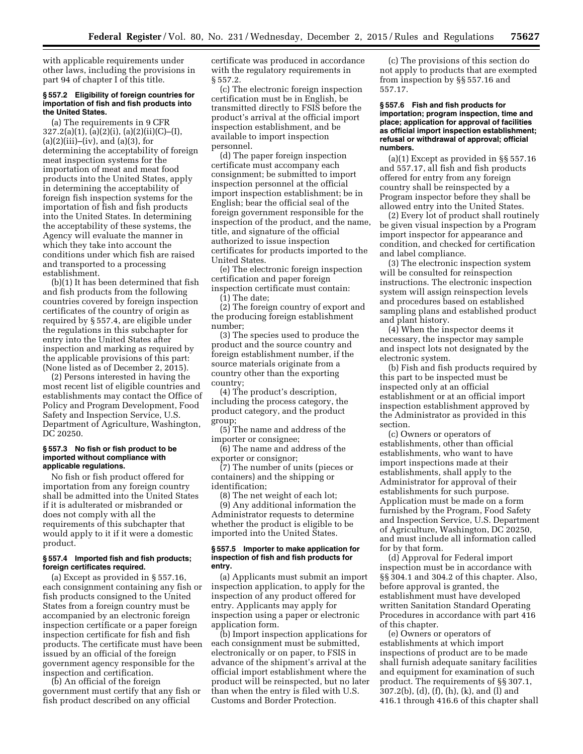with applicable requirements under other laws, including the provisions in part 94 of chapter I of this title.

#### § 557.2 Eligibility of foreign countries for importation of fish and fish products into the United States.

(a) The requirements in 9 CFR 327.2(a)(1), (a)(2)(i), (a)(2)(ii)(C)–(I), (a)(2)(iii)–(iv), and (a)(3), for determining the acceptability of foreign meat inspection systems for the importation of meat and meat food products into the United States, apply in determining the acceptability of foreign fish inspection systems for the importation of fish and fish products into the United States. In determining the acceptability of these systems, the Agency will evaluate the manner in which they take into account the conditions under which fish are raised and transported to a processing establishment.

(b)(1) It has been determined that fish and fish products from the following countries covered by foreign inspection certificates of the country of origin as required by § 557.4, are eligible under the regulations in this subchapter for entry into the United States after inspection and marking as required by the applicable provisions of this part: (None listed as of December 2, 2015).

(2) Persons interested in having the most recent list of eligible countries and establishments may contact the Office of Policy and Program Development, Food Safety and Inspection Service, U.S. Department of Agriculture, Washington, DC 20250.

#### § 557.3 No fish or fish product to be imported without compliance with applicable regulations.

No fish or fish product offered for importation from any foreign country shall be admitted into the United States if it is adulterated or misbranded or does not comply with all the requirements of this subchapter that would apply to it if it were a domestic product.

#### § 557.4 Imported fish and fish products; foreign certificates required.

(a) Except as provided in § 557.16, each consignment containing any fish or fish products consigned to the United States from a foreign country must be accompanied by an electronic foreign inspection certificate or a paper foreign inspection certificate for fish and fish products. The certificate must have been issued by an official of the foreign government agency responsible for the inspection and certification.

(b) An official of the foreign government must certify that any fish or fish product described on any official certificate was produced in accordance with the regulatory requirements in § 557.2.

(c) The electronic foreign inspection certification must be in English, be transmitted directly to FSIS before the product's arrival at the official import inspection establishment, and be available to import inspection personnel.

(d) The paper foreign inspection certificate must accompany each consignment; be submitted to import inspection personnel at the official import inspection establishment; be in English; bear the official seal of the foreign government responsible for the inspection of the product, and the name, title, and signature of the official authorized to issue inspection certificates for products imported to the United States.

(e) The electronic foreign inspection certification and paper foreign inspection certificate must contain:

(1) The date;

(2) The foreign country of export and the producing foreign establishment number;

(3) The species used to produce the product and the source country and foreign establishment number, if the source materials originate from a country other than the exporting country;

(4) The product's description, including the process category, the product category, and the product group;

(5) The name and address of the importer or consignee;

(6) The name and address of the exporter or consignor;

(7) The number of units (pieces or containers) and the shipping or identification;

(8) The net weight of each lot;

(9) Any additional information the Administrator requests to determine whether the product is eligible to be imported into the United States.

#### § 557.5 Importer to make application for inspection of fish and fish products for entry.

(a) Applicants must submit an import inspection application, to apply for the inspection of any product offered for entry. Applicants may apply for inspection using a paper or electronic application form.

(b) Import inspection applications for each consignment must be submitted, electronically or on paper, to FSIS in advance of the shipment's arrival at the official import establishment where the product will be reinspected, but no later than when the entry is filed with U.S. Customs and Border Protection.

(c) The provisions of this section do not apply to products that are exempted from inspection by §§ 557.16 and 557.17.

#### § 557.6 Fish and fish products for importation; program inspection, time and place; application for approval of facilities as official import inspection establishment; refusal or withdrawal of approval; official numbers.

(a)(1) Except as provided in §§ 557.16 and 557.17, all fish and fish products offered for entry from any foreign country shall be reinspected by a Program inspector before they shall be allowed entry into the United States.

(2) Every lot of product shall routinely be given visual inspection by a Program import inspector for appearance and condition, and checked for certification and label compliance.

(3) The electronic inspection system will be consulted for reinspection instructions. The electronic inspection system will assign reinspection levels and procedures based on established sampling plans and established product and plant history.

(4) When the inspector deems it necessary, the inspector may sample and inspect lots not designated by the electronic system.

(b) Fish and fish products required by this part to be inspected must be inspected only at an official establishment or at an official import inspection establishment approved by the Administrator as provided in this section.

(c) Owners or operators of establishments, other than official establishments, who want to have import inspections made at their establishments, shall apply to the Administrator for approval of their establishments for such purpose. Application must be made on a form furnished by the Program, Food Safety and Inspection Service, U.S. Department of Agriculture, Washington, DC 20250, and must include all information called for by that form.

(d) Approval for Federal import inspection must be in accordance with §§ 304.1 and 304.2 of this chapter. Also, before approval is granted, the establishment must have developed written Sanitation Standard Operating Procedures in accordance with part 416 of this chapter.

(e) Owners or operators of establishments at which import inspections of product are to be made shall furnish adequate sanitary facilities and equipment for examination of such product. The requirements of §§ 307.1, 307.2(b), (d), (f), (h), (k), and (l) and 416.1 through 416.6 of this chapter shall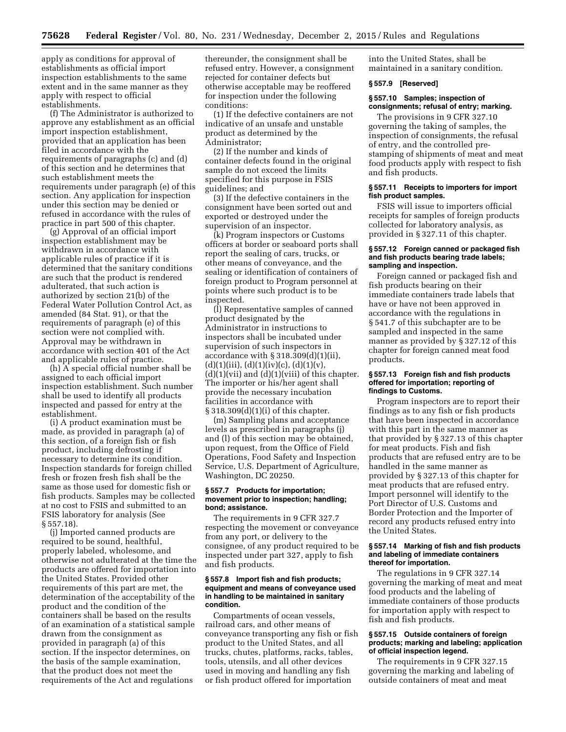apply as conditions for approval of establishments as official import inspection establishments to the same extent and in the same manner as they apply with respect to official establishments.

(f) The Administrator is authorized to approve any establishment as an official import inspection establishment, provided that an application has been filed in accordance with the requirements of paragraphs (c) and (d) of this section and he determines that such establishment meets the requirements under paragraph (e) of this section. Any application for inspection under this section may be denied or refused in accordance with the rules of practice in part 500 of this chapter.

(g) Approval of an official import inspection establishment may be withdrawn in accordance with applicable rules of practice if it is determined that the sanitary conditions are such that the product is rendered adulterated, that such action is authorized by section 21(b) of the Federal Water Pollution Control Act, as amended (84 Stat. 91), or that the requirements of paragraph (e) of this section were not complied with. Approval may be withdrawn in accordance with section 401 of the Act and applicable rules of practice.

(h) A special official number shall be assigned to each official import inspection establishment. Such number shall be used to identify all products inspected and passed for entry at the establishment.

(i) A product examination must be made, as provided in paragraph (a) of this section, of a foreign fish or fish product, including defrosting if necessary to determine its condition. Inspection standards for foreign chilled fresh or frozen fresh fish shall be the same as those used for domestic fish or fish products. Samples may be collected at no cost to FSIS and submitted to an FSIS laboratory for analysis (See § 557.18).

(j) Imported canned products are required to be sound, healthful, properly labeled, wholesome, and otherwise not adulterated at the time the products are offered for importation into the United States. Provided other requirements of this part are met, the determination of the acceptability of the product and the condition of the containers shall be based on the results of an examination of a statistical sample drawn from the consignment as provided in paragraph (a) of this section. If the inspector determines, on the basis of the sample examination, that the product does not meet the requirements of the Act and regulations thereunder, the consignment shall be refused entry. However, a consignment rejected for container defects but otherwise acceptable may be reoffered for inspection under the following conditions:

(1) If the defective containers are not indicative of an unsafe and unstable product as determined by the Administrator;

(2) If the number and kinds of container defects found in the original sample do not exceed the limits specified for this purpose in FSIS guidelines; and

(3) If the defective containers in the consignment have been sorted out and exported or destroyed under the supervision of an inspector.

(k) Program inspectors or Customs officers at border or seaboard ports shall report the sealing of cars, trucks, or other means of conveyance, and the sealing or identification of containers of foreign product to Program personnel at points where such product is to be inspected.

(l) Representative samples of canned product designated by the Administrator in instructions to inspectors shall be incubated under supervision of such inspectors in accordance with § 318.309(d)(1)(ii), (d)(1)(iii), (d)(1)(iv)(c), (d)(1)(v), (d)(1)(vii) and (d)(1)(viii) of this chapter. The importer or his/her agent shall provide the necessary incubation facilities in accordance with § 318.309(d)(1)(i) of this chapter.

(m) Sampling plans and acceptance levels as prescribed in paragraphs (j) and (l) of this section may be obtained, upon request, from the Office of Field Operations, Food Safety and Inspection Service, U.S. Department of Agriculture, Washington, DC 20250.

### § 557.7 Products for importation; movement prior to inspection; handling; bond; assistance.

The requirements in 9 CFR 327.7 respecting the movement or conveyance from any port, or delivery to the consignee, of any product required to be inspected under part 327, apply to fish and fish products.

### § 557.8 Import fish and fish products; equipment and means of conveyance used in handling to be maintained in sanitary condition.

Compartments of ocean vessels, railroad cars, and other means of conveyance transporting any fish or fish product to the United States, and all trucks, chutes, platforms, racks, tables, tools, utensils, and all other devices used in moving and handling any fish or fish product offered for importation into the United States, shall be maintained in a sanitary condition.

### § 557.9 [Reserved]

### § 557.10 Samples; inspection of consignments; refusal of entry; marking.

The provisions in 9 CFR 327.10 governing the taking of samples, the inspection of consignments, the refusal of entry, and the controlled pre-stamping of shipments of meat and meat food products apply with respect to fish and fish products.

### § 557.11 Receipts to importers for import fish product samples.

FSIS will issue to importers official receipts for samples of foreign products collected for laboratory analysis, as provided in § 327.11 of this chapter.

### § 557.12 Foreign canned or packaged fish and fish products bearing trade labels; sampling and inspection.

Foreign canned or packaged fish and fish products bearing on their immediate containers trade labels that have or have not been approved in accordance with the regulations in § 541.7 of this subchapter are to be sampled and inspected in the same manner as provided by § 327.12 of this chapter for foreign canned meat food products.

### § 557.13 Foreign fish and fish products offered for importation; reporting of findings to Customs.

Program inspectors are to report their findings as to any fish or fish products that have been inspected in accordance with this part in the same manner as that provided by § 327.13 of this chapter for meat products. Fish and fish products that are refused entry are to be handled in the same manner as provided by § 327.13 of this chapter for meat products that are refused entry. Import personnel will identify to the Port Director of U.S. Customs and Border Protection and the Importer of record any products refused entry into the United States.

### § 557.14 Marking of fish and fish products and labeling of immediate containers thereof for importation.

The regulations in 9 CFR 327.14 governing the marking of meat and meat food products and the labeling of immediate containers of those products for importation apply with respect to fish and fish products.

### § 557.15 Outside containers of foreign products; marking and labeling; application of official inspection legend.

The requirements in 9 CFR 327.15 governing the marking and labeling of outside containers of meat and meat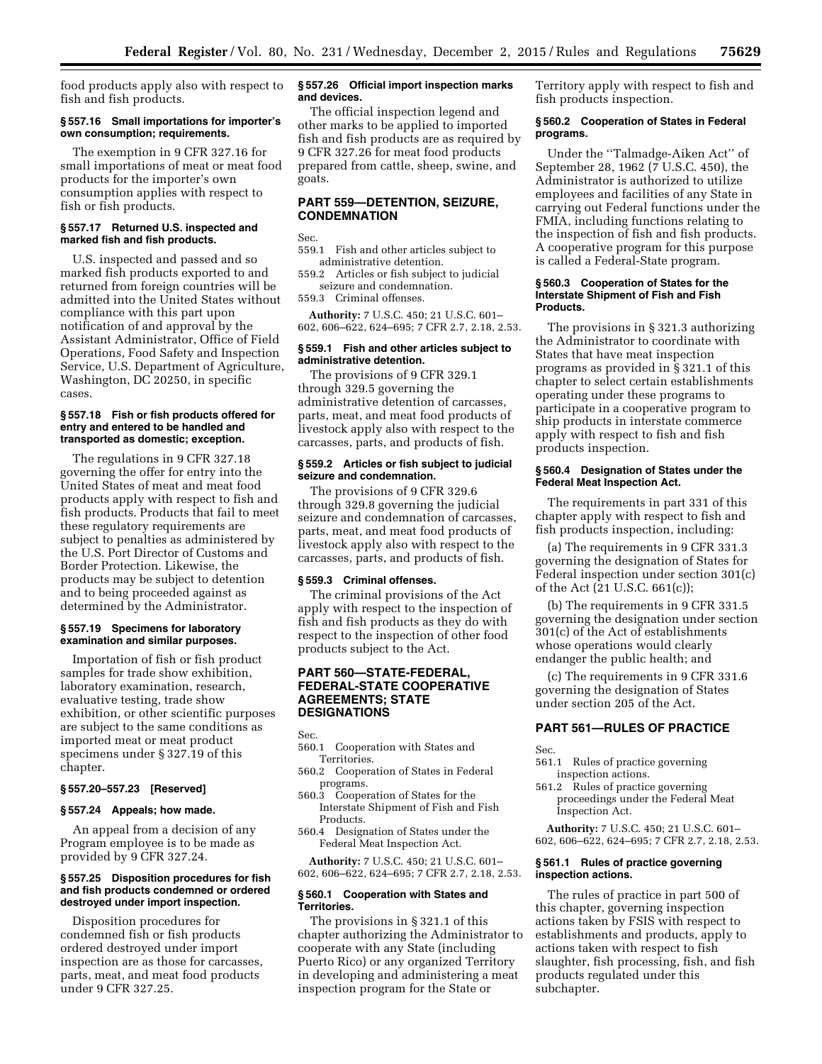food products apply also with respect to fish and fish products.

#### § 557.16 Small importations for importer's own consumption; requirements.

The exemption in 9 CFR 327.16 for small importations of meat or meat food products for the importer's own consumption applies with respect to fish or fish products.

#### § 557.17 Returned U.S. inspected and marked fish and fish products.

U.S. inspected and passed and so marked fish products exported to and returned from foreign countries will be admitted into the United States without compliance with this part upon notification of and approval by the Assistant Administrator, Office of Field Operations, Food Safety and Inspection Service, U.S. Department of Agriculture, Washington, DC 20250, in specific cases.

#### § 557.18 Fish or fish products offered for entry and entered to be handled and transported as domestic; exception.

The regulations in 9 CFR 327.18 governing the offer for entry into the United States of meat and meat food products apply with respect to fish and fish products. Products that fail to meet these regulatory requirements are subject to penalties as administered by the U.S. Port Director of Customs and Border Protection. Likewise, the products may be subject to detention and to being proceeded against as determined by the Administrator.

#### § 557.19 Specimens for laboratory examination and similar purposes.

Importation of fish or fish product samples for trade show exhibition, laboratory examination, research, evaluative testing, trade show exhibition, or other scientific purposes are subject to the same conditions as imported meat or meat product specimens under § 327.19 of this chapter.

#### § 557.20–557.23 [Reserved]

#### § 557.24 Appeals; how made.

An appeal from a decision of any Program employee is to be made as provided by 9 CFR 327.24.

#### § 557.25 Disposition procedures for fish and fish products condemned or ordered destroyed under import inspection.

Disposition procedures for condemned fish or fish products ordered destroyed under import inspection are as those for carcasses, parts, meat, and meat food products under 9 CFR 327.25.

#### § 557.26 Official import inspection marks and devices.

The official inspection legend and other marks to be applied to imported fish and fish products are as required by 9 CFR 327.26 for meat food products prepared from cattle, sheep, swine, and goats.

## PART 559—DETENTION, SEIZURE, CONDEMNATION

Sec.
559.1 Fish and other articles subject to administrative detention.
559.2 Articles or fish subject to judicial seizure and condemnation.
559.3 Criminal offenses.

**Authority:** 7 U.S.C. 450; 21 U.S.C. 601–602, 606–622, 624–695; 7 CFR 2.7, 2.18, 2.53.

#### § 559.1 Fish and other articles subject to administrative detention.

The provisions of 9 CFR 329.1 through 329.5 governing the administrative detention of carcasses, parts, meat, and meat food products of livestock apply also with respect to the carcasses, parts, and products of fish.

#### § 559.2 Articles or fish subject to judicial seizure and condemnation.

The provisions of 9 CFR 329.6 through 329.8 governing the judicial seizure and condemnation of carcasses, parts, meat, and meat food products of livestock apply also with respect to the carcasses, parts, and products of fish.

#### § 559.3 Criminal offenses.

The criminal provisions of the Act apply with respect to the inspection of fish and fish products as they do with respect to the inspection of other food products subject to the Act.

## PART 560—STATE-FEDERAL, FEDERAL-STATE COOPERATIVE AGREEMENTS; STATE DESIGNATIONS

Sec.
560.1 Cooperation with States and Territories.
560.2 Cooperation of States in Federal programs.
560.3 Cooperation of States for the Interstate Shipment of Fish and Fish Products.
560.4 Designation of States under the Federal Meat Inspection Act.

**Authority:** 7 U.S.C. 450; 21 U.S.C. 601–602, 606–622, 624–695; 7 CFR 2.7, 2.18, 2.53.

#### § 560.1 Cooperation with States and Territories.

The provisions in § 321.1 of this chapter authorizing the Administrator to cooperate with any State (including Puerto Rico) or any organized Territory in developing and administering a meat inspection program for the State or Territory apply with respect to fish and fish products inspection.

#### § 560.2 Cooperation of States in Federal programs.

Under the "Talmadge-Aiken Act" of September 28, 1962 (7 U.S.C. 450), the Administrator is authorized to utilize employees and facilities of any State in carrying out Federal functions under the FMIA, including functions relating to the inspection of fish and fish products. A cooperative program for this purpose is called a Federal-State program.

#### § 560.3 Cooperation of States for the Interstate Shipment of Fish and Fish Products.

The provisions in § 321.3 authorizing the Administrator to coordinate with States that have meat inspection programs as provided in § 321.1 of this chapter to select certain establishments operating under these programs to participate in a cooperative program to ship products in interstate commerce apply with respect to fish and fish products inspection.

#### § 560.4 Designation of States under the Federal Meat Inspection Act.

The requirements in part 331 of this chapter apply with respect to fish and fish products inspection, including:

(a) The requirements in 9 CFR 331.3 governing the designation of States for Federal inspection under section 301(c) of the Act (21 U.S.C. 661(c));

(b) The requirements in 9 CFR 331.5 governing the designation under section 301(c) of the Act of establishments whose operations would clearly endanger the public health; and

(c) The requirements in 9 CFR 331.6 governing the designation of States under section 205 of the Act.

## PART 561—RULES OF PRACTICE

Sec.
561.1 Rules of practice governing inspection actions.
561.2 Rules of practice governing proceedings under the Federal Meat Inspection Act.

**Authority:** 7 U.S.C. 450; 21 U.S.C. 601–602, 606–622, 624–695; 7 CFR 2.7, 2.18, 2.53.

#### § 561.1 Rules of practice governing inspection actions.

The rules of practice in part 500 of this chapter, governing inspection actions taken by FSIS with respect to establishments and products, apply to actions taken with respect to fish slaughter, fish processing, fish, and fish products regulated under this subchapter.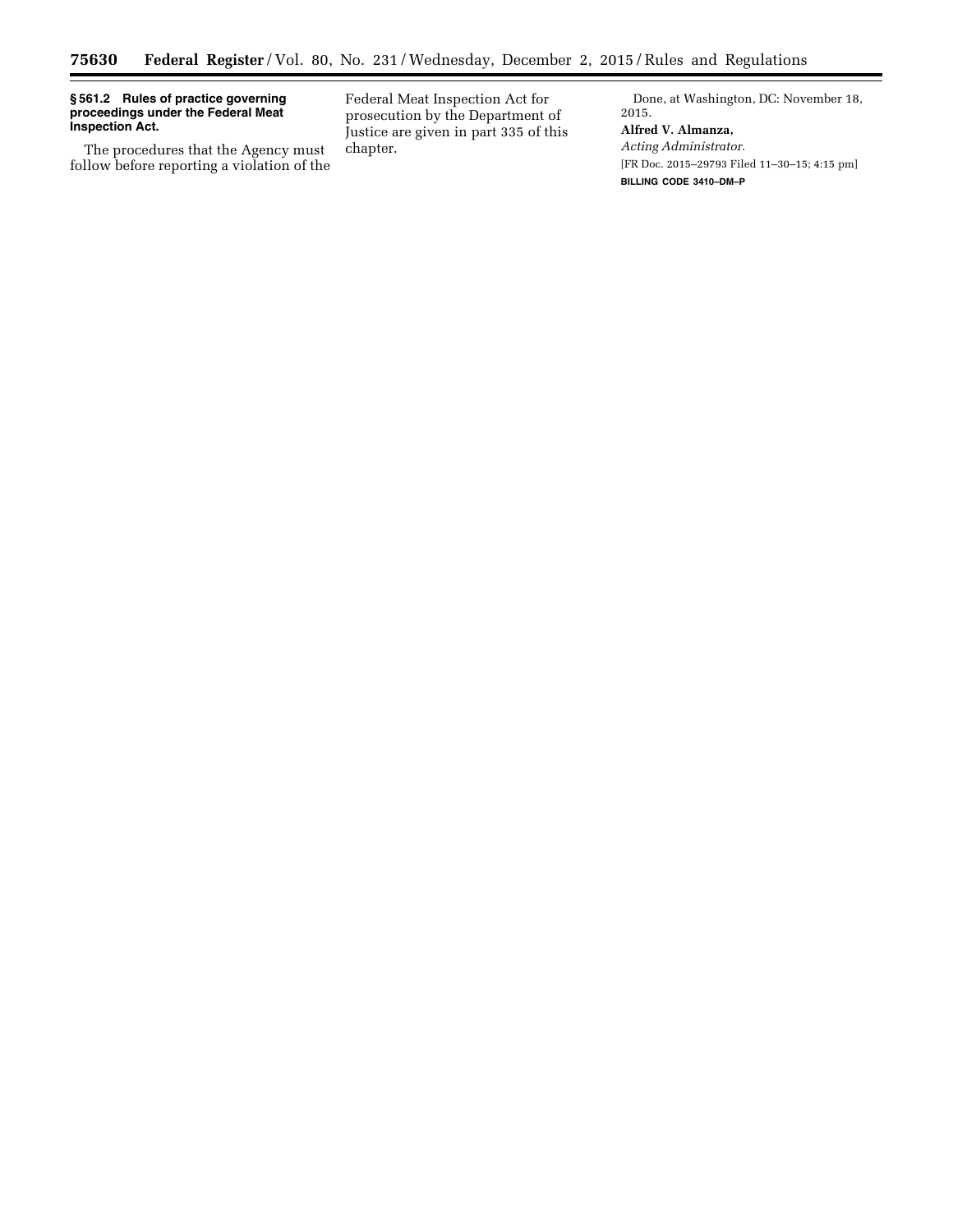### § 561.2 Rules of practice governing proceedings under the Federal Meat Inspection Act.

The procedures that the Agency must follow before reporting a violation of the Federal Meat Inspection Act for prosecution by the Department of Justice are given in part 335 of this chapter.

Done, at Washington, DC: November 18, 2015.

**Alfred V. Almanza,**

*Acting Administrator.*

[FR Doc. 2015–29793 Filed 11–30–15; 4:15 pm]

**BILLING CODE 3410–DM–P**